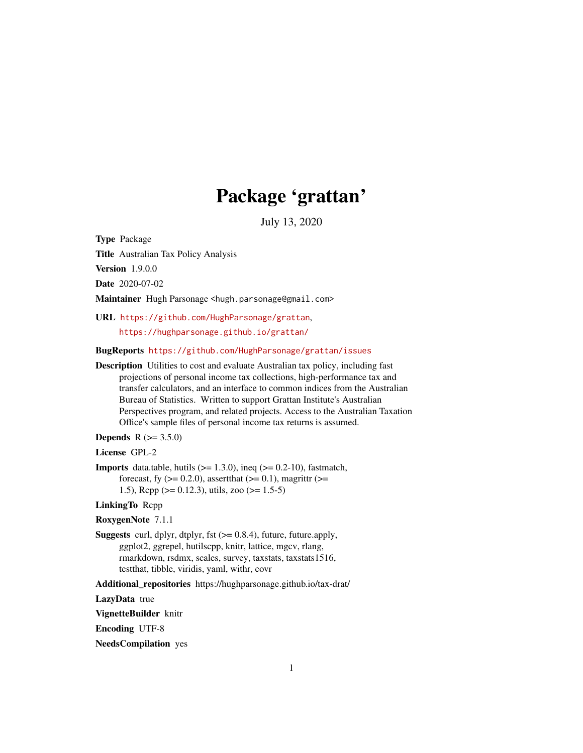# Package 'grattan'

July 13, 2020

**Type** Package

**Title** Australian Tax Policy Analysis

**Version** 1.9.0.0

**Date** 2020-07-02

**Maintainer** Hugh Parsonage <hugh.parsonage@gmail.com>

**URL** https://github.com/HughParsonage/grattan, https://hughparsonage.github.io/grattan/

**BugReports** https://github.com/HughParsonage/grattan/issues

**Description** Utilities to cost and evaluate Australian tax policy, including fast projections of personal income tax collections, high-performance tax and transfer calculators, and an interface to common indices from the Australian Bureau of Statistics. Written to support Grattan Institute's Australian Perspectives program, and related projects. Access to the Australian Taxation Office's sample files of personal income tax returns is assumed.

**Depends** R (>= 3.5.0)

**License** GPL-2

**Imports** data.table, hutils (>= 1.3.0), ineq (>= 0.2-10), fastmatch, forecast, fy (>= 0.2.0), assertthat (>= 0.1), magrittr (>= 1.5), Rcpp (>= 0.12.3), utils, zoo (>= 1.5-5)

**LinkingTo** Rcpp

**RoxygenNote** 7.1.1

**Suggests** curl, dplyr, dtplyr, fst (>= 0.8.4), future, future.apply, ggplot2, ggrepel, hutilscpp, knitr, lattice, mgcv, rlang, rmarkdown, rsdmx, scales, survey, taxstats, taxstats1516, testthat, tibble, viridis, yaml, withr, covr

**Additional_repositories** https://hughparsonage.github.io/tax-drat/

**LazyData** true

**VignetteBuilder** knitr

**Encoding** UTF-8

**NeedsCompilation** yes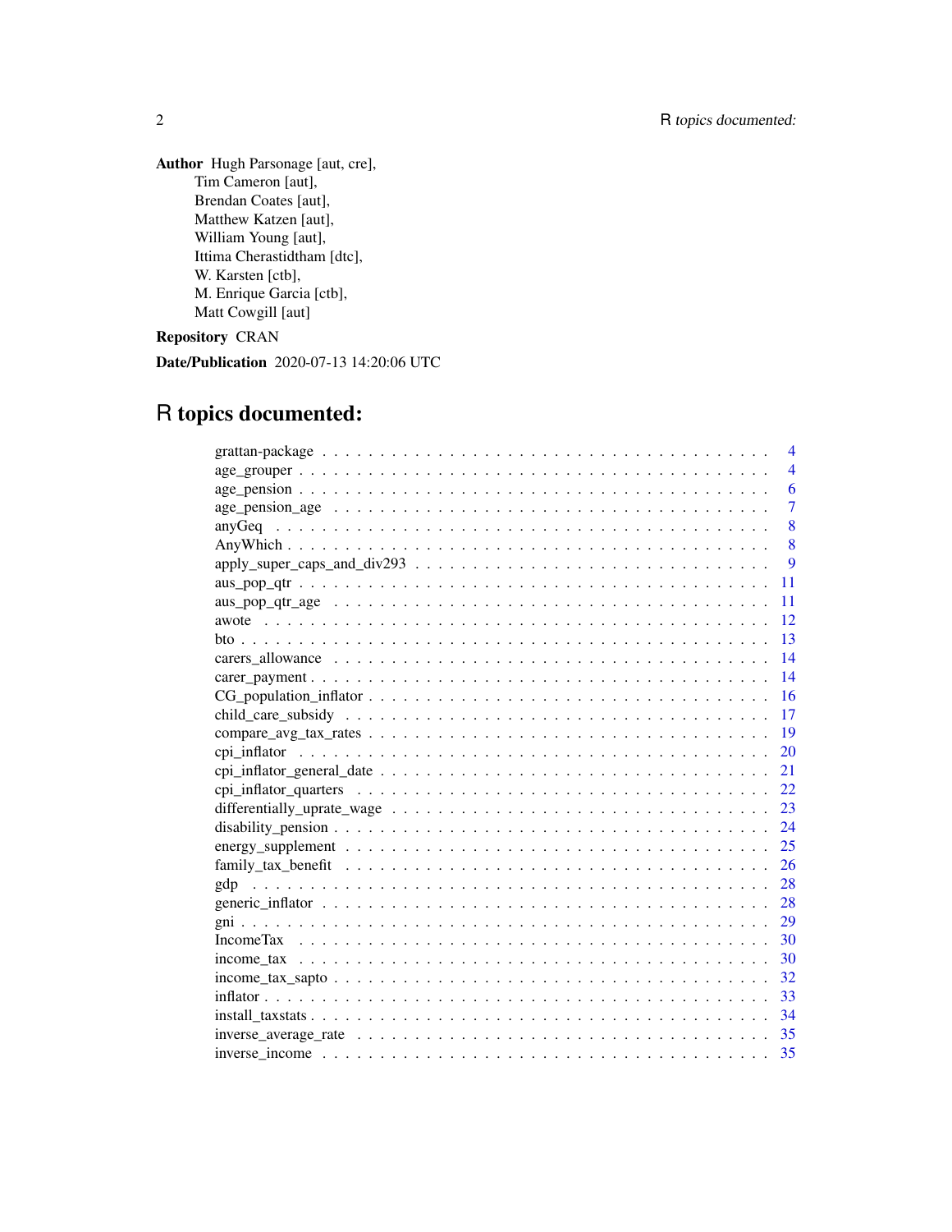**Author** Hugh Parsonage [aut, cre],
Tim Cameron [aut],
Brendan Coates [aut],
Matthew Katzen [aut],
William Young [aut],
Ittima Cherastidtham [dtc],
W. Karsten [ctb],
M. Enrique Garcia [ctb],
Matt Cowgill [aut]

**Repository** CRAN

**Date/Publication** 2020-07-13 14:20:06 UTC

# R topics documented:

grattan-package . . . . . . . . . . . . . . . . . . . . . . . . . . . . . . . . . . . . 4
age_grouper . . . . . . . . . . . . . . . . . . . . . . . . . . . . . . . . . . . . . . 4
age_pension . . . . . . . . . . . . . . . . . . . . . . . . . . . . . . . . . . . . . . 6
age_pension_age . . . . . . . . . . . . . . . . . . . . . . . . . . . . . . . . . . . . 7
anyGeq . . . . . . . . . . . . . . . . . . . . . . . . . . . . . . . . . . . . . . . . . 8
AnyWhich . . . . . . . . . . . . . . . . . . . . . . . . . . . . . . . . . . . . . . . . 8
apply_super_caps_and_div293 . . . . . . . . . . . . . . . . . . . . . . . . . . . . . 9
aus_pop_qtr . . . . . . . . . . . . . . . . . . . . . . . . . . . . . . . . . . . . . . 11
aus_pop_qtr_age . . . . . . . . . . . . . . . . . . . . . . . . . . . . . . . . . . . . 11
awote . . . . . . . . . . . . . . . . . . . . . . . . . . . . . . . . . . . . . . . . . . 12
bto . . . . . . . . . . . . . . . . . . . . . . . . . . . . . . . . . . . . . . . . . . . 13
carers_allowance . . . . . . . . . . . . . . . . . . . . . . . . . . . . . . . . . . . . 14
carer_payment . . . . . . . . . . . . . . . . . . . . . . . . . . . . . . . . . . . . . 14
CG_population_inflator . . . . . . . . . . . . . . . . . . . . . . . . . . . . . . . . 16
child_care_subsidy . . . . . . . . . . . . . . . . . . . . . . . . . . . . . . . . . . 17
compare_avg_tax_rates . . . . . . . . . . . . . . . . . . . . . . . . . . . . . . . . 19
cpi_inflator . . . . . . . . . . . . . . . . . . . . . . . . . . . . . . . . . . . . . . 20
cpi_inflator_general_date . . . . . . . . . . . . . . . . . . . . . . . . . . . . . . . 21
cpi_inflator_quarters . . . . . . . . . . . . . . . . . . . . . . . . . . . . . . . . . 22
differentially_uprate_wage . . . . . . . . . . . . . . . . . . . . . . . . . . . . . . 23
disability_pension . . . . . . . . . . . . . . . . . . . . . . . . . . . . . . . . . . . 24
energy_supplement . . . . . . . . . . . . . . . . . . . . . . . . . . . . . . . . . . . 25
family_tax_benefit . . . . . . . . . . . . . . . . . . . . . . . . . . . . . . . . . . . 26
gdp . . . . . . . . . . . . . . . . . . . . . . . . . . . . . . . . . . . . . . . . . . . 28
generic_inflator . . . . . . . . . . . . . . . . . . . . . . . . . . . . . . . . . . . . 28
gni . . . . . . . . . . . . . . . . . . . . . . . . . . . . . . . . . . . . . . . . . . . 29
IncomeTax . . . . . . . . . . . . . . . . . . . . . . . . . . . . . . . . . . . . . . . . 30
income_tax . . . . . . . . . . . . . . . . . . . . . . . . . . . . . . . . . . . . . . . 30
income_tax_sapto . . . . . . . . . . . . . . . . . . . . . . . . . . . . . . . . . . . 32
inflator . . . . . . . . . . . . . . . . . . . . . . . . . . . . . . . . . . . . . . . . . 33
install_taxstats . . . . . . . . . . . . . . . . . . . . . . . . . . . . . . . . . . . . 34
inverse_average_rate . . . . . . . . . . . . . . . . . . . . . . . . . . . . . . . . . 35
inverse_income . . . . . . . . . . . . . . . . . . . . . . . . . . . . . . . . . . . . . 35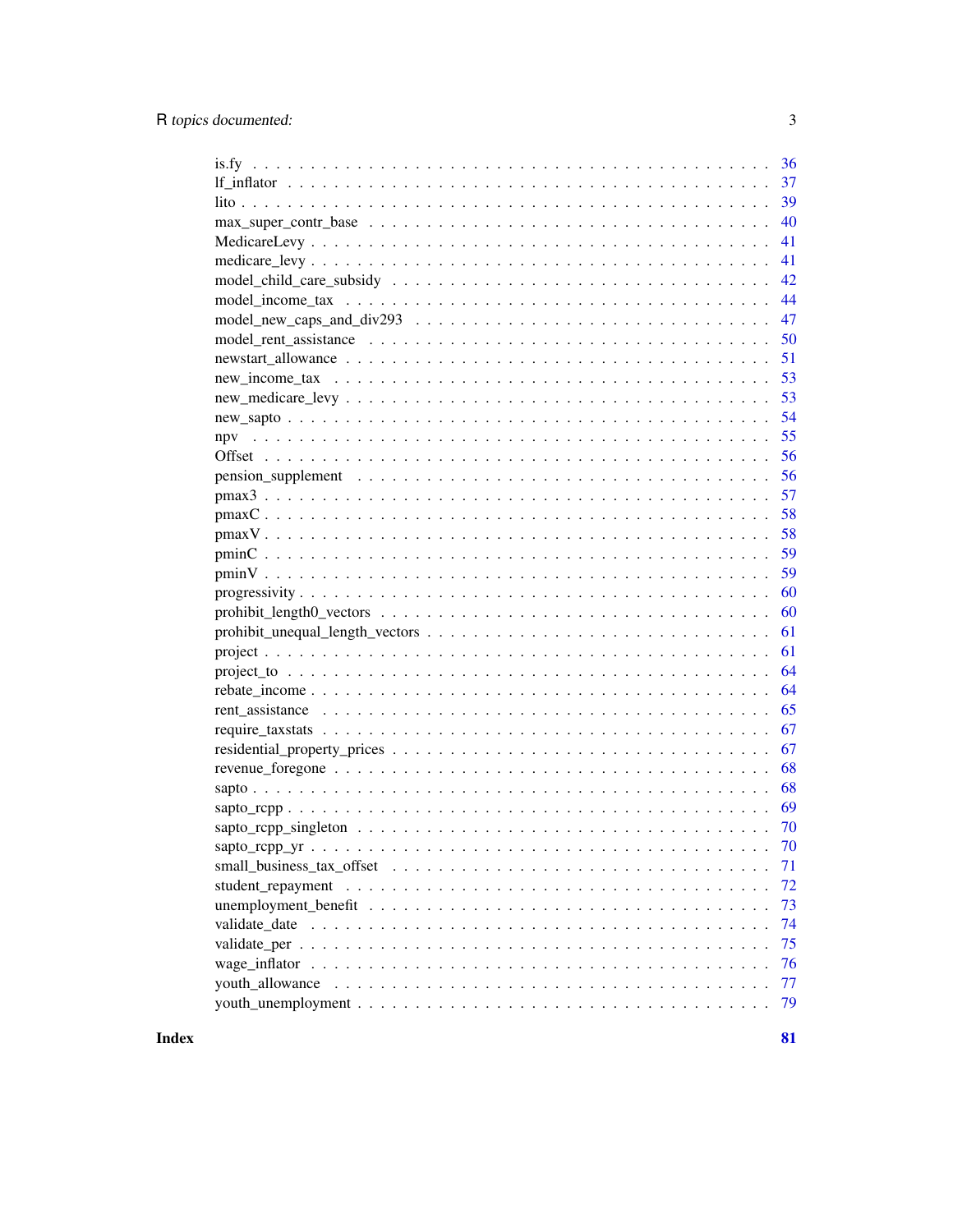| | |
|---|---|
| is.fy | 36 |
| lf_inflator | 37 |
| lito | 39 |
| max_super_contr_base | 40 |
| MedicareLevy | 41 |
| medicare_levy | 41 |
| model_child_care_subsidy | 42 |
| model_income_tax | 44 |
| model_new_caps_and_div293 | 47 |
| model_rent_assistance | 50 |
| newstart_allowance | 51 |
| new_income_tax | 53 |
| new_medicare_levy | 53 |
| new_sapto | 54 |
| npv | 55 |
| Offset | 56 |
| pension_supplement | 56 |
| pmax3 | 57 |
| pmaxC | 58 |
| pmaxV | 58 |
| pminC | 59 |
| pminV | 59 |
| progressivity | 60 |
| prohibit_length0_vectors | 60 |
| prohibit_unequal_length_vectors | 61 |
| project | 61 |
| project_to | 64 |
| rebate_income | 64 |
| rent_assistance | 65 |
| require_taxstats | 67 |
| residential_property_prices | 67 |
| revenue_foregone | 68 |
| sapto | 68 |
| sapto_rcpp | 69 |
| sapto_rcpp_singleton | 70 |
| sapto_rcpp_yr | 70 |
| small_business_tax_offset | 71 |
| student_repayment | 72 |
| unemployment_benefit | 73 |
| validate_date | 74 |
| validate_per | 75 |
| wage_inflator | 76 |
| youth_allowance | 77 |
| youth_unemployment | 79 |

**Index** **81**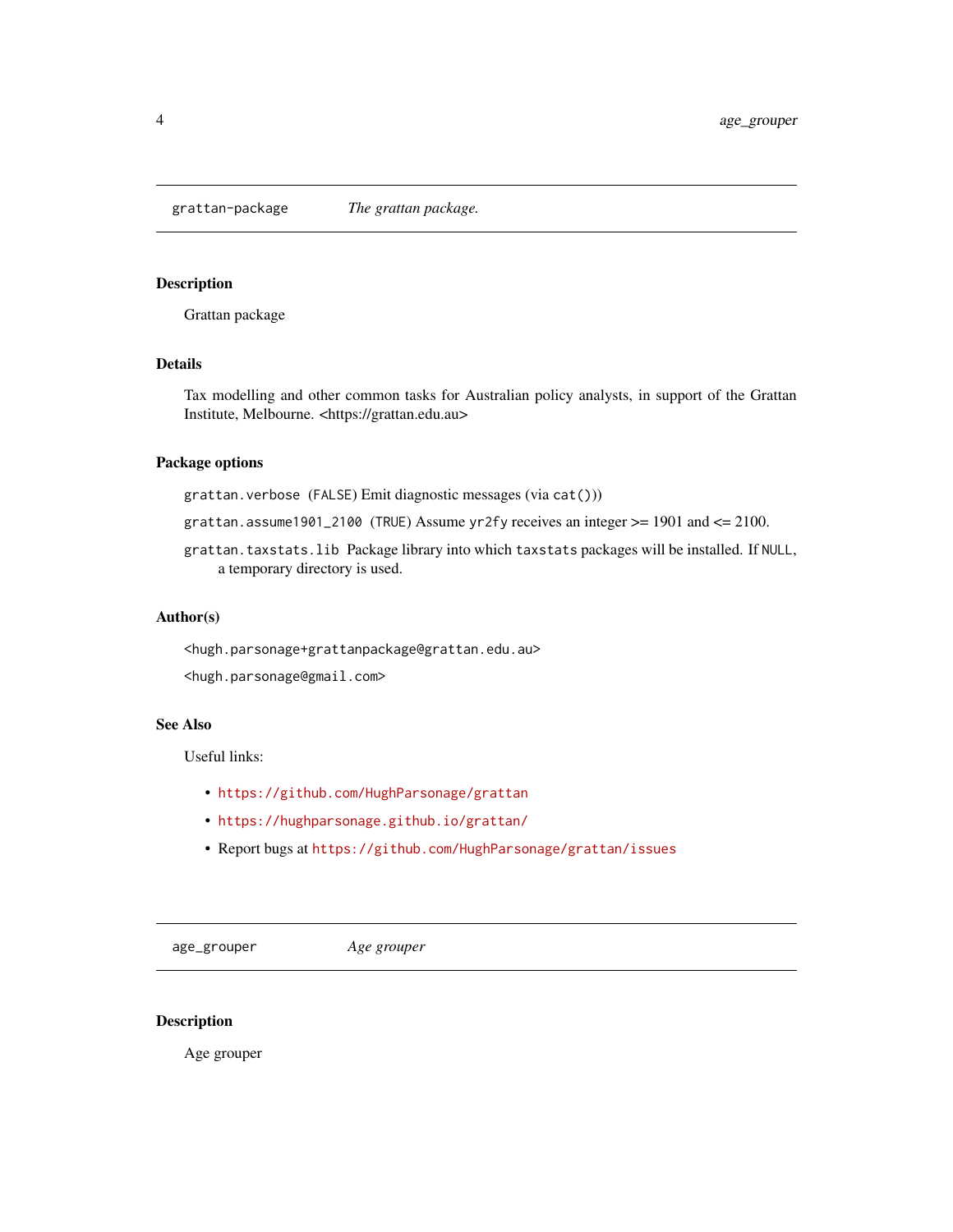## grattan-package — *The grattan package.*

### Description

Grattan package

### Details

Tax modelling and other common tasks for Australian policy analysts, in support of the Grattan Institute, Melbourne. <https://grattan.edu.au>

### Package options

- `grattan.verbose` (`FALSE`) Emit diagnostic messages (via `cat()`)
- `grattan.assume1901_2100` (`TRUE`) Assume `yr2fy` receives an integer >= 1901 and <= 2100.
- `grattan.taxstats.lib` Package library into which `taxstats` packages will be installed. If `NULL`, a temporary directory is used.

### Author(s)

<hugh.parsonage+grattanpackage@grattan.edu.au>

<hugh.parsonage@gmail.com>

### See Also

Useful links:

- https://github.com/HughParsonage/grattan
- https://hughparsonage.github.io/grattan/
- Report bugs at https://github.com/HughParsonage/grattan/issues

## age_grouper — *Age grouper*

### Description

Age grouper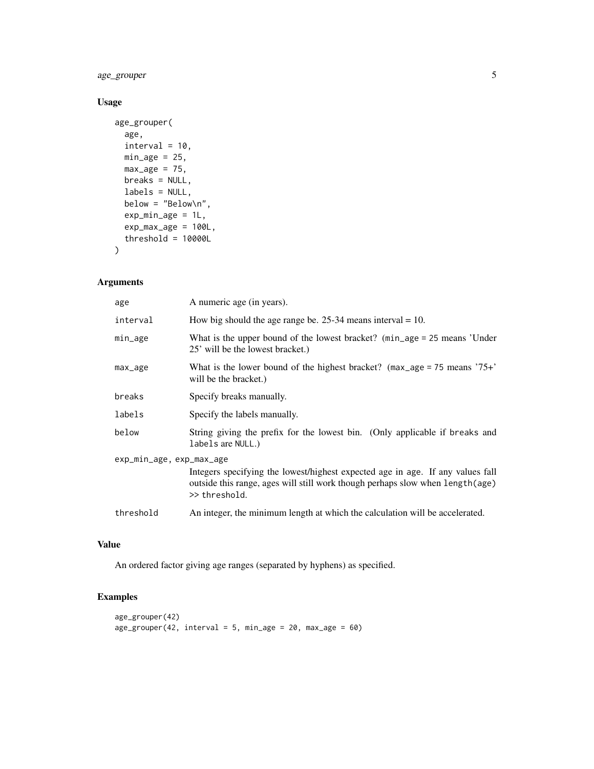## Usage

```
age_grouper(
  age,
  interval = 10,
  min_age = 25,
  max_age = 75,
  breaks = NULL,
  labels = NULL,
  below = "Below\n",
  exp_min_age = 1L,
  exp_max_age = 100L,
  threshold = 10000L
)
```

## Arguments

| Argument | Description |
| --- | --- |
| `age` | A numeric age (in years). |
| `interval` | How big should the age range be. 25-34 means interval = 10. |
| `min_age` | What is the upper bound of the lowest bracket? (`min_age = 25` means 'Under 25' will be the lowest bracket.) |
| `max_age` | What is the lower bound of the highest bracket? (`max_age = 75` means '75+' will be the bracket.) |
| `breaks` | Specify breaks manually. |
| `labels` | Specify the labels manually. |
| `below` | String giving the prefix for the lowest bin. (Only applicable if `breaks` and `labels` are `NULL`.) |
| `exp_min_age, exp_max_age` | Integers specifying the lowest/highest expected age in `age`. If any values fall outside this range, ages will still work though perhaps slow when `length(age)` >> `threshold`. |
| `threshold` | An integer, the minimum length at which the calculation will be accelerated. |

## Value

An ordered factor giving age ranges (separated by hyphens) as specified.

## Examples

```
age_grouper(42)
age_grouper(42, interval = 5, min_age = 20, max_age = 60)
```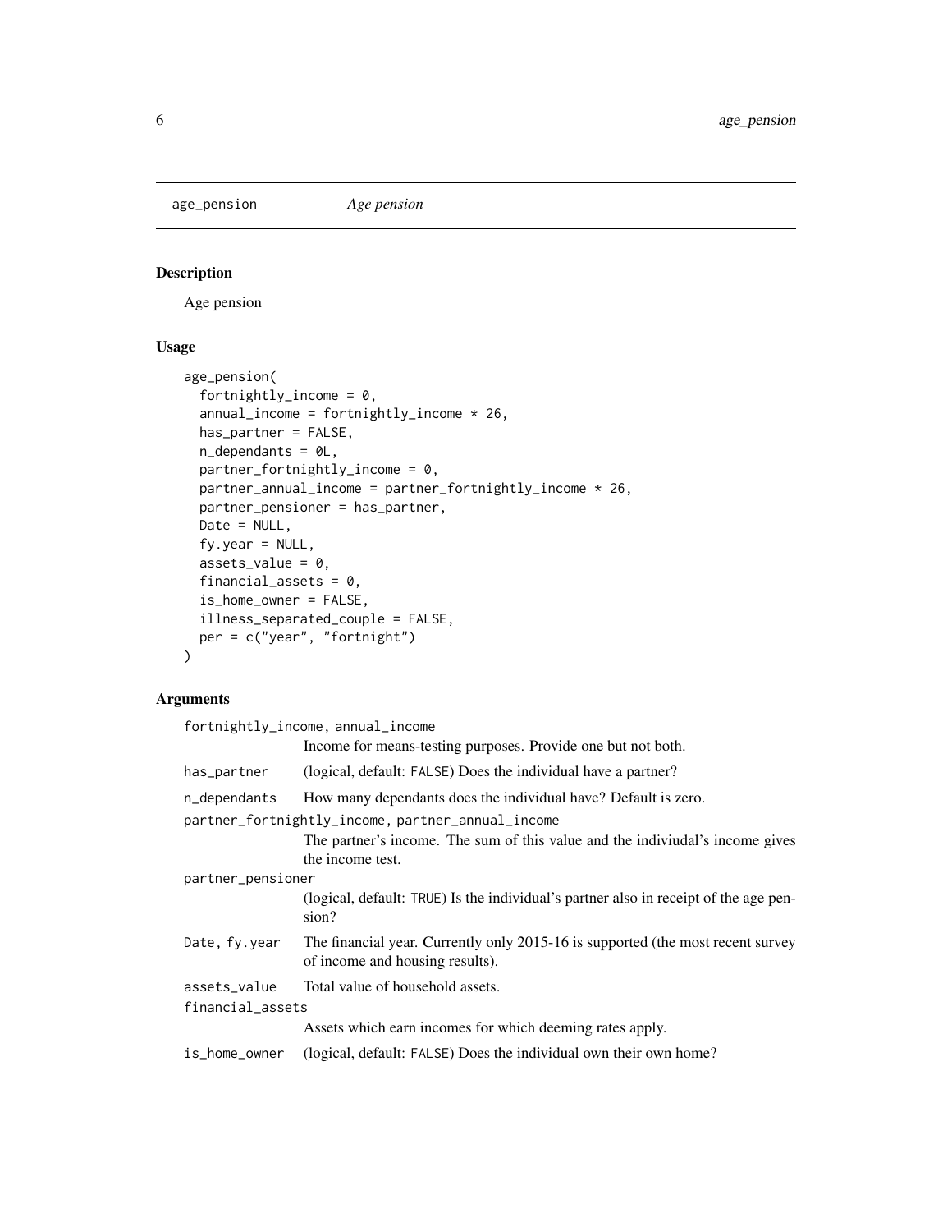## age_pension *Age pension*

### Description

Age pension

### Usage

```
age_pension(
  fortnightly_income = 0,
  annual_income = fortnightly_income * 26,
  has_partner = FALSE,
  n_dependants = 0L,
  partner_fortnightly_income = 0,
  partner_annual_income = partner_fortnightly_income * 26,
  partner_pensioner = has_partner,
  Date = NULL,
  fy.year = NULL,
  assets_value = 0,
  financial_assets = 0,
  is_home_owner = FALSE,
  illness_separated_couple = FALSE,
  per = c("year", "fortnight")
)
```

### Arguments

`fortnightly_income, annual_income`
: Income for means-testing purposes. Provide one but not both.

`has_partner`
: (logical, default: `FALSE`) Does the individual have a partner?

`n_dependants`
: How many dependants does the individual have? Default is zero.

`partner_fortnightly_income, partner_annual_income`
: The partner's income. The sum of this value and the indiviudal's income gives the income test.

`partner_pensioner`
: (logical, default: `TRUE`) Is the individual's partner also in receipt of the age pension?

`Date, fy.year`
: The financial year. Currently only 2015-16 is supported (the most recent survey of income and housing results).

`assets_value`
: Total value of household assets.

`financial_assets`
: Assets which earn incomes for which deeming rates apply.

`is_home_owner`
: (logical, default: `FALSE`) Does the individual own their own home?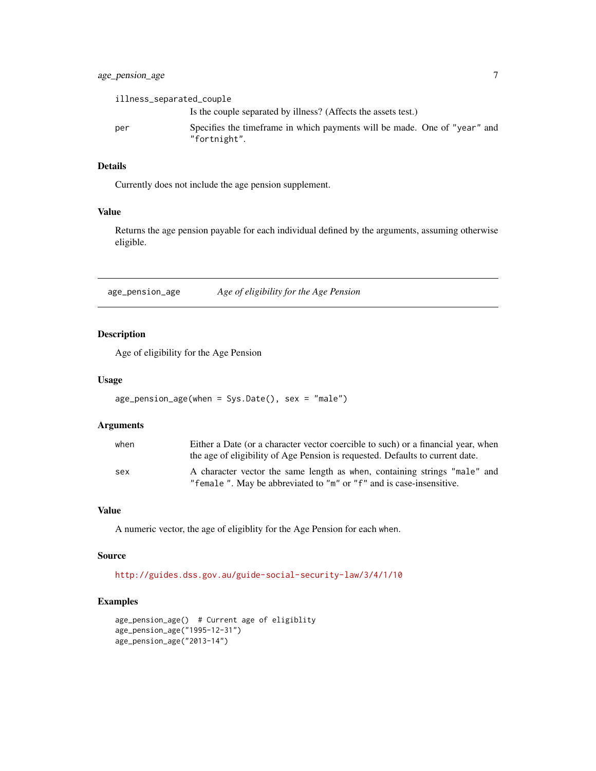illness_separated_couple
: Is the couple separated by illness? (Affects the assets test.)

per
: Specifies the timeframe in which payments will be made. One of "year" and "fortnight".

### Details

Currently does not include the age pension supplement.

### Value

Returns the age pension payable for each individual defined by the arguments, assuming otherwise eligible.

---

## age_pension_age — *Age of eligibility for the Age Pension*

---

### Description

Age of eligibility for the Age Pension

### Usage

```
age_pension_age(when = Sys.Date(), sex = "male")
```

### Arguments

| | |
|---|---|
| `when` | Either a Date (or a character vector coercible to such) or a financial year, when the age of eligibility of Age Pension is requested. Defaults to current date. |
| `sex` | A character vector the same length as `when`, containing strings "male" and "female ". May be abbreviated to "m" or "f" and is case-insensitive. |

### Value

A numeric vector, the age of eligiblity for the Age Pension for each `when`.

### Source

http://guides.dss.gov.au/guide-social-security-law/3/4/1/10

### Examples

```
age_pension_age()  # Current age of eligiblity
age_pension_age("1995-12-31")
age_pension_age("2013-14")
```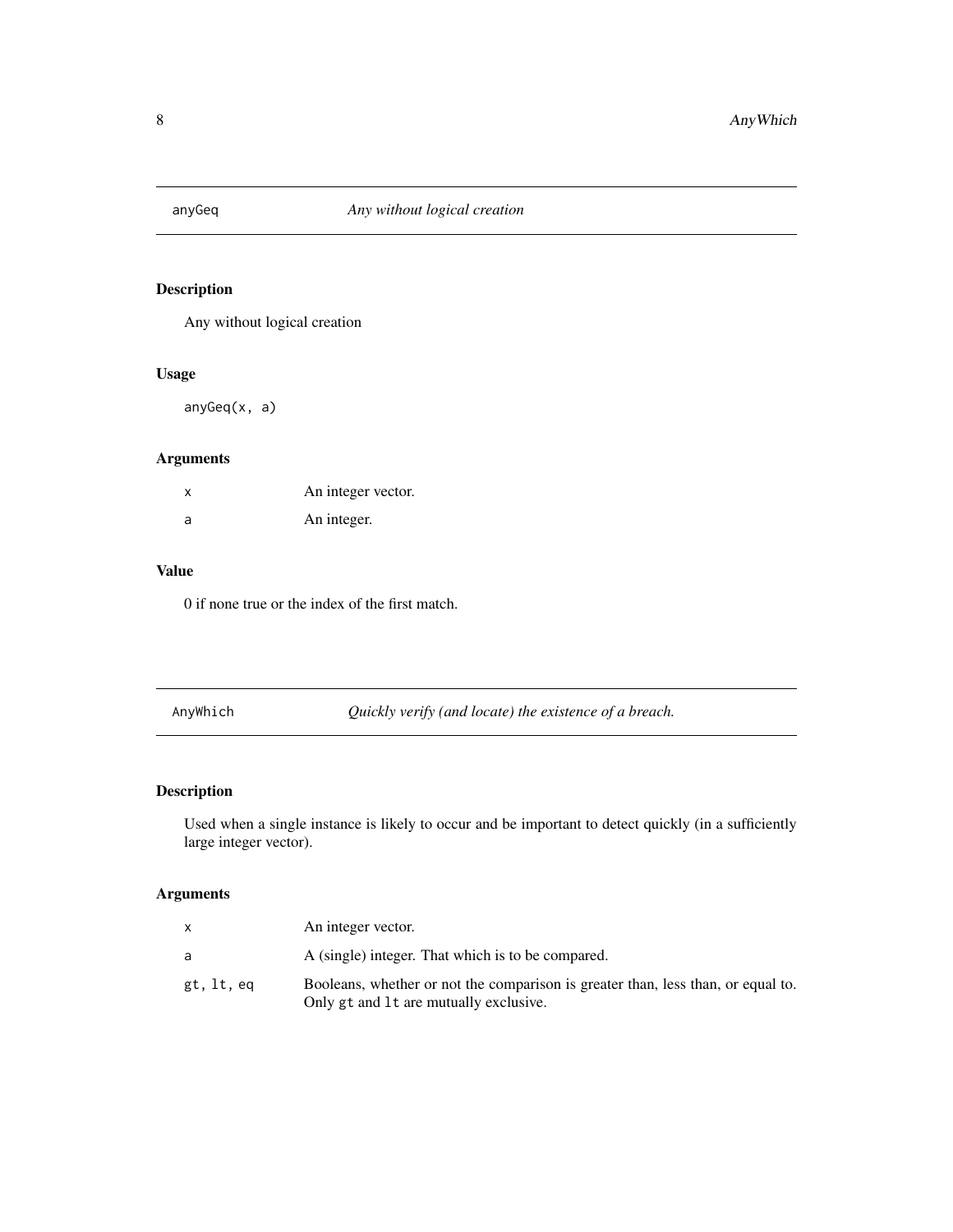## anyGeq *Any without logical creation*

### Description

Any without logical creation

### Usage

```
anyGeq(x, a)
```

### Arguments

| | |
|---|---|
| `x` | An integer vector. |
| `a` | An integer. |

### Value

0 if none true or the index of the first match.

## AnyWhich *Quickly verify (and locate) the existence of a breach.*

### Description

Used when a single instance is likely to occur and be important to detect quickly (in a sufficiently large integer vector).

### Arguments

| | |
|---|---|
| `x` | An integer vector. |
| `a` | A (single) integer. That which is to be compared. |
| `gt, lt, eq` | Booleans, whether or not the comparison is greater than, less than, or equal to. Only `gt` and `lt` are mutually exclusive. |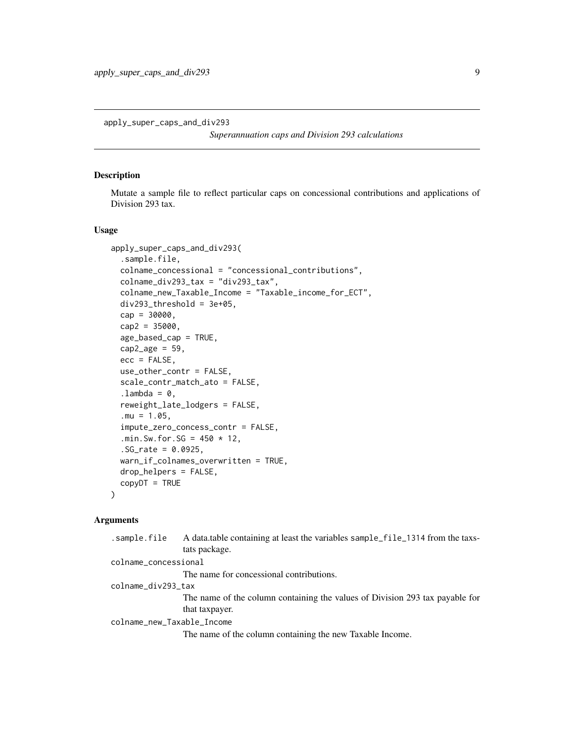apply_super_caps_and_div293

*Superannuation caps and Division 293 calculations*

## Description

Mutate a sample file to reflect particular caps on concessional contributions and applications of Division 293 tax.

## Usage

```
apply_super_caps_and_div293(
  .sample.file,
  colname_concessional = "concessional_contributions",
  colname_div293_tax = "div293_tax",
  colname_new_Taxable_Income = "Taxable_income_for_ECT",
  div293_threshold = 3e+05,
  cap = 30000,
  cap2 = 35000,
  age_based_cap = TRUE,
  cap2_age = 59,
  ecc = FALSE,
  use_other_contr = FALSE,
  scale_contr_match_ato = FALSE,
  .lambda = 0,
  reweight_late_lodgers = FALSE,
  .mu = 1.05,
  impute_zero_concess_contr = FALSE,
  .min.Sw.for.SG = 450 * 12,
  .SG_rate = 0.0925,
  warn_if_colnames_overwritten = TRUE,
  drop_helpers = FALSE,
  copyDT = TRUE
)
```

## Arguments

`.sample.file`
: A data.table containing at least the variables `sample_file_1314` from the taxstats package.

`colname_concessional`
: The name for concessional contributions.

`colname_div293_tax`
: The name of the column containing the values of Division 293 tax payable for that taxpayer.

`colname_new_Taxable_Income`
: The name of the column containing the new Taxable Income.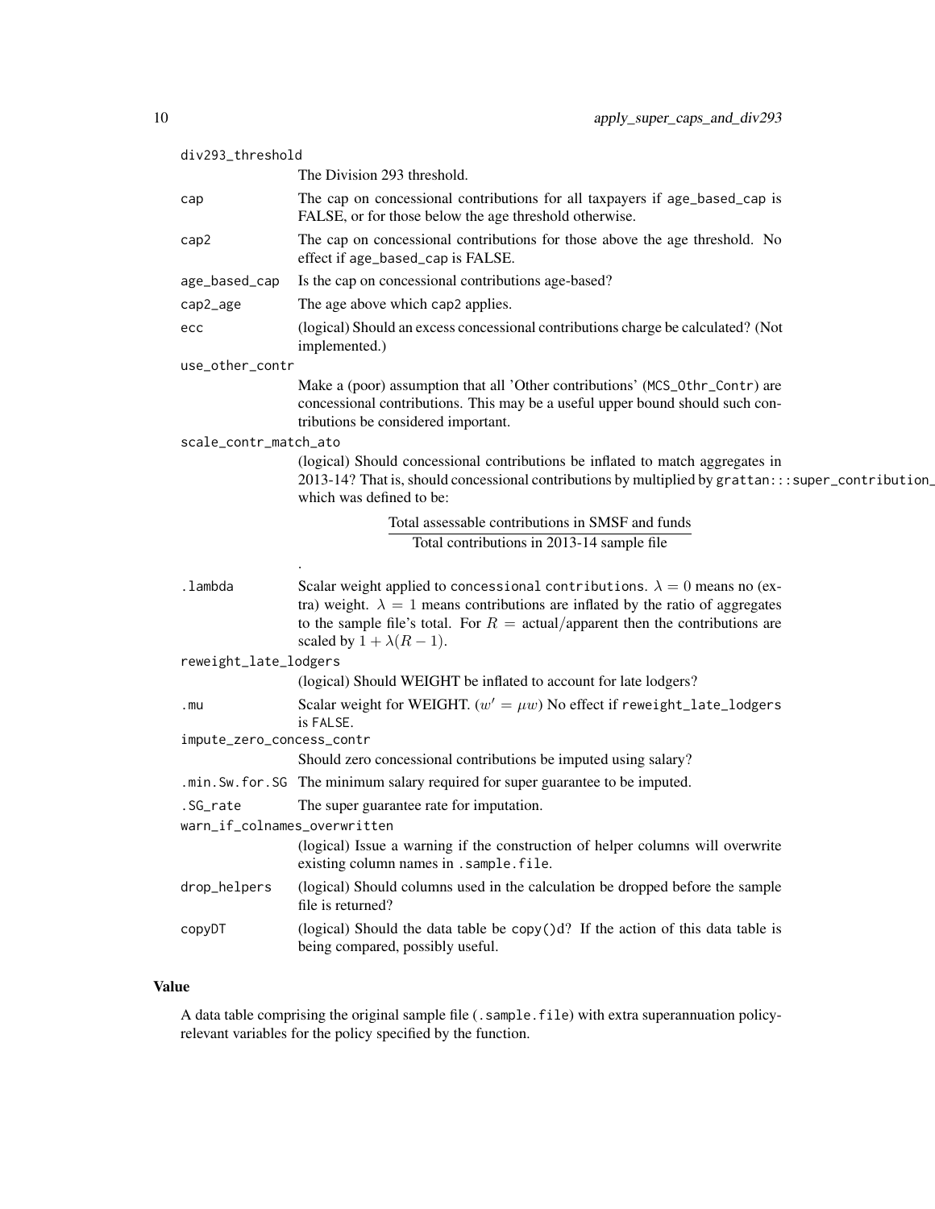| | |
|---|---|
| `div293_threshold` | The Division 293 threshold. |
| `cap` | The cap on concessional contributions for all taxpayers if `age_based_cap` is FALSE, or for those below the age threshold otherwise. |
| `cap2` | The cap on concessional contributions for those above the age threshold. No effect if `age_based_cap` is FALSE. |
| `age_based_cap` | Is the cap on concessional contributions age-based? |
| `cap2_age` | The age above which `cap2` applies. |
| `ecc` | (logical) Should an excess concessional contributions charge be calculated? (Not implemented.) |
| `use_other_contr` | Make a (poor) assumption that all 'Other contributions' (`MCS_Othr_Contr`) are concessional contributions. This may be a useful upper bound should such contributions be considered important. |
| `scale_contr_match_ato` | (logical) Should concessional contributions be inflated to match aggregates in 2013-14? That is, should concessional contributions by multiplied by `grattan:::super_contribution_` which was defined to be: $$\frac{\text{Total assessable contributions in SMSF and funds}}{\text{Total contributions in 2013-14 sample file}}$$ . |
| `.lambda` | Scalar weight applied to `concessional contributions`. $\lambda = 0$ means no (extra) weight. $\lambda = 1$ means contributions are inflated by the ratio of aggregates to the sample file's total. For $R = \text{actual/apparent}$ then the contributions are scaled by $1 + \lambda(R - 1)$. |
| `reweight_late_lodgers` | (logical) Should WEIGHT be inflated to account for late lodgers? |
| `.mu` | Scalar weight for WEIGHT. ($w' = \mu w$) No effect if `reweight_late_lodgers` is `FALSE`. |
| `impute_zero_concess_contr` | Should zero concessional contributions be imputed using salary? |
| `.min.Sw.for.SG` | The minimum salary required for super guarantee to be imputed. |
| `.SG_rate` | The super guarantee rate for imputation. |
| `warn_if_colnames_overwritten` | (logical) Issue a warning if the construction of helper columns will overwrite existing column names in `.sample.file`. |
| `drop_helpers` | (logical) Should columns used in the calculation be dropped before the sample file is returned? |
| `copyDT` | (logical) Should the data table be `copy()`d? If the action of this data table is being compared, possibly useful. |

## Value

A data table comprising the original sample file (`.sample.file`) with extra superannuation policy-relevant variables for the policy specified by the function.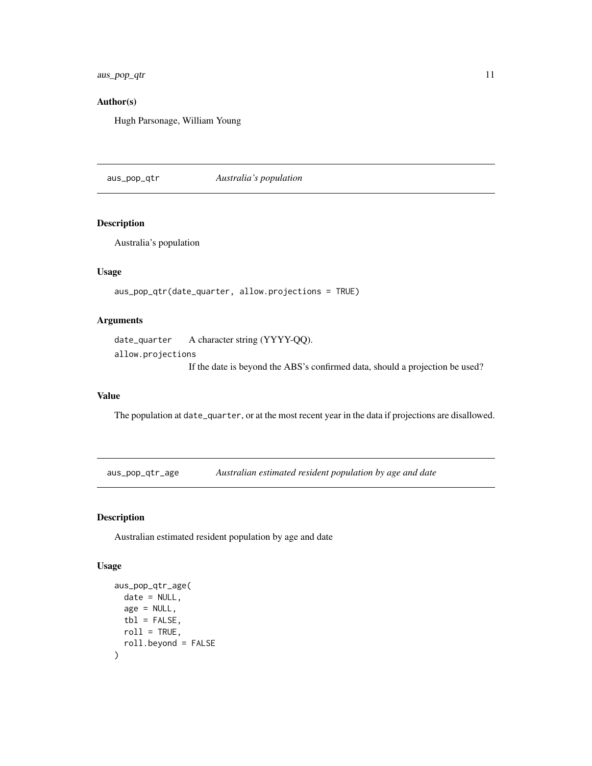### Author(s)

Hugh Parsonage, William Young

## aus_pop_qtr *Australia's population*

### Description

Australia's population

### Usage

```
aus_pop_qtr(date_quarter, allow.projections = TRUE)
```

### Arguments

| | |
|---|---|
| `date_quarter` | A character string (YYYY-QQ). |
| `allow.projections` | If the date is beyond the ABS's confirmed data, should a projection be used? |

### Value

The population at `date_quarter`, or at the most recent year in the data if projections are disallowed.

## aus_pop_qtr_age *Australian estimated resident population by age and date*

### Description

Australian estimated resident population by age and date

### Usage

```
aus_pop_qtr_age(
  date = NULL,
  age = NULL,
  tbl = FALSE,
  roll = TRUE,
  roll.beyond = FALSE
)
```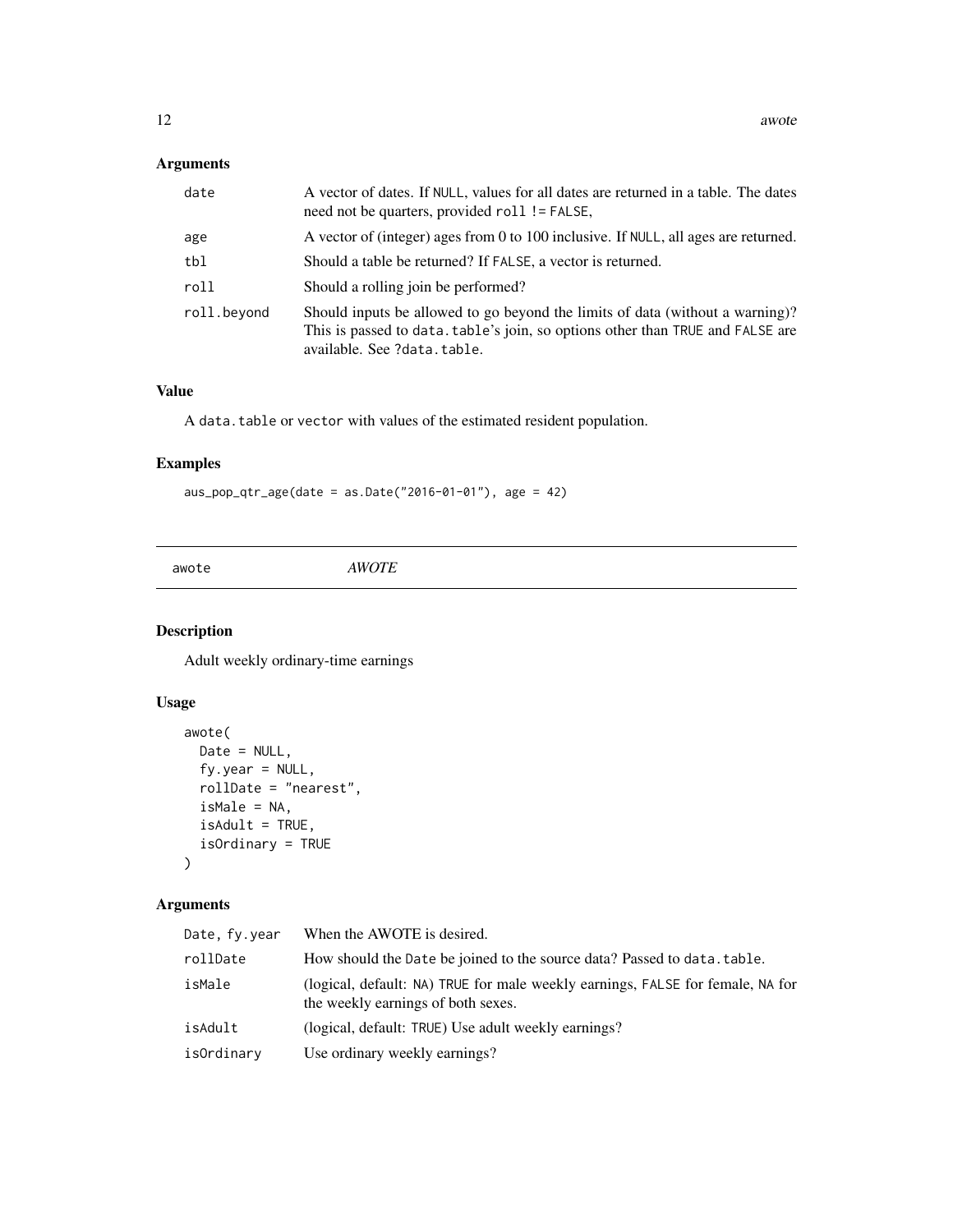## Arguments

| | |
|---|---|
| `date` | A vector of dates. If `NULL`, values for all dates are returned in a table. The dates need not be quarters, provided `roll != FALSE`, |
| `age` | A vector of (integer) ages from 0 to 100 inclusive. If `NULL`, all ages are returned. |
| `tbl` | Should a table be returned? If `FALSE`, a vector is returned. |
| `roll` | Should a rolling join be performed? |
| `roll.beyond` | Should inputs be allowed to go beyond the limits of data (without a warning)? This is passed to `data.table`'s join, so options other than `TRUE` and `FALSE` are available. See `?data.table`. |

## Value

A `data.table` or `vector` with values of the estimated resident population.

## Examples

```
aus_pop_qtr_age(date = as.Date("2016-01-01"), age = 42)
```

---

# awote *AWOTE*

## Description

Adult weekly ordinary-time earnings

## Usage

```
awote(
  Date = NULL,
  fy.year = NULL,
  rollDate = "nearest",
  isMale = NA,
  isAdult = TRUE,
  isOrdinary = TRUE
)
```

## Arguments

| | |
|---|---|
| `Date, fy.year` | When the AWOTE is desired. |
| `rollDate` | How should the `Date` be joined to the source data? Passed to `data.table`. |
| `isMale` | (logical, default: `NA`) `TRUE` for male weekly earnings, `FALSE` for female, `NA` for the weekly earnings of both sexes. |
| `isAdult` | (logical, default: `TRUE`) Use adult weekly earnings? |
| `isOrdinary` | Use ordinary weekly earnings? |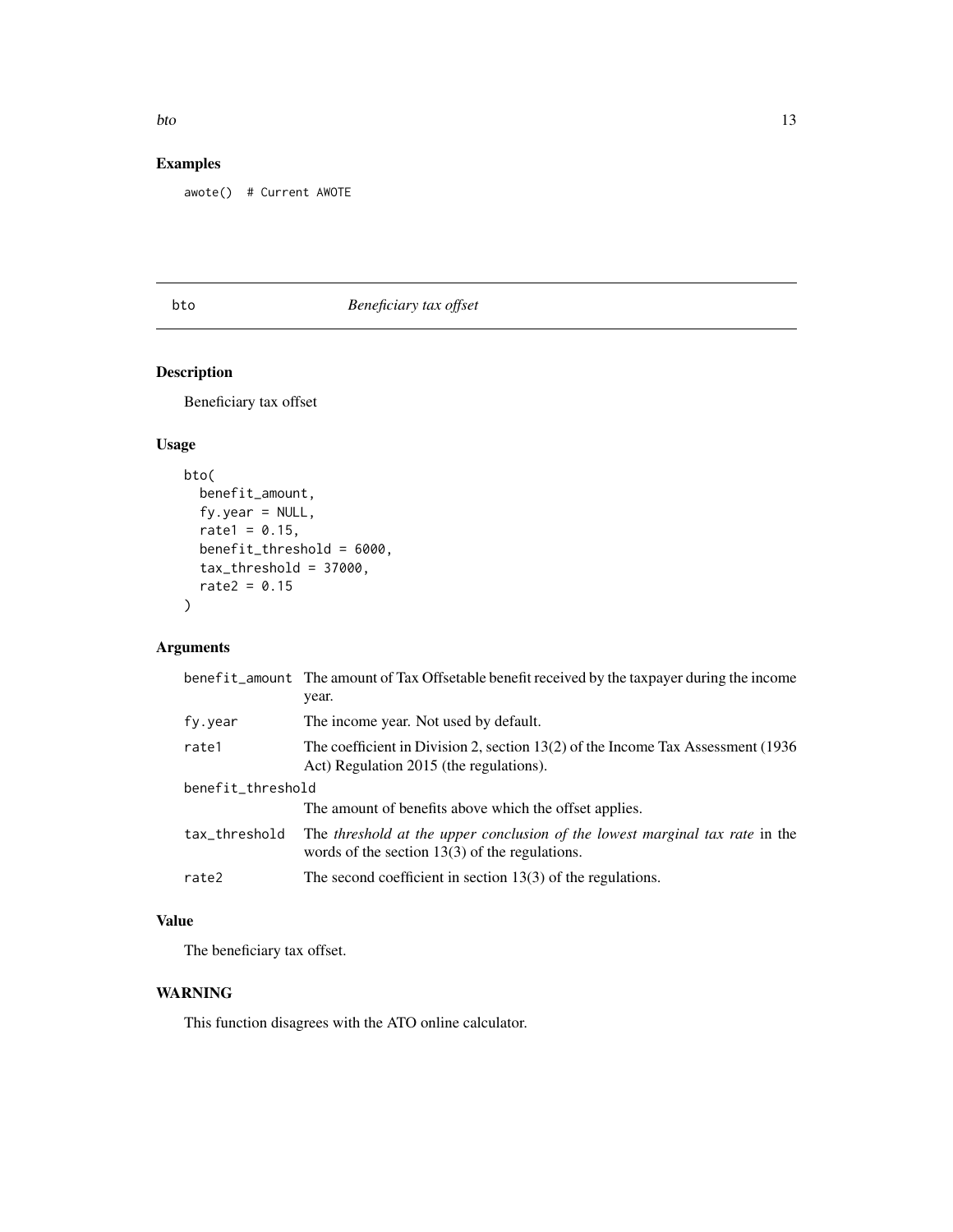## Examples

```
awote()  # Current AWOTE
```

# bto — *Beneficiary tax offset*

## Description

Beneficiary tax offset

## Usage

```
bto(
  benefit_amount,
  fy.year = NULL,
  rate1 = 0.15,
  benefit_threshold = 6000,
  tax_threshold = 37000,
  rate2 = 0.15
)
```

## Arguments

| Argument | Description |
| --- | --- |
| benefit_amount | The amount of Tax Offsetable benefit received by the taxpayer during the income year. |
| fy.year | The income year. Not used by default. |
| rate1 | The coefficient in Division 2, section 13(2) of the Income Tax Assessment (1936 Act) Regulation 2015 (the regulations). |
| benefit_threshold | The amount of benefits above which the offset applies. |
| tax_threshold | The *threshold at the upper conclusion of the lowest marginal tax rate* in the words of the section 13(3) of the regulations. |
| rate2 | The second coefficient in section 13(3) of the regulations. |

## Value

The beneficiary tax offset.

## WARNING

This function disagrees with the ATO online calculator.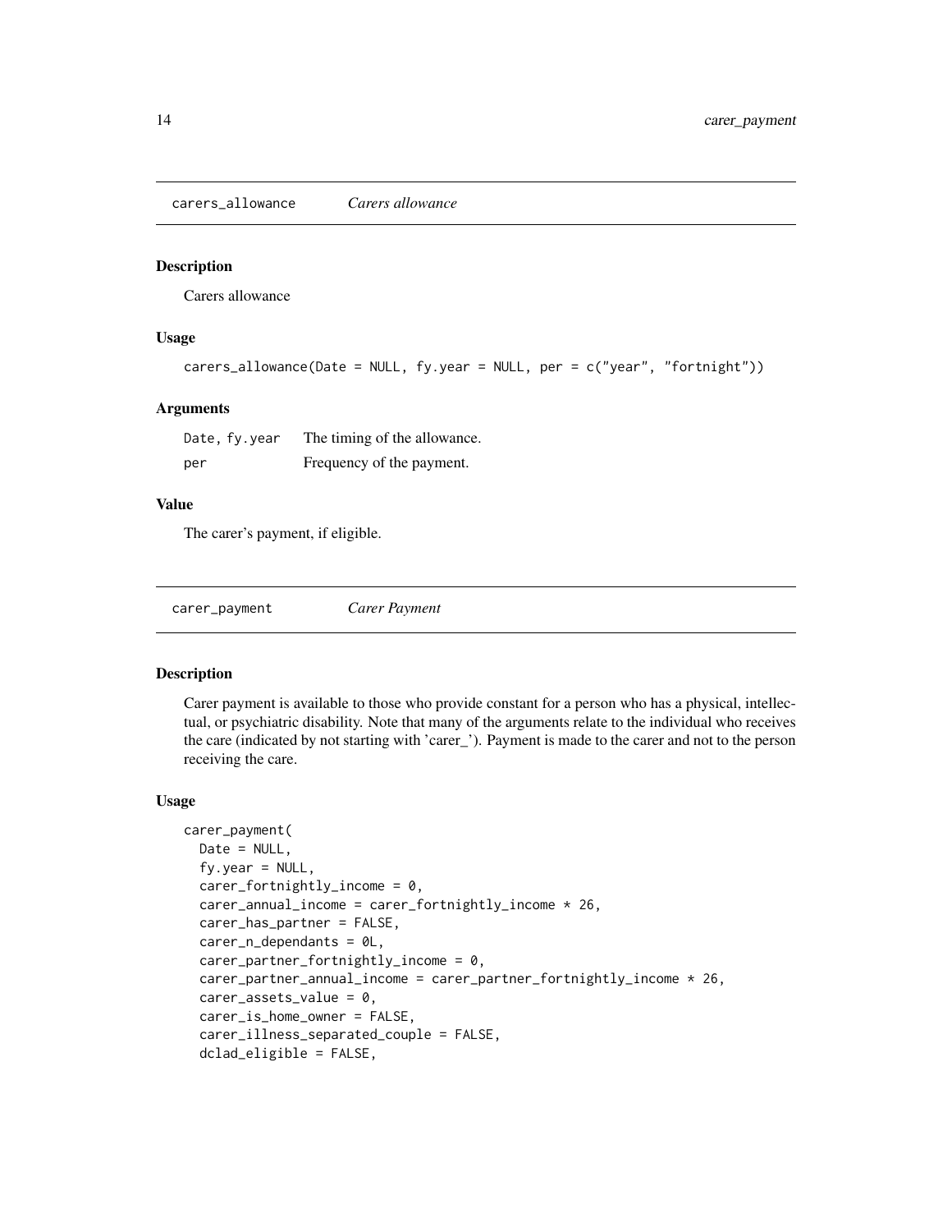## carers_allowance *Carers allowance*

### Description

Carers allowance

### Usage

```
carers_allowance(Date = NULL, fy.year = NULL, per = c("year", "fortnight"))
```

### Arguments

| | |
|---|---|
| Date, fy.year | The timing of the allowance. |
| per | Frequency of the payment. |

### Value

The carer's payment, if eligible.

## carer_payment *Carer Payment*

### Description

Carer payment is available to those who provide constant for a person who has a physical, intellectual, or psychiatric disability. Note that many of the arguments relate to the individual who receives the care (indicated by not starting with 'carer_'). Payment is made to the carer and not to the person receiving the care.

### Usage

```
carer_payment(
  Date = NULL,
  fy.year = NULL,
  carer_fortnightly_income = 0,
  carer_annual_income = carer_fortnightly_income * 26,
  carer_has_partner = FALSE,
  carer_n_dependants = 0L,
  carer_partner_fortnightly_income = 0,
  carer_partner_annual_income = carer_partner_fortnightly_income * 26,
  carer_assets_value = 0,
  carer_is_home_owner = FALSE,
  carer_illness_separated_couple = FALSE,
  dclad_eligible = FALSE,
```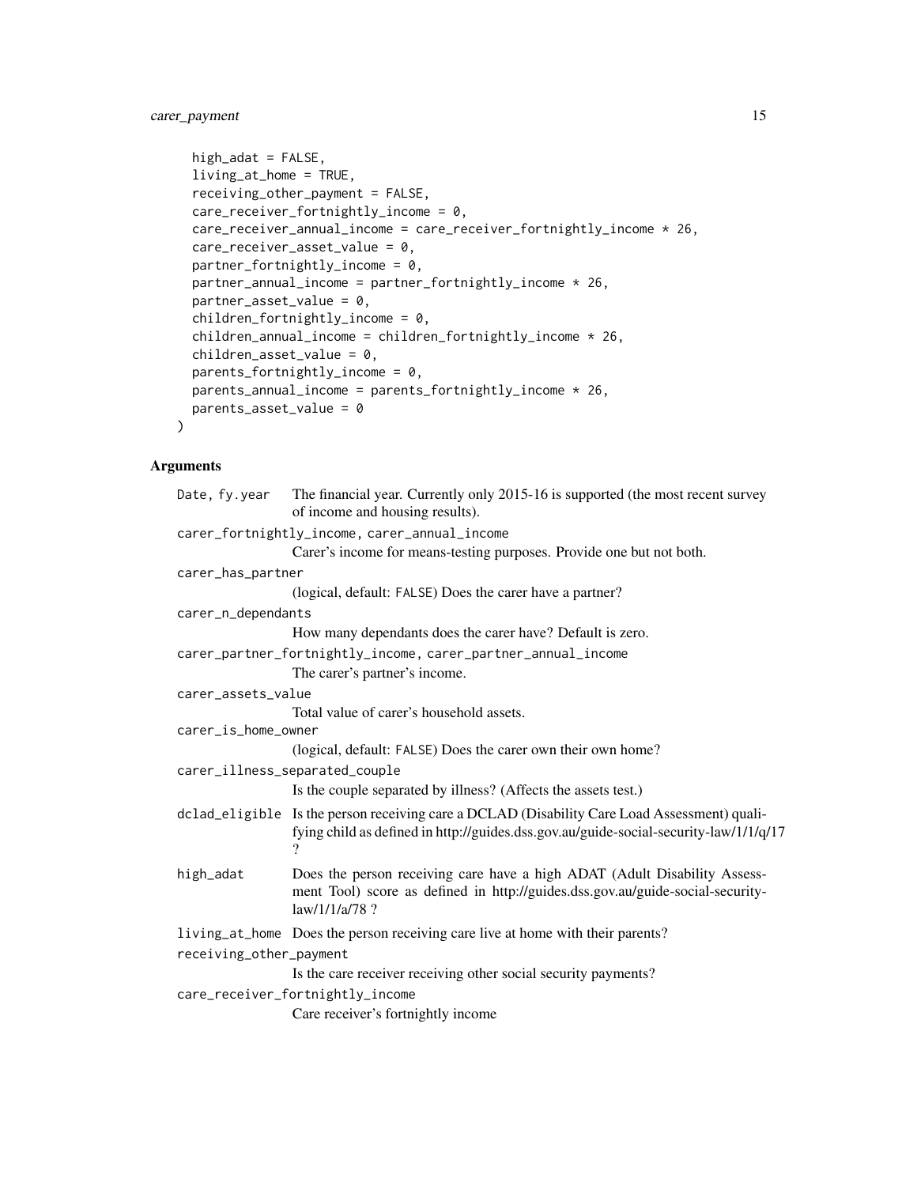```
  high_adat = FALSE,
  living_at_home = TRUE,
  receiving_other_payment = FALSE,
  care_receiver_fortnightly_income = 0,
  care_receiver_annual_income = care_receiver_fortnightly_income * 26,
  care_receiver_asset_value = 0,
  partner_fortnightly_income = 0,
  partner_annual_income = partner_fortnightly_income * 26,
  partner_asset_value = 0,
  children_fortnightly_income = 0,
  children_annual_income = children_fortnightly_income * 26,
  children_asset_value = 0,
  parents_fortnightly_income = 0,
  parents_annual_income = parents_fortnightly_income * 26,
  parents_asset_value = 0
)
```

## Arguments

`Date, fy.year`
: The financial year. Currently only 2015-16 is supported (the most recent survey of income and housing results).

`carer_fortnightly_income, carer_annual_income`
: Carer's income for means-testing purposes. Provide one but not both.

`carer_has_partner`
: (logical, default: `FALSE`) Does the carer have a partner?

`carer_n_dependants`
: How many dependants does the carer have? Default is zero.

`carer_partner_fortnightly_income, carer_partner_annual_income`
: The carer's partner's income.

`carer_assets_value`
: Total value of carer's household assets.

`carer_is_home_owner`
: (logical, default: `FALSE`) Does the carer own their own home?

`carer_illness_separated_couple`
: Is the couple separated by illness? (Affects the assets test.)

`dclad_eligible`
: Is the person receiving care a DCLAD (Disability Care Load Assessment) qualifying child as defined in http://guides.dss.gov.au/guide-social-security-law/1/1/q/17 ?

`high_adat`
: Does the person receiving care have a high ADAT (Adult Disability Assessment Tool) score as defined in http://guides.dss.gov.au/guide-social-security-law/1/1/a/78 ?

`living_at_home`
: Does the person receiving care live at home with their parents?

`receiving_other_payment`
: Is the care receiver receiving other social security payments?

`care_receiver_fortnightly_income`
: Care receiver's fortnightly income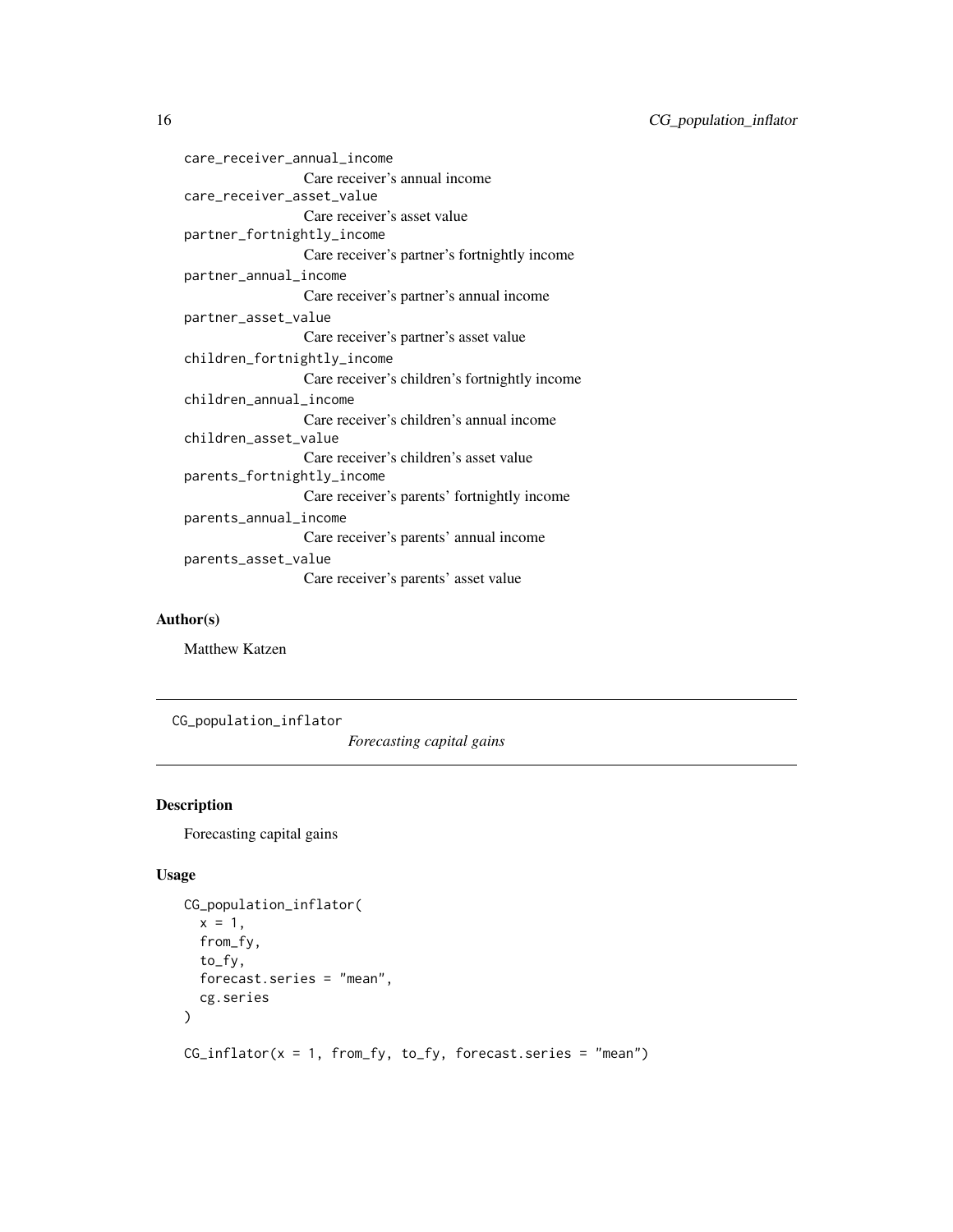`care_receiver_annual_income`
: Care receiver's annual income

`care_receiver_asset_value`
: Care receiver's asset value

`partner_fortnightly_income`
: Care receiver's partner's fortnightly income

`partner_annual_income`
: Care receiver's partner's annual income

`partner_asset_value`
: Care receiver's partner's asset value

`children_fortnightly_income`
: Care receiver's children's fortnightly income

`children_annual_income`
: Care receiver's children's annual income

`children_asset_value`
: Care receiver's children's asset value

`parents_fortnightly_income`
: Care receiver's parents' fortnightly income

`parents_annual_income`
: Care receiver's parents' annual income

`parents_asset_value`
: Care receiver's parents' asset value

## Author(s)

Matthew Katzen

---

`CG_population_inflator` *Forecasting capital gains*

---

## Description

Forecasting capital gains

## Usage

```
CG_population_inflator(
  x = 1,
  from_fy,
  to_fy,
  forecast.series = "mean",
  cg.series
)

CG_inflator(x = 1, from_fy, to_fy, forecast.series = "mean")
```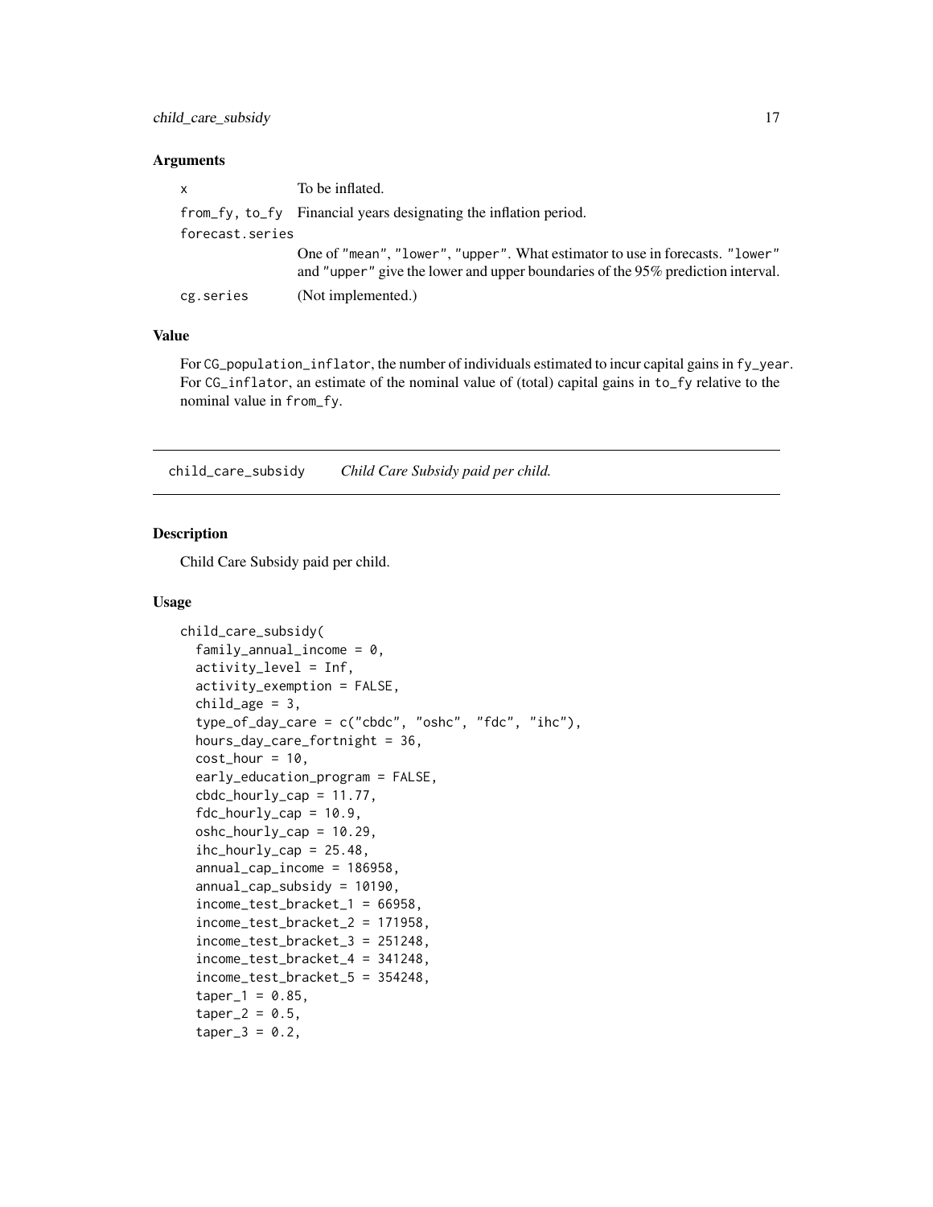### Arguments

| | |
|---|---|
| x | To be inflated. |
| from_fy, to_fy | Financial years designating the inflation period. |
| forecast.series | One of "mean", "lower", "upper". What estimator to use in forecasts. "lower" and "upper" give the lower and upper boundaries of the 95% prediction interval. |
| cg.series | (Not implemented.) |

### Value

For CG_population_inflator, the number of individuals estimated to incur capital gains in fy_year. For CG_inflator, an estimate of the nominal value of (total) capital gains in to_fy relative to the nominal value in from_fy.

## child_care_subsidy *Child Care Subsidy paid per child.*

### Description

Child Care Subsidy paid per child.

### Usage

```
child_care_subsidy(
  family_annual_income = 0,
  activity_level = Inf,
  activity_exemption = FALSE,
  child_age = 3,
  type_of_day_care = c("cbdc", "oshc", "fdc", "ihc"),
  hours_day_care_fortnight = 36,
  cost_hour = 10,
  early_education_program = FALSE,
  cbdc_hourly_cap = 11.77,
  fdc_hourly_cap = 10.9,
  oshc_hourly_cap = 10.29,
  ihc_hourly_cap = 25.48,
  annual_cap_income = 186958,
  annual_cap_subsidy = 10190,
  income_test_bracket_1 = 66958,
  income_test_bracket_2 = 171958,
  income_test_bracket_3 = 251248,
  income_test_bracket_4 = 341248,
  income_test_bracket_5 = 354248,
  taper_1 = 0.85,
  taper_2 = 0.5,
  taper_3 = 0.2,
```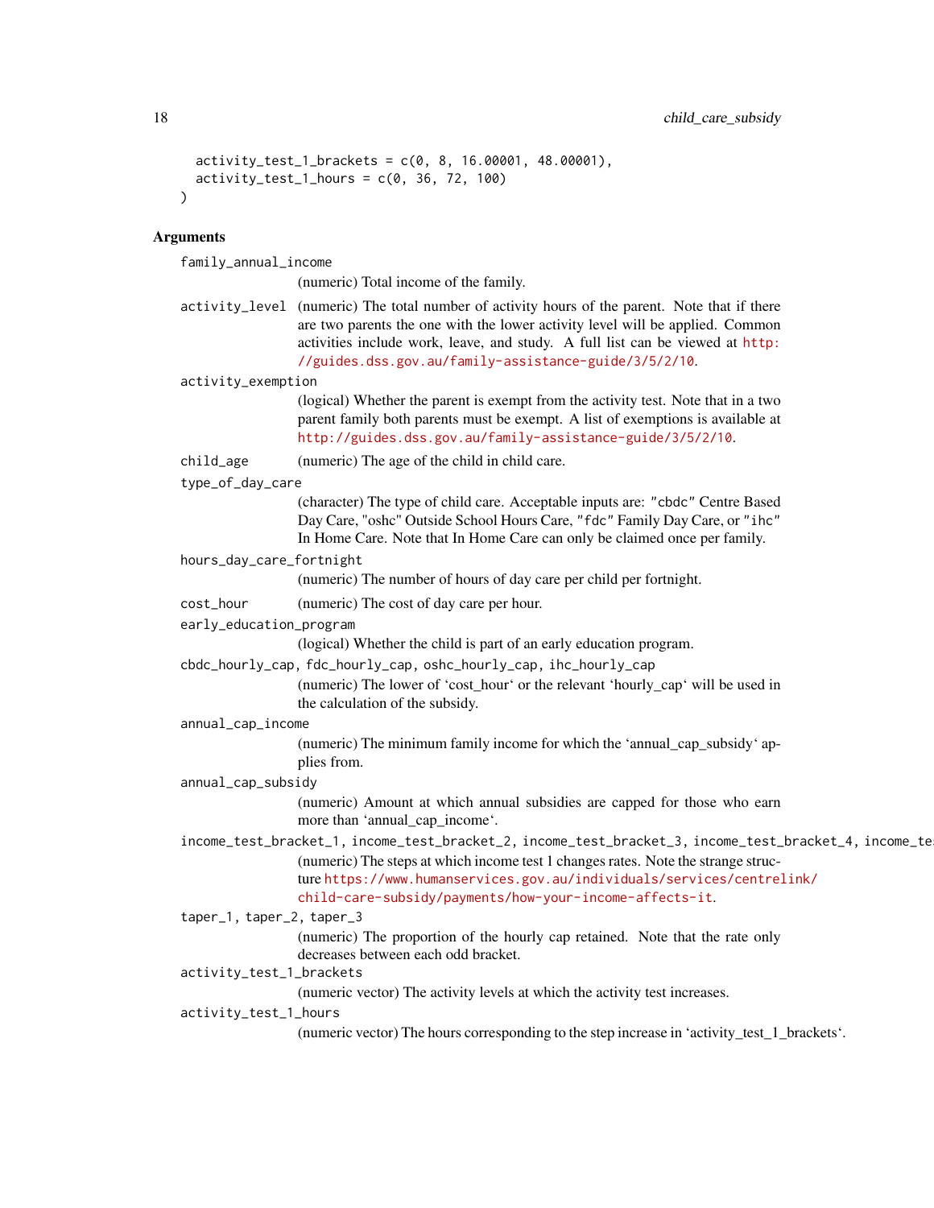```
  activity_test_1_brackets = c(0, 8, 16.00001, 48.00001),
  activity_test_1_hours = c(0, 36, 72, 100)
)
```

## Arguments

`family_annual_income`
: (numeric) Total income of the family.

`activity_level`
: (numeric) The total number of activity hours of the parent. Note that if there are two parents the one with the lower activity level will be applied. Common activities include work, leave, and study. A full list can be viewed at http://guides.dss.gov.au/family-assistance-guide/3/5/2/10.

`activity_exemption`
: (logical) Whether the parent is exempt from the activity test. Note that in a two parent family both parents must be exempt. A list of exemptions is available at http://guides.dss.gov.au/family-assistance-guide/3/5/2/10.

`child_age`
: (numeric) The age of the child in child care.

`type_of_day_care`
: (character) The type of child care. Acceptable inputs are: "cbdc" Centre Based Day Care, "oshc" Outside School Hours Care, "fdc" Family Day Care, or "ihc" In Home Care. Note that In Home Care can only be claimed once per family.

`hours_day_care_fortnight`
: (numeric) The number of hours of day care per child per fortnight.

`cost_hour`
: (numeric) The cost of day care per hour.

`early_education_program`
: (logical) Whether the child is part of an early education program.

`cbdc_hourly_cap, fdc_hourly_cap, oshc_hourly_cap, ihc_hourly_cap`
: (numeric) The lower of 'cost_hour' or the relevant 'hourly_cap' will be used in the calculation of the subsidy.

`annual_cap_income`
: (numeric) The minimum family income for which the 'annual_cap_subsidy' applies from.

`annual_cap_subsidy`
: (numeric) Amount at which annual subsidies are capped for those who earn more than 'annual_cap_income'.

`income_test_bracket_1, income_test_bracket_2, income_test_bracket_3, income_test_bracket_4, income_te`
: (numeric) The steps at which income test 1 changes rates. Note the strange structure https://www.humanservices.gov.au/individuals/services/centrelink/child-care-subsidy/payments/how-your-income-affects-it.

`taper_1, taper_2, taper_3`
: (numeric) The proportion of the hourly cap retained. Note that the rate only decreases between each odd bracket.

`activity_test_1_brackets`
: (numeric vector) The activity levels at which the activity test increases.

`activity_test_1_hours`
: (numeric vector) The hours corresponding to the step increase in 'activity_test_1_brackets'.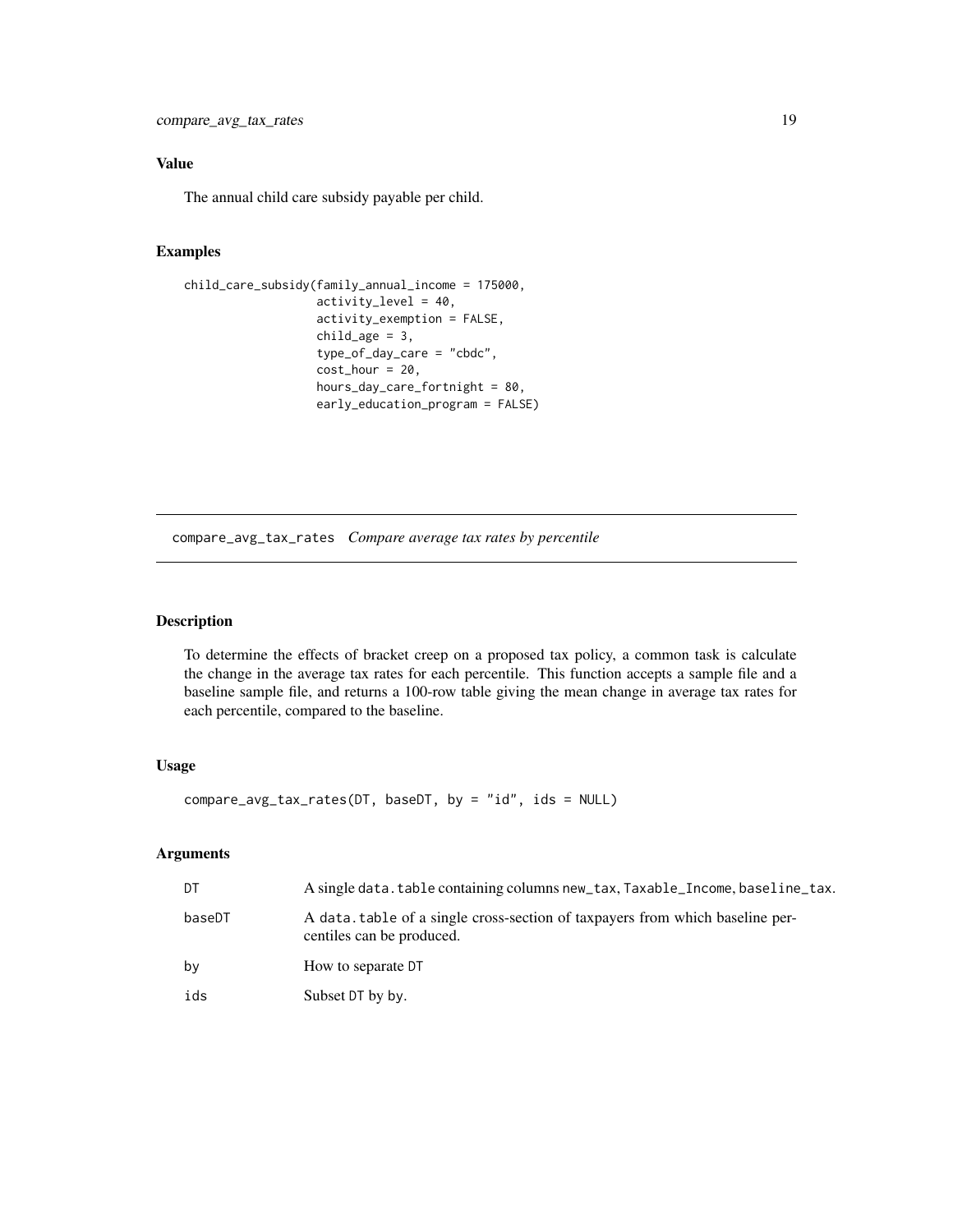### Value

The annual child care subsidy payable per child.

### Examples

```
child_care_subsidy(family_annual_income = 175000,
                   activity_level = 40,
                   activity_exemption = FALSE,
                   child_age = 3,
                   type_of_day_care = "cbdc",
                   cost_hour = 20,
                   hours_day_care_fortnight = 80,
                   early_education_program = FALSE)
```

## compare_avg_tax_rates *Compare average tax rates by percentile*

### Description

To determine the effects of bracket creep on a proposed tax policy, a common task is calculate the change in the average tax rates for each percentile. This function accepts a sample file and a baseline sample file, and returns a 100-row table giving the mean change in average tax rates for each percentile, compared to the baseline.

### Usage

```
compare_avg_tax_rates(DT, baseDT, by = "id", ids = NULL)
```

### Arguments

| | |
|---|---|
| `DT` | A single `data.table` containing columns `new_tax`, `Taxable_Income`, `baseline_tax`. |
| `baseDT` | A `data.table` of a single cross-section of taxpayers from which baseline percentiles can be produced. |
| `by` | How to separate `DT` |
| `ids` | Subset `DT` by `by`. |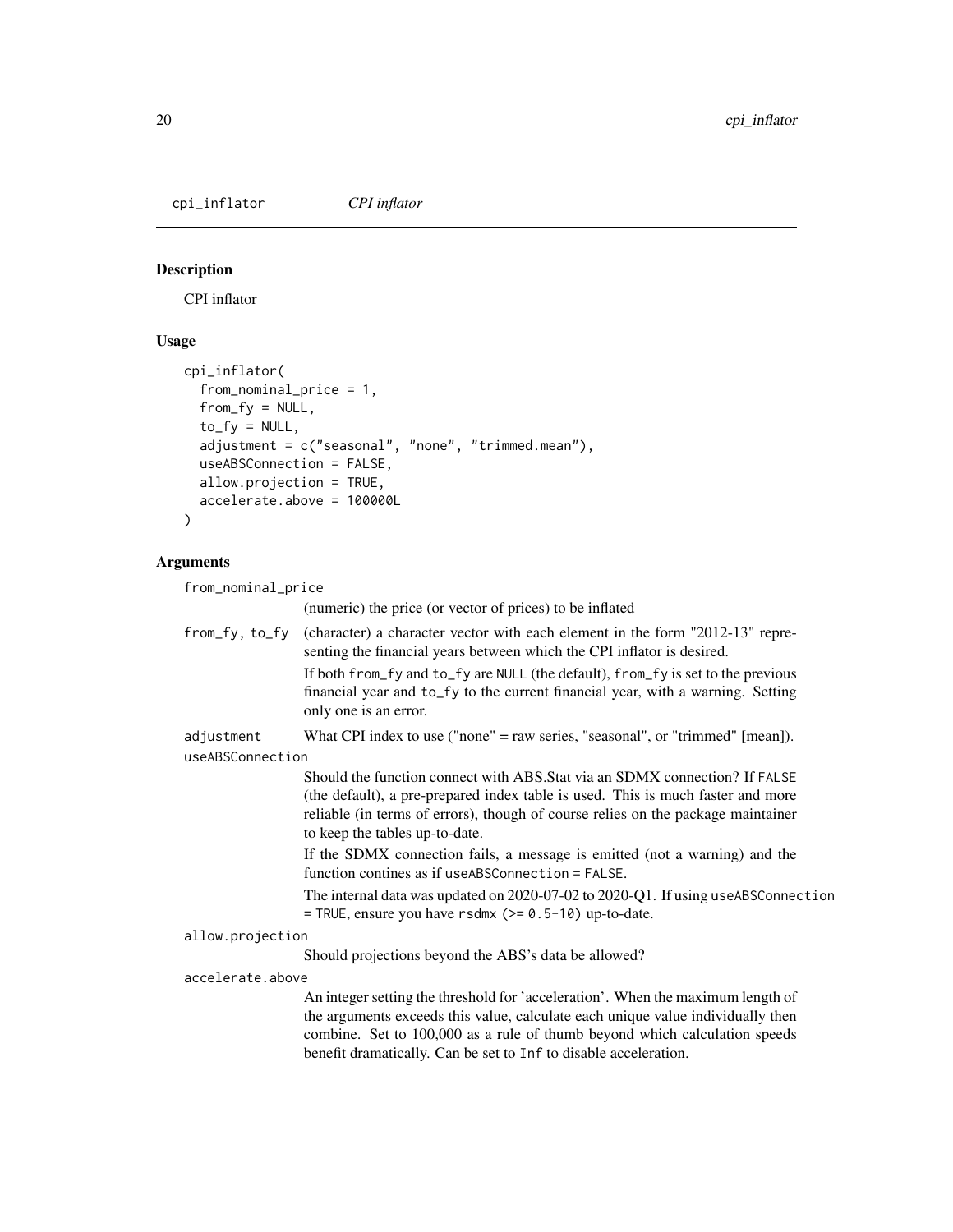cpi_inflator    *CPI inflator*

## Description

CPI inflator

## Usage

```
cpi_inflator(
  from_nominal_price = 1,
  from_fy = NULL,
  to_fy = NULL,
  adjustment = c("seasonal", "none", "trimmed.mean"),
  useABSConnection = FALSE,
  allow.projection = TRUE,
  accelerate.above = 100000L
)
```

## Arguments

`from_nominal_price`
: (numeric) the price (or vector of prices) to be inflated

`from_fy, to_fy`
: (character) a character vector with each element in the form "2012-13" representing the financial years between which the CPI inflator is desired.

  If both `from_fy` and `to_fy` are `NULL` (the default), `from_fy` is set to the previous financial year and `to_fy` to the current financial year, with a warning. Setting only one is an error.

`adjustment`
: What CPI index to use ("none" = raw series, "seasonal", or "trimmed" [mean]).

`useABSConnection`
: Should the function connect with ABS.Stat via an SDMX connection? If `FALSE` (the default), a pre-prepared index table is used. This is much faster and more reliable (in terms of errors), though of course relies on the package maintainer to keep the tables up-to-date.

  If the SDMX connection fails, a message is emitted (not a warning) and the function contines as if `useABSConnection = FALSE`.

  The internal data was updated on 2020-07-02 to 2020-Q1. If using `useABSConnection = TRUE`, ensure you have `rsdmx (>= 0.5-10)` up-to-date.

`allow.projection`
: Should projections beyond the ABS's data be allowed?

`accelerate.above`
: An integer setting the threshold for 'acceleration'. When the maximum length of the arguments exceeds this value, calculate each unique value individually then combine. Set to 100,000 as a rule of thumb beyond which calculation speeds benefit dramatically. Can be set to `Inf` to disable acceleration.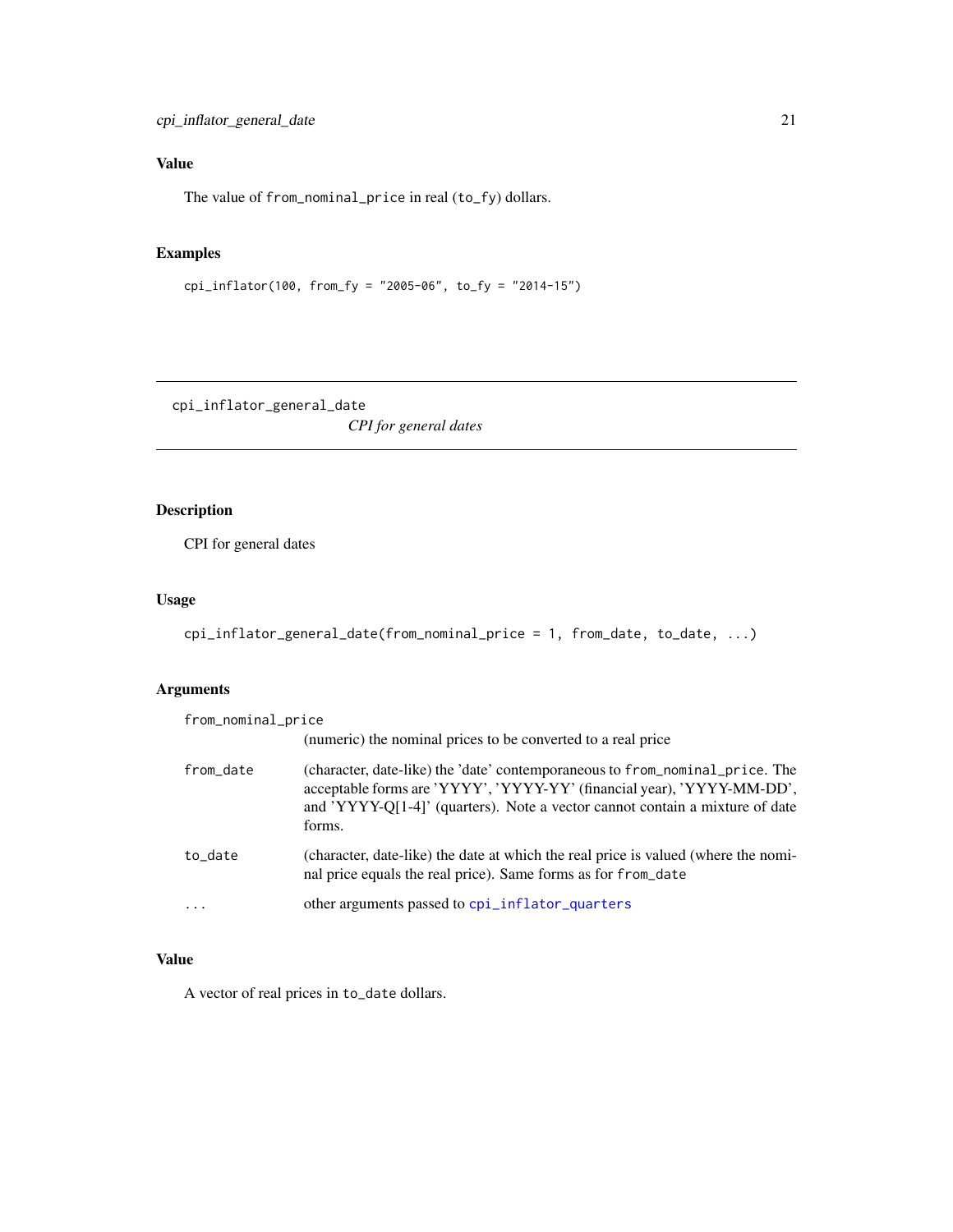## Value

The value of `from_nominal_price` in real (`to_fy`) dollars.

## Examples

```
cpi_inflator(100, from_fy = "2005-06", to_fy = "2014-15")
```

---

# cpi_inflator_general_date    *CPI for general dates*

---

## Description

CPI for general dates

## Usage

```
cpi_inflator_general_date(from_nominal_price = 1, from_date, to_date, ...)
```

## Arguments

| Argument | Description |
|---|---|
| `from_nominal_price` | (numeric) the nominal prices to be converted to a real price |
| `from_date` | (character, date-like) the 'date' contemporaneous to `from_nominal_price`. The acceptable forms are 'YYYY', 'YYYY-YY' (financial year), 'YYYY-MM-DD', and 'YYYY-Q[1-4]' (quarters). Note a vector cannot contain a mixture of date forms. |
| `to_date` | (character, date-like) the date at which the real price is valued (where the nominal price equals the real price). Same forms as for `from_date` |
| `...` | other arguments passed to `cpi_inflator_quarters` |

## Value

A vector of real prices in `to_date` dollars.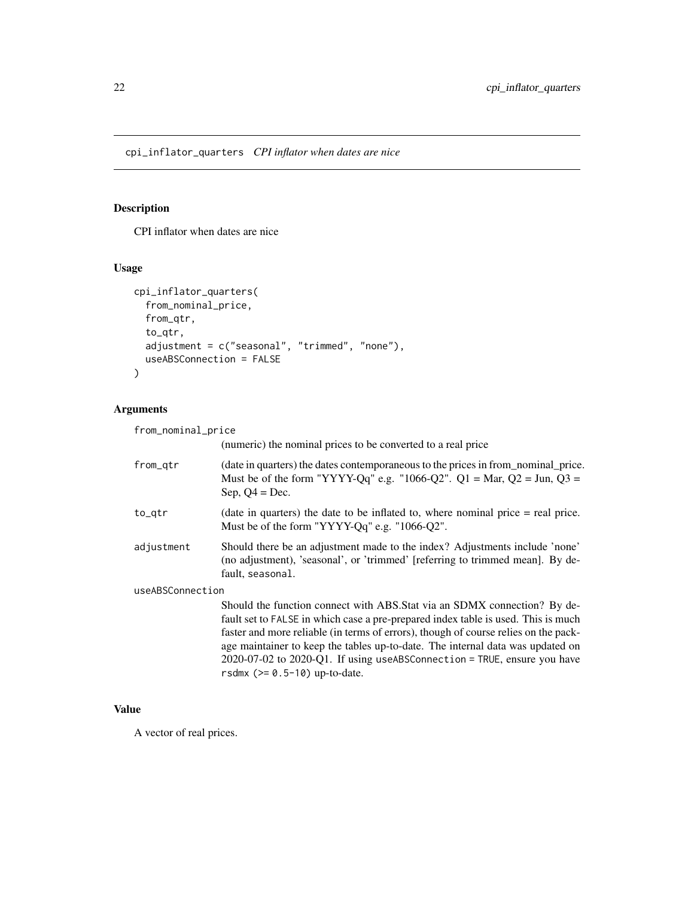## cpi_inflator_quarters *CPI inflator when dates are nice*

### Description

CPI inflator when dates are nice

### Usage

```
cpi_inflator_quarters(
  from_nominal_price,
  from_qtr,
  to_qtr,
  adjustment = c("seasonal", "trimmed", "none"),
  useABSConnection = FALSE
)
```

### Arguments

`from_nominal_price`
: (numeric) the nominal prices to be converted to a real price

`from_qtr`
: (date in quarters) the dates contemporaneous to the prices in from_nominal_price. Must be of the form "YYYY-Qq" e.g. "1066-Q2". Q1 = Mar, Q2 = Jun, Q3 = Sep, Q4 = Dec.

`to_qtr`
: (date in quarters) the date to be inflated to, where nominal price = real price. Must be of the form "YYYY-Qq" e.g. "1066-Q2".

`adjustment`
: Should there be an adjustment made to the index? Adjustments include 'none' (no adjustment), 'seasonal', or 'trimmed' [referring to trimmed mean]. By default, `seasonal`.

`useABSConnection`
: Should the function connect with ABS.Stat via an SDMX connection? By default set to `FALSE` in which case a pre-prepared index table is used. This is much faster and more reliable (in terms of errors), though of course relies on the package maintainer to keep the tables up-to-date. The internal data was updated on 2020-07-02 to 2020-Q1. If using `useABSConnection = TRUE`, ensure you have `rsdmx (>= 0.5-10)` up-to-date.

### Value

A vector of real prices.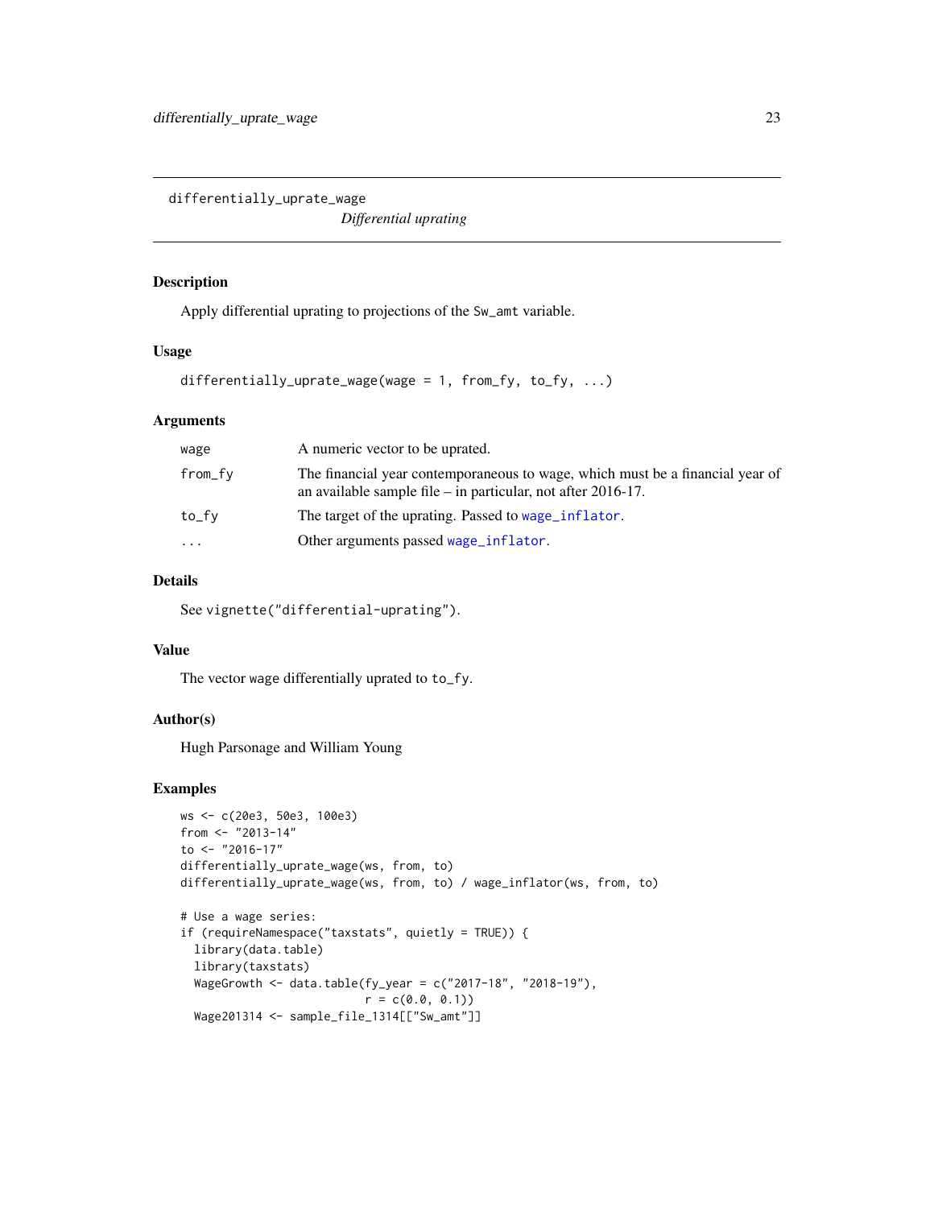differentially_uprate_wage

*Differential uprating*

## Description

Apply differential uprating to projections of the `Sw_amt` variable.

## Usage

```
differentially_uprate_wage(wage = 1, from_fy, to_fy, ...)
```

## Arguments

| | |
|---|---|
| `wage` | A numeric vector to be uprated. |
| `from_fy` | The financial year contemporaneous to wage, which must be a financial year of an available sample file – in particular, not after 2016-17. |
| `to_fy` | The target of the uprating. Passed to `wage_inflator`. |
| `...` | Other arguments passed `wage_inflator`. |

## Details

See `vignette("differential-uprating")`.

## Value

The vector wage differentially uprated to `to_fy`.

## Author(s)

Hugh Parsonage and William Young

## Examples

```
ws <- c(20e3, 50e3, 100e3)
from <- "2013-14"
to <- "2016-17"
differentially_uprate_wage(ws, from, to)
differentially_uprate_wage(ws, from, to) / wage_inflator(ws, from, to)

# Use a wage series:
if (requireNamespace("taxstats", quietly = TRUE)) {
  library(data.table)
  library(taxstats)
  WageGrowth <- data.table(fy_year = c("2017-18", "2018-19"),
                           r = c(0.0, 0.1))
  Wage201314 <- sample_file_1314[["Sw_amt"]]
```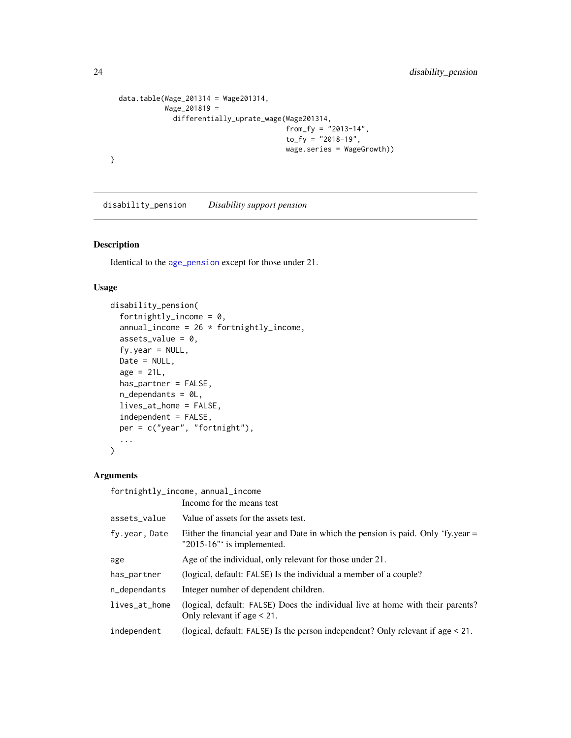```
  data.table(Wage_201314 = Wage201314,
             Wage_201819 =
               differentially_uprate_wage(Wage201314,
                                          from_fy = "2013-14",
                                          to_fy = "2018-19",
                                          wage.series = WageGrowth))
}
```

## disability_pension — *Disability support pension*

### Description

Identical to the `age_pension` except for those under 21.

### Usage

```
disability_pension(
  fortnightly_income = 0,
  annual_income = 26 * fortnightly_income,
  assets_value = 0,
  fy.year = NULL,
  Date = NULL,
  age = 21L,
  has_partner = FALSE,
  n_dependants = 0L,
  lives_at_home = FALSE,
  independent = FALSE,
  per = c("year", "fortnight"),
  ...
)
```

### Arguments

| Argument | Description |
|---|---|
| `fortnightly_income, annual_income` | Income for the means test |
| `assets_value` | Value of assets for the assets test. |
| `fy.year, Date` | Either the financial year and Date in which the pension is paid. Only 'fy.year = "2015-16"' is implemented. |
| `age` | Age of the individual, only relevant for those under 21. |
| `has_partner` | (logical, default: `FALSE`) Is the individual a member of a couple? |
| `n_dependants` | Integer number of dependent children. |
| `lives_at_home` | (logical, default: `FALSE`) Does the individual live at home with their parents? Only relevant if age < 21. |
| `independent` | (logical, default: `FALSE`) Is the person independent? Only relevant if age < 21. |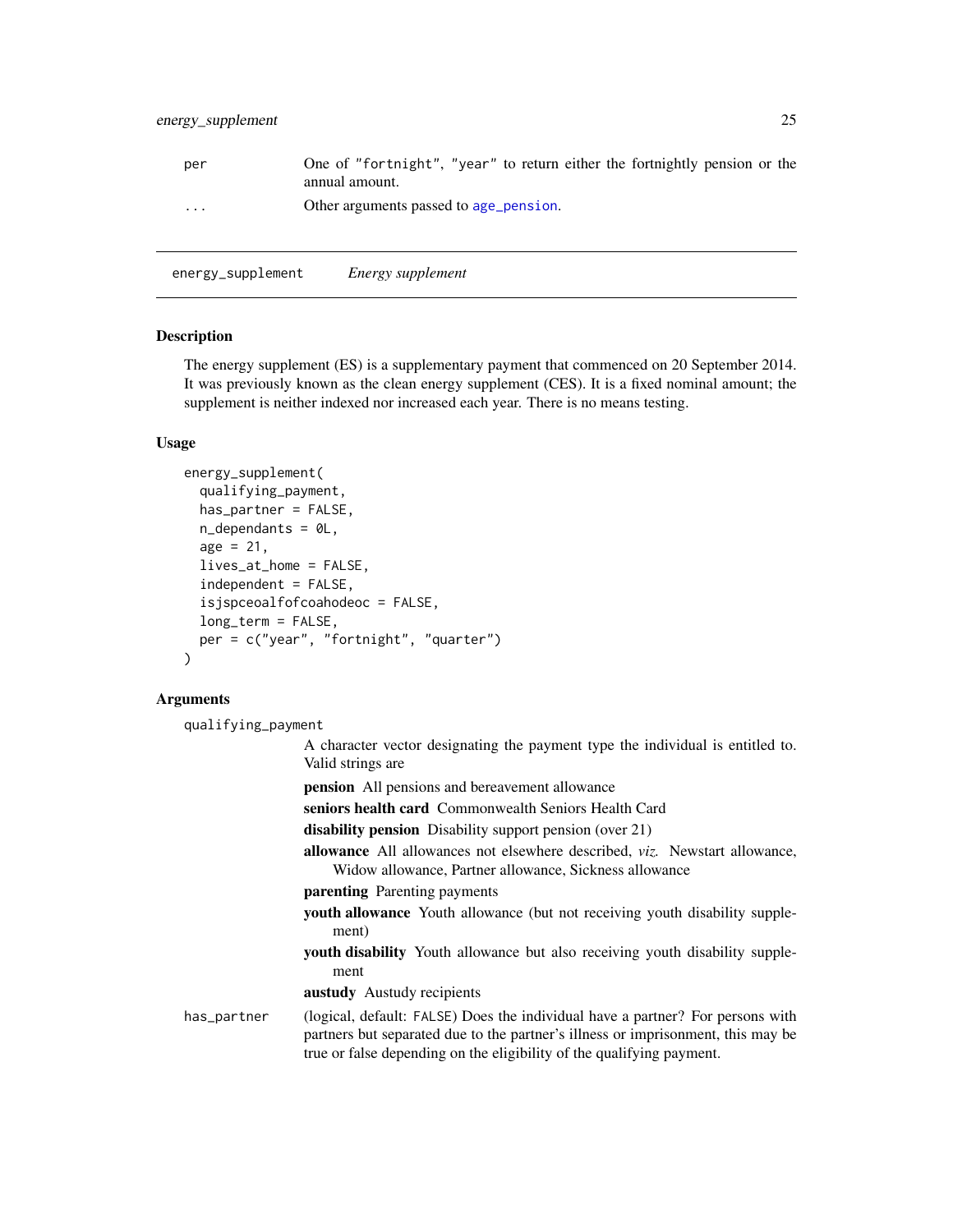| | |
|---|---|
| per | One of "fortnight", "year" to return either the fortnightly pension or the annual amount. |
| ... | Other arguments passed to age_pension. |

## energy_supplement    *Energy supplement*

### Description

The energy supplement (ES) is a supplementary payment that commenced on 20 September 2014. It was previously known as the clean energy supplement (CES). It is a fixed nominal amount; the supplement is neither indexed nor increased each year. There is no means testing.

### Usage

```
energy_supplement(
  qualifying_payment,
  has_partner = FALSE,
  n_dependants = 0L,
  age = 21,
  lives_at_home = FALSE,
  independent = FALSE,
  isjspceoalfofcoahodeoc = FALSE,
  long_term = FALSE,
  per = c("year", "fortnight", "quarter")
)
```

### Arguments

qualifying_payment
: A character vector designating the payment type the individual is entitled to. Valid strings are

  **pension** All pensions and bereavement allowance

  **seniors health card** Commonwealth Seniors Health Card

  **disability pension** Disability support pension (over 21)

  **allowance** All allowances not elsewhere described, *viz.* Newstart allowance, Widow allowance, Partner allowance, Sickness allowance

  **parenting** Parenting payments

  **youth allowance** Youth allowance (but not receiving youth disability supplement)

  **youth disability** Youth allowance but also receiving youth disability supplement

  **austudy** Austudy recipients

has_partner
: (logical, default: FALSE) Does the individual have a partner? For persons with partners but separated due to the partner's illness or imprisonment, this may be true or false depending on the eligibility of the qualifying payment.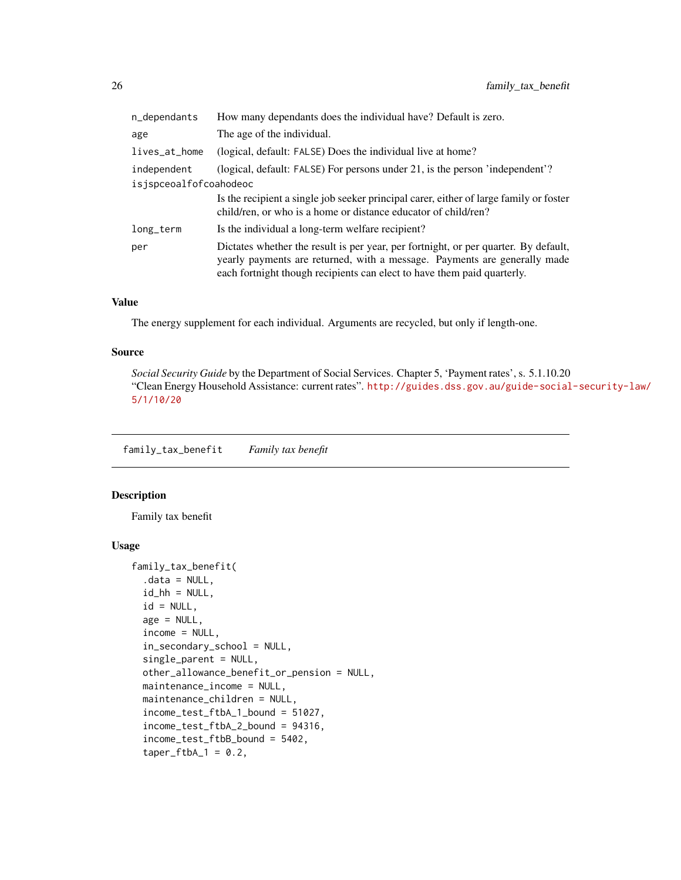| | |
|---|---|
| `n_dependants` | How many dependants does the individual have? Default is zero. |
| `age` | The age of the individual. |
| `lives_at_home` | (logical, default: `FALSE`) Does the individual live at home? |
| `independent` | (logical, default: `FALSE`) For persons under 21, is the person 'independent'? |
| `isjspceoalfofcoahodeoc` | Is the recipient a single job seeker principal carer, either of large family or foster child/ren, or who is a home or distance educator of child/ren? |
| `long_term` | Is the individual a long-term welfare recipient? |
| `per` | Dictates whether the result is per year, per fortnight, or per quarter. By default, yearly payments are returned, with a message. Payments are generally made each fortnight though recipients can elect to have them paid quarterly. |

### Value

The energy supplement for each individual. Arguments are recycled, but only if length-one.

### Source

*Social Security Guide* by the Department of Social Services. Chapter 5, 'Payment rates', s. 5.1.10.20 "Clean Energy Household Assistance: current rates". http://guides.dss.gov.au/guide-social-security-law/5/1/10/20

---

## `family_tax_benefit` *Family tax benefit*

### Description

Family tax benefit

### Usage

```
family_tax_benefit(
  .data = NULL,
  id_hh = NULL,
  id = NULL,
  age = NULL,
  income = NULL,
  in_secondary_school = NULL,
  single_parent = NULL,
  other_allowance_benefit_or_pension = NULL,
  maintenance_income = NULL,
  maintenance_children = NULL,
  income_test_ftbA_1_bound = 51027,
  income_test_ftbA_2_bound = 94316,
  income_test_ftbB_bound = 5402,
  taper_ftbA_1 = 0.2,
```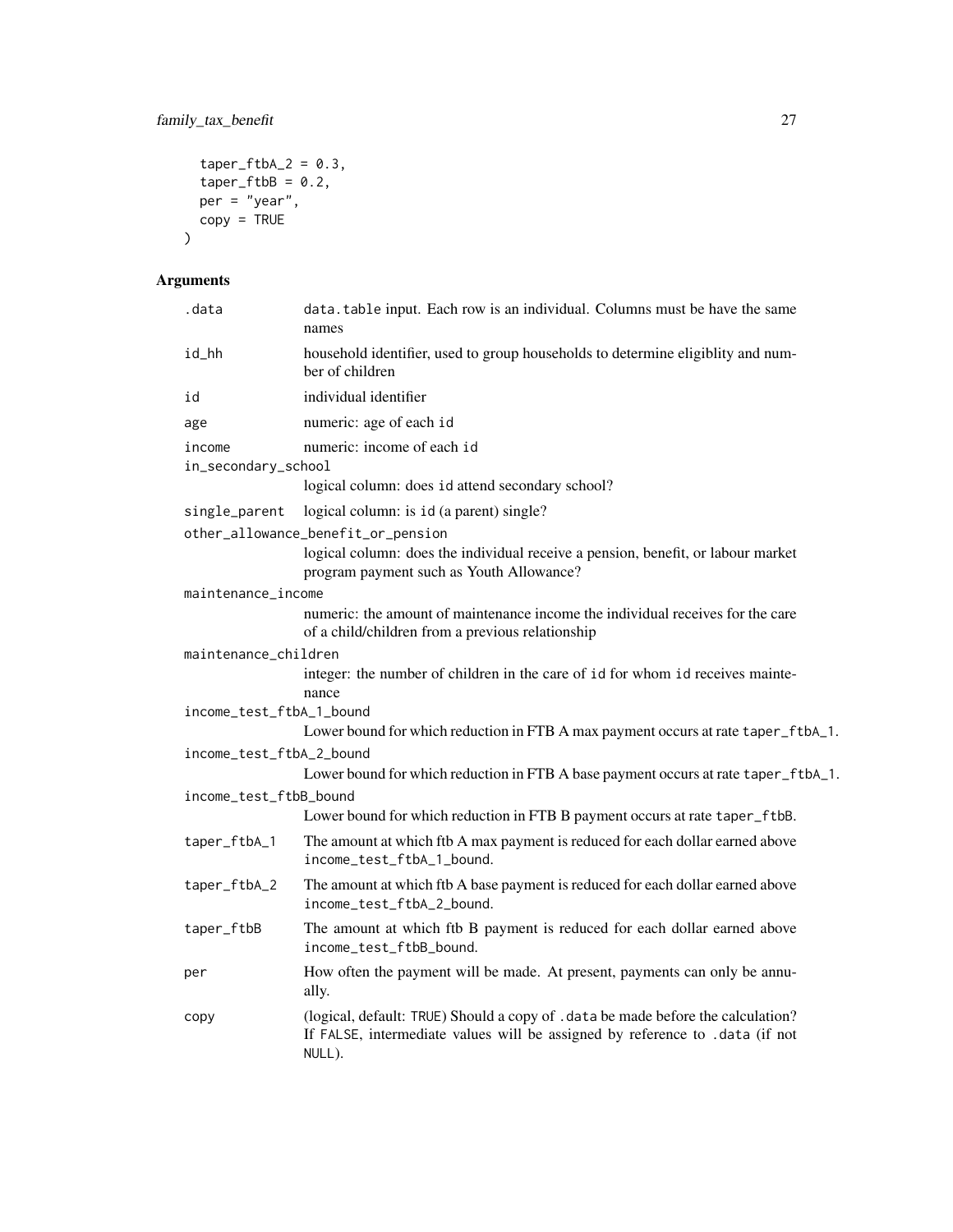```
  taper_ftbA_2 = 0.3,
  taper_ftbB = 0.2,
  per = "year",
  copy = TRUE
)
```

## Arguments

| | |
|---|---|
| `.data` | `data.table` input. Each row is an individual. Columns must be have the same names |
| `id_hh` | household identifier, used to group households to determine eligiblity and number of children |
| `id` | individual identifier |
| `age` | numeric: age of each `id` |
| `income` | numeric: income of each `id` |
| `in_secondary_school` | logical column: does `id` attend secondary school? |
| `single_parent` | logical column: is `id` (a parent) single? |
| `other_allowance_benefit_or_pension` | logical column: does the individual receive a pension, benefit, or labour market program payment such as Youth Allowance? |
| `maintenance_income` | numeric: the amount of maintenance income the individual receives for the care of a child/children from a previous relationship |
| `maintenance_children` | integer: the number of children in the care of `id` for whom `id` receives maintenance |
| `income_test_ftbA_1_bound` | Lower bound for which reduction in FTB A max payment occurs at rate `taper_ftbA_1`. |
| `income_test_ftbA_2_bound` | Lower bound for which reduction in FTB A base payment occurs at rate `taper_ftbA_1`. |
| `income_test_ftbB_bound` | Lower bound for which reduction in FTB B payment occurs at rate `taper_ftbB`. |
| `taper_ftbA_1` | The amount at which ftb A max payment is reduced for each dollar earned above `income_test_ftbA_1_bound`. |
| `taper_ftbA_2` | The amount at which ftb A base payment is reduced for each dollar earned above `income_test_ftbA_2_bound`. |
| `taper_ftbB` | The amount at which ftb B payment is reduced for each dollar earned above `income_test_ftbB_bound`. |
| `per` | How often the payment will be made. At present, payments can only be annually. |
| `copy` | (logical, default: `TRUE`) Should a copy of `.data` be made before the calculation? If `FALSE`, intermediate values will be assigned by reference to `.data` (if not `NULL`). |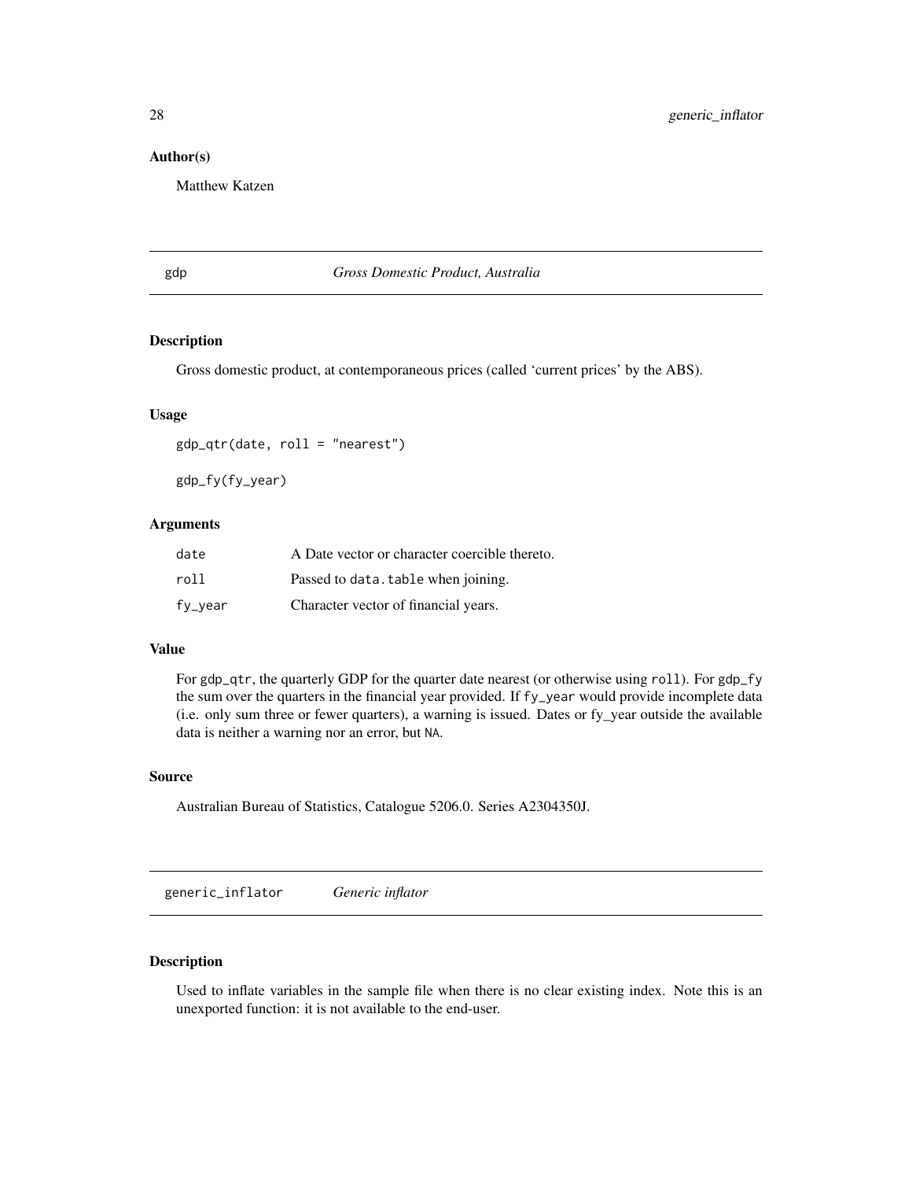### Author(s)

Matthew Katzen

## gdp — *Gross Domestic Product, Australia*

### Description

Gross domestic product, at contemporaneous prices (called 'current prices' by the ABS).

### Usage

```
gdp_qtr(date, roll = "nearest")

gdp_fy(fy_year)
```

### Arguments

| | |
|---|---|
| `date` | A Date vector or character coercible thereto. |
| `roll` | Passed to `data.table` when joining. |
| `fy_year` | Character vector of financial years. |

### Value

For `gdp_qtr`, the quarterly GDP for the quarter date nearest (or otherwise using `roll`). For `gdp_fy` the sum over the quarters in the financial year provided. If `fy_year` would provide incomplete data (i.e. only sum three or fewer quarters), a warning is issued. Dates or fy_year outside the available data is neither a warning nor an error, but `NA`.

### Source

Australian Bureau of Statistics, Catalogue 5206.0. Series A2304350J.

## generic_inflator — *Generic inflator*

### Description

Used to inflate variables in the sample file when there is no clear existing index. Note this is an unexported function: it is not available to the end-user.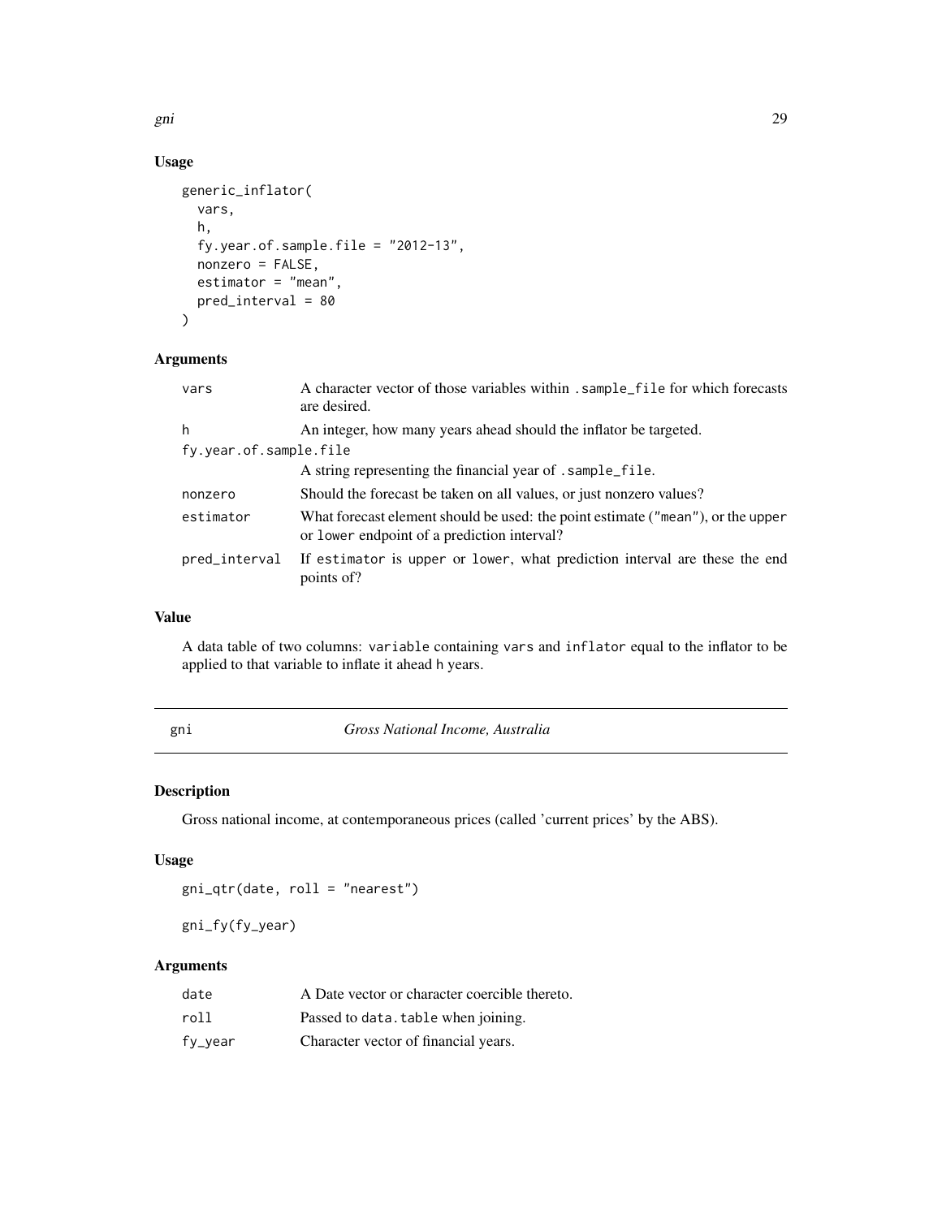### Usage

```
generic_inflator(
  vars,
  h,
  fy.year.of.sample.file = "2012-13",
  nonzero = FALSE,
  estimator = "mean",
  pred_interval = 80
)
```

### Arguments

| | |
|---|---|
| vars | A character vector of those variables within .sample_file for which forecasts are desired. |
| h | An integer, how many years ahead should the inflator be targeted. |
| fy.year.of.sample.file | A string representing the financial year of .sample_file. |
| nonzero | Should the forecast be taken on all values, or just nonzero values? |
| estimator | What forecast element should be used: the point estimate ("mean"), or the upper or lower endpoint of a prediction interval? |
| pred_interval | If estimator is upper or lower, what prediction interval are these the end points of? |

### Value

A data table of two columns: variable containing vars and inflator equal to the inflator to be applied to that variable to inflate it ahead h years.

## gni — *Gross National Income, Australia*

### Description

Gross national income, at contemporaneous prices (called 'current prices' by the ABS).

### Usage

```
gni_qtr(date, roll = "nearest")

gni_fy(fy_year)
```

### Arguments

| | |
|---|---|
| date | A Date vector or character coercible thereto. |
| roll | Passed to data.table when joining. |
| fy_year | Character vector of financial years. |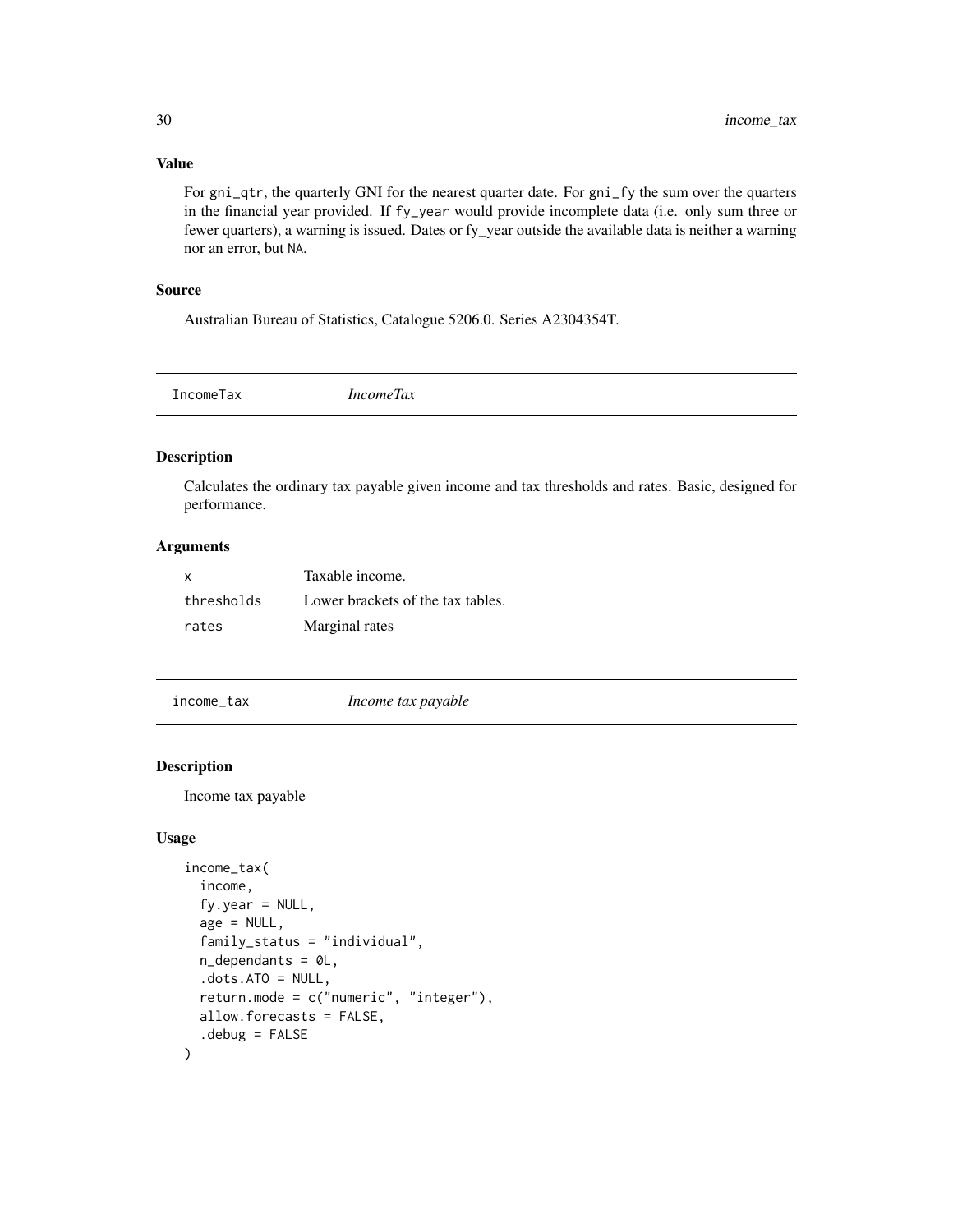### Value

For `gni_qtr`, the quarterly GNI for the nearest quarter date. For `gni_fy` the sum over the quarters in the financial year provided. If `fy_year` would provide incomplete data (i.e. only sum three or fewer quarters), a warning is issued. Dates or fy_year outside the available data is neither a warning nor an error, but `NA`.

### Source

Australian Bureau of Statistics, Catalogue 5206.0. Series A2304354T.

---

## IncomeTax — *IncomeTax*

### Description

Calculates the ordinary tax payable given income and tax thresholds and rates. Basic, designed for performance.

### Arguments

| | |
|---|---|
| `x` | Taxable income. |
| `thresholds` | Lower brackets of the tax tables. |
| `rates` | Marginal rates |

---

## income_tax — *Income tax payable*

### Description

Income tax payable

### Usage

```
income_tax(
  income,
  fy.year = NULL,
  age = NULL,
  family_status = "individual",
  n_dependants = 0L,
  .dots.ATO = NULL,
  return.mode = c("numeric", "integer"),
  allow.forecasts = FALSE,
  .debug = FALSE
)
```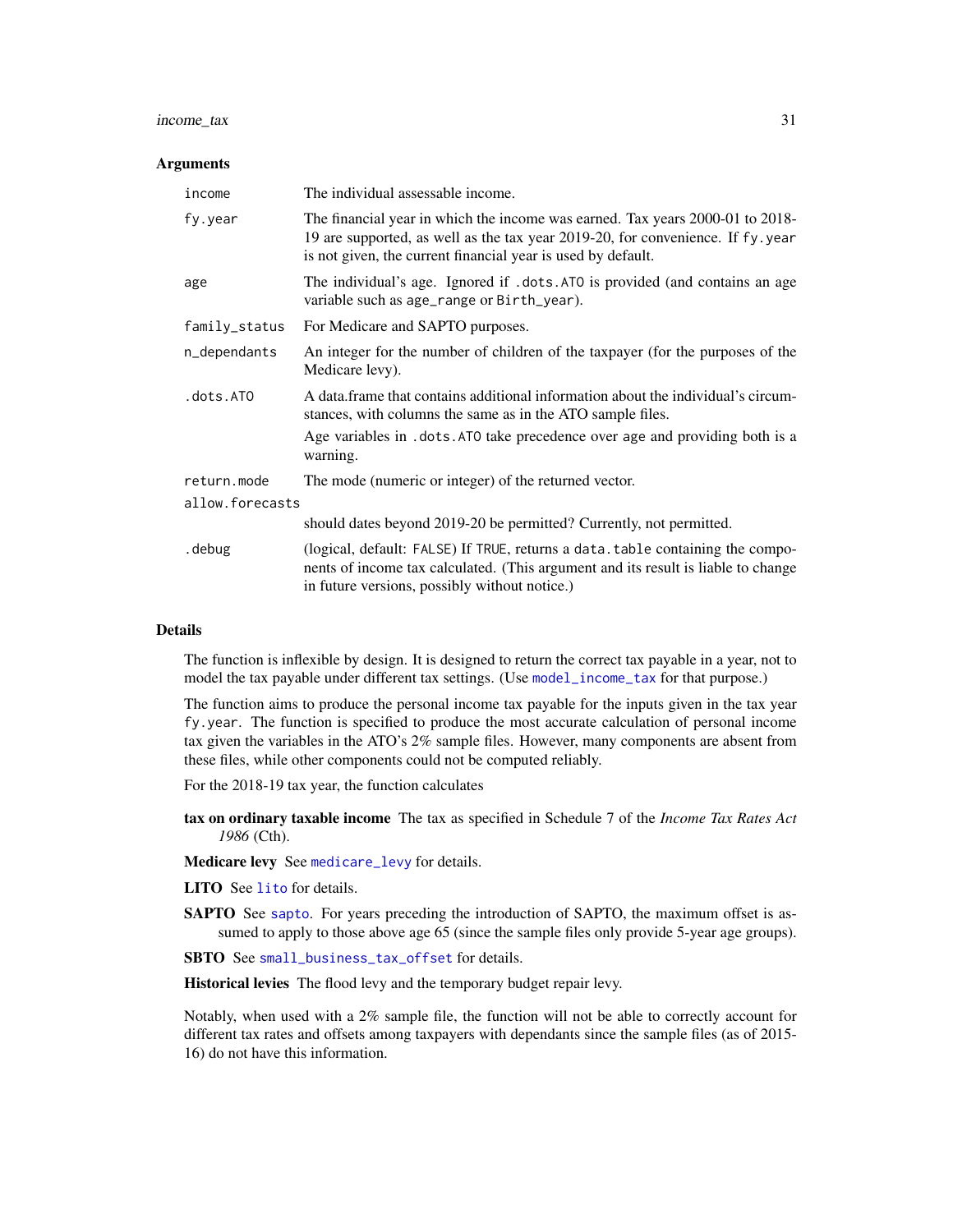### Arguments

| | |
|---|---|
| `income` | The individual assessable income. |
| `fy.year` | The financial year in which the income was earned. Tax years 2000-01 to 2018-19 are supported, as well as the tax year 2019-20, for convenience. If `fy.year` is not given, the current financial year is used by default. |
| `age` | The individual's age. Ignored if `.dots.ATO` is provided (and contains an age variable such as `age_range` or `Birth_year`). |
| `family_status` | For Medicare and SAPTO purposes. |
| `n_dependants` | An integer for the number of children of the taxpayer (for the purposes of the Medicare levy). |
| `.dots.ATO` | A data.frame that contains additional information about the individual's circumstances, with columns the same as in the ATO sample files. Age variables in `.dots.ATO` take precedence over `age` and providing both is a warning. |
| `return.mode` | The mode (numeric or integer) of the returned vector. |
| `allow.forecasts` | should dates beyond 2019-20 be permitted? Currently, not permitted. |
| `.debug` | (logical, default: `FALSE`) If `TRUE`, returns a `data.table` containing the components of income tax calculated. (This argument and its result is liable to change in future versions, possibly without notice.) |

### Details

The function is inflexible by design. It is designed to return the correct tax payable in a year, not to model the tax payable under different tax settings. (Use `model_income_tax` for that purpose.)

The function aims to produce the personal income tax payable for the inputs given in the tax year `fy.year`. The function is specified to produce the most accurate calculation of personal income tax given the variables in the ATO's 2% sample files. However, many components are absent from these files, while other components could not be computed reliably.

For the 2018-19 tax year, the function calculates

**tax on ordinary taxable income** The tax as specified in Schedule 7 of the *Income Tax Rates Act 1986* (Cth).

**Medicare levy** See `medicare_levy` for details.

**LITO** See `lito` for details.

**SAPTO** See `sapto`. For years preceding the introduction of SAPTO, the maximum offset is assumed to apply to those above age 65 (since the sample files only provide 5-year age groups).

**SBTO** See `small_business_tax_offset` for details.

**Historical levies** The flood levy and the temporary budget repair levy.

Notably, when used with a 2% sample file, the function will not be able to correctly account for different tax rates and offsets among taxpayers with dependants since the sample files (as of 2015-16) do not have this information.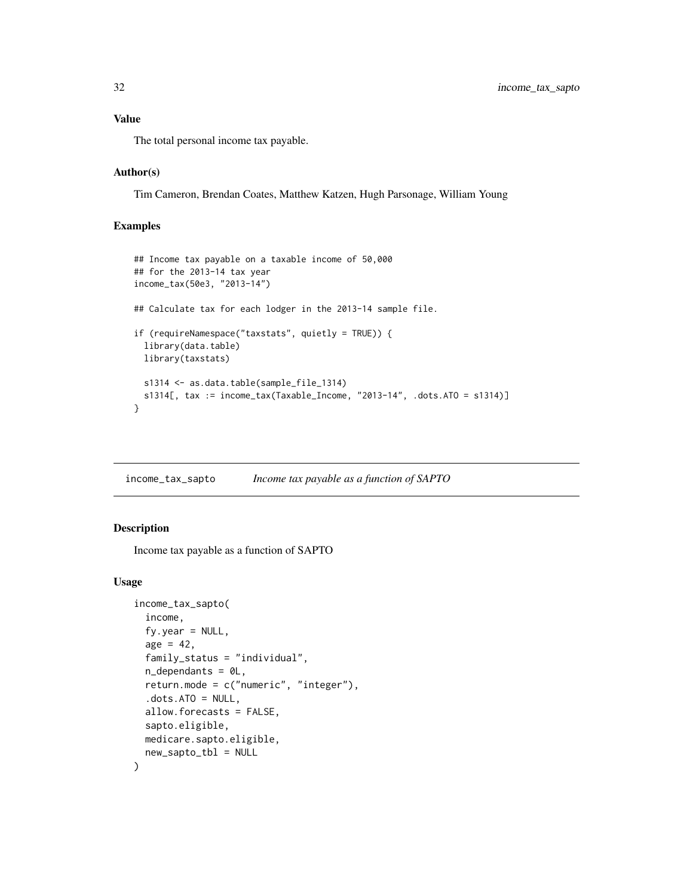### Value

The total personal income tax payable.

### Author(s)

Tim Cameron, Brendan Coates, Matthew Katzen, Hugh Parsonage, William Young

### Examples

```
## Income tax payable on a taxable income of 50,000
## for the 2013-14 tax year
income_tax(50e3, "2013-14")

## Calculate tax for each lodger in the 2013-14 sample file.

if (requireNamespace("taxstats", quietly = TRUE)) {
  library(data.table)
  library(taxstats)

  s1314 <- as.data.table(sample_file_1314)
  s1314[, tax := income_tax(Taxable_Income, "2013-14", .dots.ATO = s1314)]
}
```

---

## income_tax_sapto — *Income tax payable as a function of SAPTO*

### Description

Income tax payable as a function of SAPTO

### Usage

```
income_tax_sapto(
  income,
  fy.year = NULL,
  age = 42,
  family_status = "individual",
  n_dependants = 0L,
  return.mode = c("numeric", "integer"),
  .dots.ATO = NULL,
  allow.forecasts = FALSE,
  sapto.eligible,
  medicare.sapto.eligible,
  new_sapto_tbl = NULL
)
```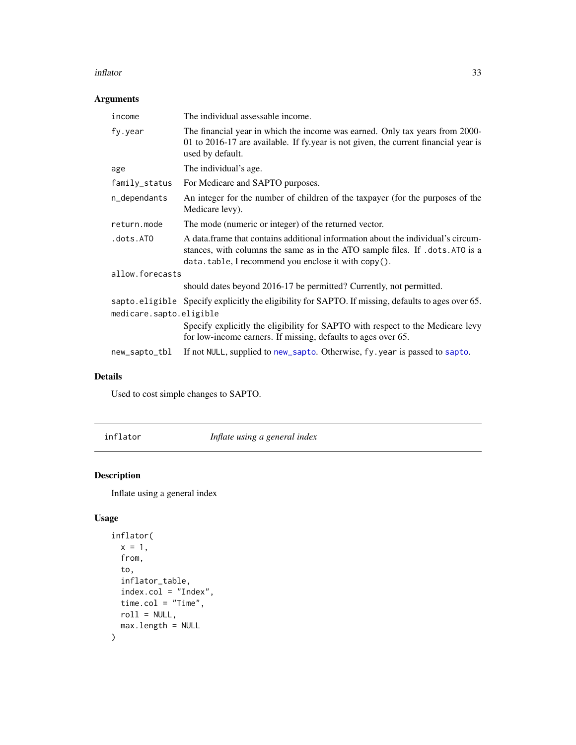## Arguments

| | |
|---|---|
| `income` | The individual assessable income. |
| `fy.year` | The financial year in which the income was earned. Only tax years from 2000-01 to 2016-17 are available. If fy.year is not given, the current financial year is used by default. |
| `age` | The individual's age. |
| `family_status` | For Medicare and SAPTO purposes. |
| `n_dependants` | An integer for the number of children of the taxpayer (for the purposes of the Medicare levy). |
| `return.mode` | The mode (numeric or integer) of the returned vector. |
| `.dots.ATO` | A data.frame that contains additional information about the individual's circumstances, with columns the same as in the ATO sample files. If `.dots.ATO` is a `data.table`, I recommend you enclose it with `copy()`. |
| `allow.forecasts` | should dates beyond 2016-17 be permitted? Currently, not permitted. |
| `sapto.eligible` | Specify explicitly the eligibility for SAPTO. If missing, defaults to ages over 65. |
| `medicare.sapto.eligible` | Specify explicitly the eligibility for SAPTO with respect to the Medicare levy for low-income earners. If missing, defaults to ages over 65. |
| `new_sapto_tbl` | If not `NULL`, supplied to `new_sapto`. Otherwise, `fy.year` is passed to `sapto`. |

## Details

Used to cost simple changes to SAPTO.

---

# inflator — *Inflate using a general index*

## Description

Inflate using a general index

## Usage

```
inflator(
  x = 1,
  from,
  to,
  inflator_table,
  index.col = "Index",
  time.col = "Time",
  roll = NULL,
  max.length = NULL
)
```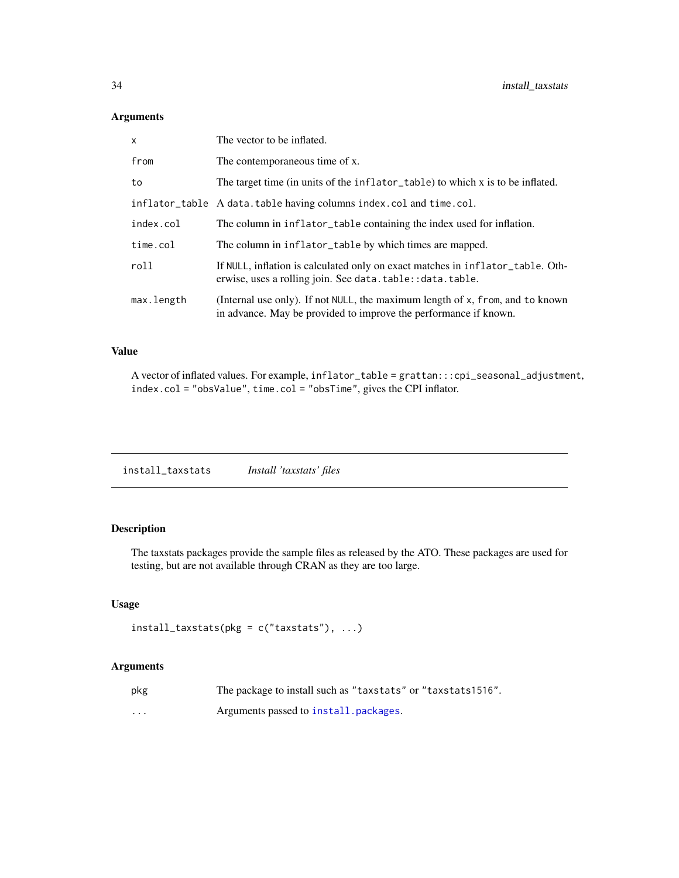## Arguments

| | |
|---|---|
| `x` | The vector to be inflated. |
| `from` | The contemporaneous time of x. |
| `to` | The target time (in units of the `inflator_table`) to which x is to be inflated. |
| `inflator_table` | A `data.table` having columns `index.col` and `time.col`. |
| `index.col` | The column in `inflator_table` containing the index used for inflation. |
| `time.col` | The column in `inflator_table` by which times are mapped. |
| `roll` | If `NULL`, inflation is calculated only on exact matches in `inflator_table`. Otherwise, uses a rolling join. See `data.table::data.table`. |
| `max.length` | (Internal use only). If not `NULL`, the maximum length of `x`, `from`, and `to` known in advance. May be provided to improve the performance if known. |

## Value

A vector of inflated values. For example, `inflator_table = grattan:::cpi_seasonal_adjustment`, `index.col = "obsValue"`, `time.col = "obsTime"`, gives the CPI inflator.

---

# `install_taxstats` *Install 'taxstats' files*

## Description

The taxstats packages provide the sample files as released by the ATO. These packages are used for testing, but are not available through CRAN as they are too large.

## Usage

```
install_taxstats(pkg = c("taxstats"), ...)
```

## Arguments

| | |
|---|---|
| `pkg` | The package to install such as `"taxstats"` or `"taxstats1516"`. |
| `...` | Arguments passed to `install.packages`. |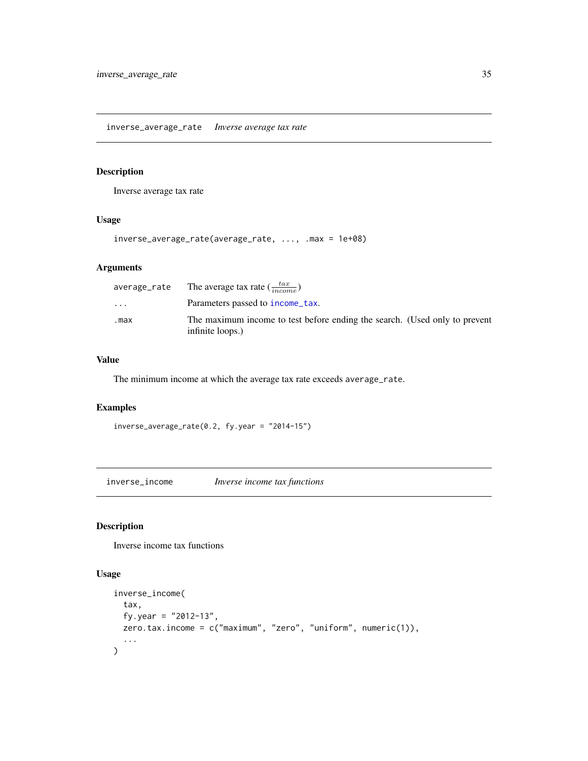## inverse_average_rate *Inverse average tax rate*

### Description

Inverse average tax rate

### Usage

```
inverse_average_rate(average_rate, ..., .max = 1e+08)
```

### Arguments

| | |
|---|---|
| average_rate | The average tax rate ($\frac{tax}{income}$) |
| ... | Parameters passed to income_tax. |
| .max | The maximum income to test before ending the search. (Used only to prevent infinite loops.) |

### Value

The minimum income at which the average tax rate exceeds average_rate.

### Examples

```
inverse_average_rate(0.2, fy.year = "2014-15")
```

## inverse_income *Inverse income tax functions*

### Description

Inverse income tax functions

### Usage

```
inverse_income(
  tax,
  fy.year = "2012-13",
  zero.tax.income = c("maximum", "zero", "uniform", numeric(1)),
  ...
)
```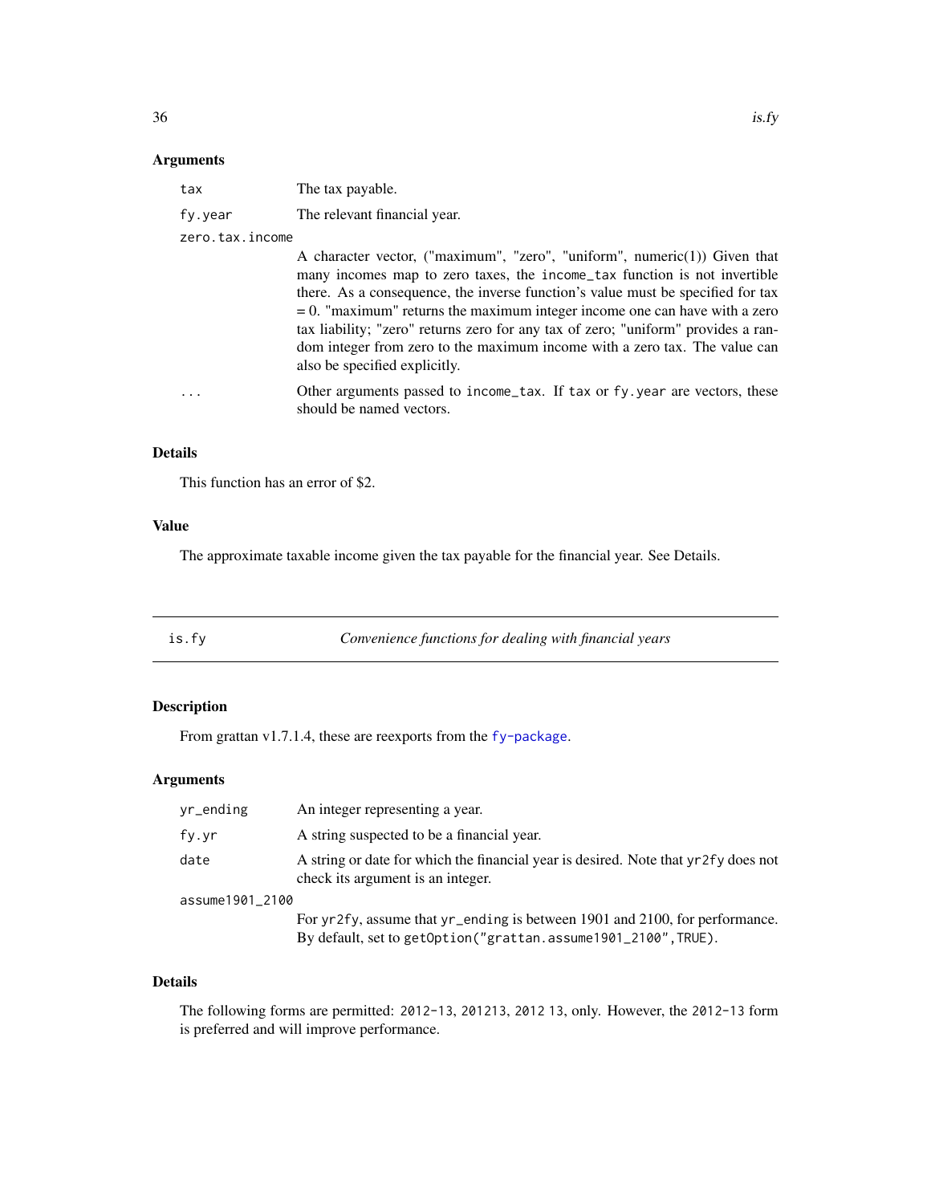### Arguments

| | |
|---|---|
| `tax` | The tax payable. |
| `fy.year` | The relevant financial year. |
| `zero.tax.income` | A character vector, ("maximum", "zero", "uniform", numeric(1)) Given that many incomes map to zero taxes, the `income_tax` function is not invertible there. As a consequence, the inverse function's value must be specified for tax = 0. "maximum" returns the maximum integer income one can have with a zero tax liability; "zero" returns zero for any tax of zero; "uniform" provides a random integer from zero to the maximum income with a zero tax. The value can also be specified explicitly. |
| `...` | Other arguments passed to `income_tax`. If `tax` or `fy.year` are vectors, these should be named vectors. |

### Details

This function has an error of $2.

### Value

The approximate taxable income given the tax payable for the financial year. See Details.

---

## is.fy — *Convenience functions for dealing with financial years*

### Description

From grattan v1.7.1.4, these are reexports from the `fy-package`.

### Arguments

| | |
|---|---|
| `yr_ending` | An integer representing a year. |
| `fy.yr` | A string suspected to be a financial year. |
| `date` | A string or date for which the financial year is desired. Note that `yr2fy` does not check its argument is an integer. |
| `assume1901_2100` | For `yr2fy`, assume that `yr_ending` is between 1901 and 2100, for performance. By default, set to `getOption("grattan.assume1901_2100",TRUE)`. |

### Details

The following forms are permitted: `2012-13`, `201213`, `2012 13`, only. However, the `2012-13` form is preferred and will improve performance.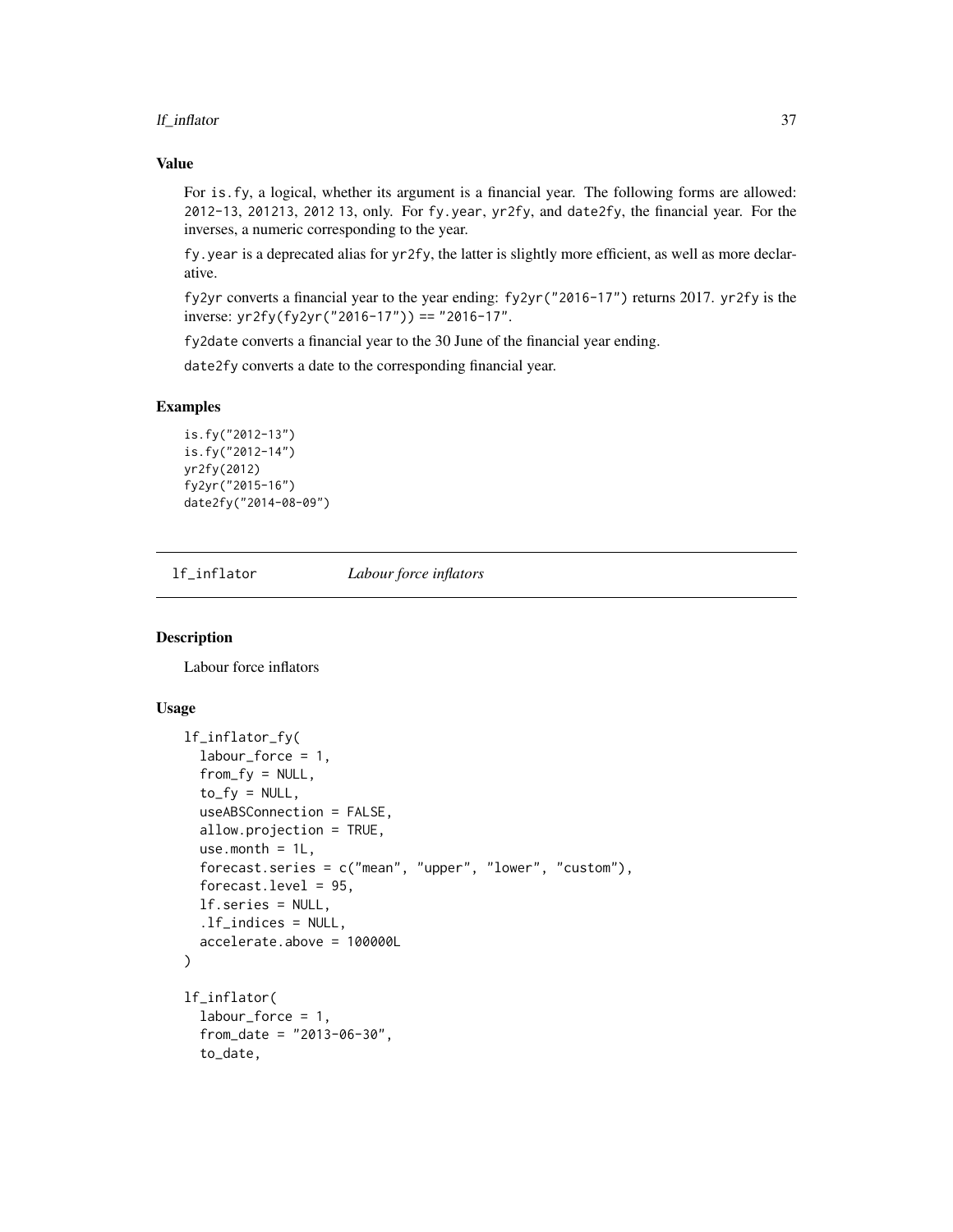## Value

For `is.fy`, a logical, whether its argument is a financial year. The following forms are allowed: `2012-13`, `201213`, `2012 13`, only. For `fy.year`, `yr2fy`, and `date2fy`, the financial year. For the inverses, a numeric corresponding to the year.

`fy.year` is a deprecated alias for `yr2fy`, the latter is slightly more efficient, as well as more declarative.

`fy2yr` converts a financial year to the year ending: `fy2yr("2016-17")` returns 2017. `yr2fy` is the inverse: `yr2fy(fy2yr("2016-17")) == "2016-17"`.

`fy2date` converts a financial year to the 30 June of the financial year ending.

`date2fy` converts a date to the corresponding financial year.

## Examples

```
is.fy("2012-13")
is.fy("2012-14")
yr2fy(2012)
fy2yr("2015-16")
date2fy("2014-08-09")
```

---

# lf_inflator — *Labour force inflators*

## Description

Labour force inflators

## Usage

```
lf_inflator_fy(
  labour_force = 1,
  from_fy = NULL,
  to_fy = NULL,
  useABSConnection = FALSE,
  allow.projection = TRUE,
  use.month = 1L,
  forecast.series = c("mean", "upper", "lower", "custom"),
  forecast.level = 95,
  lf.series = NULL,
  .lf_indices = NULL,
  accelerate.above = 100000L
)

lf_inflator(
  labour_force = 1,
  from_date = "2013-06-30",
  to_date,
```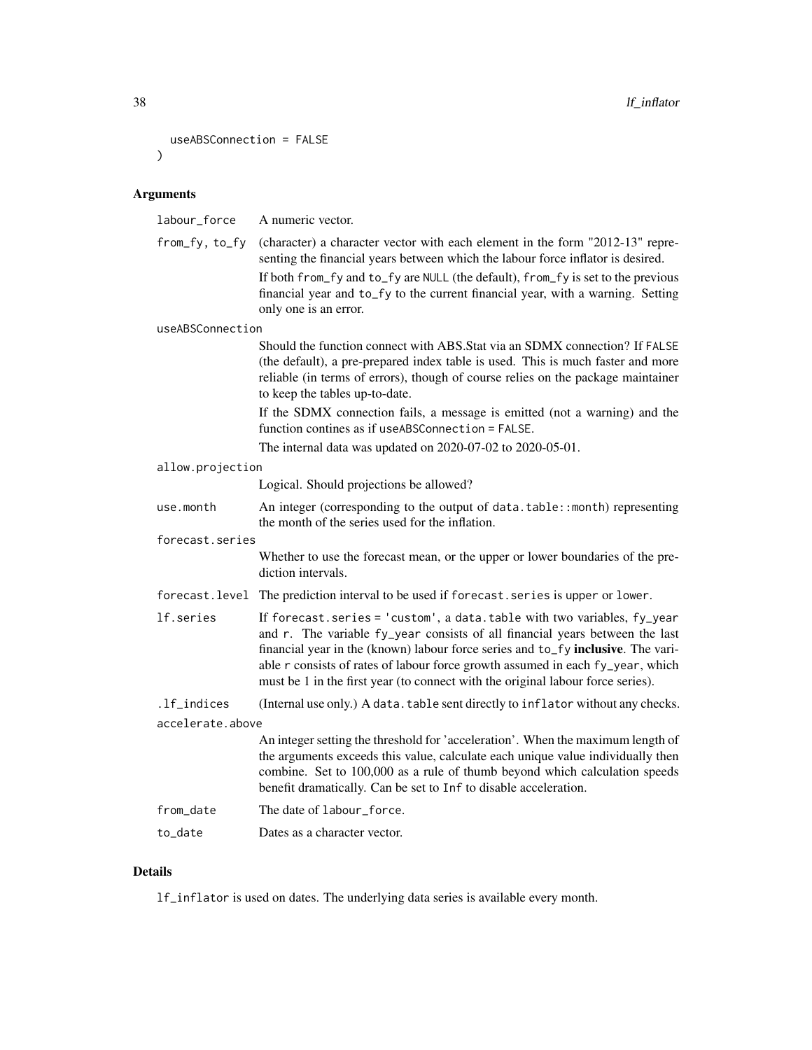```
  useABSConnection = FALSE
)
```

## Arguments

| | |
|---|---|
| `labour_force` | A numeric vector. |
| `from_fy, to_fy` | (character) a character vector with each element in the form "2012-13" representing the financial years between which the labour force inflator is desired.<br><br>If both `from_fy` and `to_fy` are `NULL` (the default), `from_fy` is set to the previous financial year and `to_fy` to the current financial year, with a warning. Setting only one is an error. |
| `useABSConnection` | Should the function connect with ABS.Stat via an SDMX connection? If `FALSE` (the default), a pre-prepared index table is used. This is much faster and more reliable (in terms of errors), though of course relies on the package maintainer to keep the tables up-to-date.<br><br>If the SDMX connection fails, a message is emitted (not a warning) and the function contines as if `useABSConnection = FALSE`.<br><br>The internal data was updated on 2020-07-02 to 2020-05-01. |
| `allow.projection` | Logical. Should projections be allowed? |
| `use.month` | An integer (corresponding to the output of `data.table::month`) representing the month of the series used for the inflation. |
| `forecast.series` | Whether to use the forecast mean, or the upper or lower boundaries of the prediction intervals. |
| `forecast.level` | The prediction interval to be used if `forecast.series` is `upper` or `lower`. |
| `lf.series` | If `forecast.series = 'custom'`, a `data.table` with two variables, `fy_year` and `r`. The variable `fy_year` consists of all financial years between the last financial year in the (known) labour force series and `to_fy` **inclusive**. The variable `r` consists of rates of labour force growth assumed in each `fy_year`, which must be 1 in the first year (to connect with the original labour force series). |
| `.lf_indices` | (Internal use only.) A `data.table` sent directly to `inflator` without any checks. |
| `accelerate.above` | An integer setting the threshold for 'acceleration'. When the maximum length of the arguments exceeds this value, calculate each unique value individually then combine. Set to 100,000 as a rule of thumb beyond which calculation speeds benefit dramatically. Can be set to `Inf` to disable acceleration. |
| `from_date` | The date of `labour_force`. |
| `to_date` | Dates as a character vector. |

## Details

`lf_inflator` is used on dates. The underlying data series is available every month.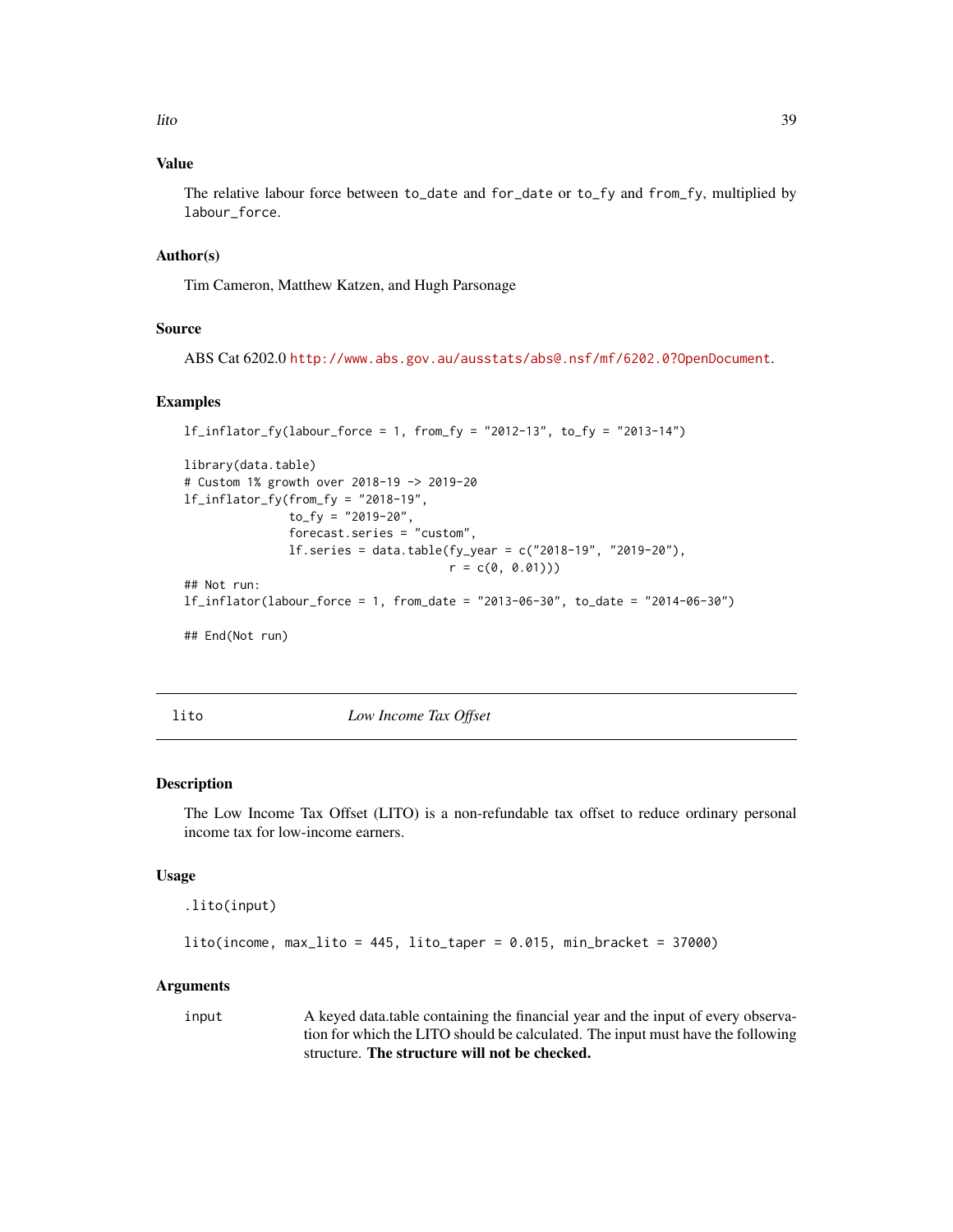### Value

The relative labour force between `to_date` and `for_date` or `to_fy` and `from_fy`, multiplied by `labour_force`.

### Author(s)

Tim Cameron, Matthew Katzen, and Hugh Parsonage

### Source

ABS Cat 6202.0 http://www.abs.gov.au/ausstats/abs@.nsf/mf/6202.0?OpenDocument.

### Examples

```
lf_inflator_fy(labour_force = 1, from_fy = "2012-13", to_fy = "2013-14")

library(data.table)
# Custom 1% growth over 2018-19 -> 2019-20
lf_inflator_fy(from_fy = "2018-19",
               to_fy = "2019-20",
               forecast.series = "custom",
               lf.series = data.table(fy_year = c("2018-19", "2019-20"),
                                      r = c(0, 0.01)))
## Not run:
lf_inflator(labour_force = 1, from_date = "2013-06-30", to_date = "2014-06-30")

## End(Not run)
```

---

## lito — *Low Income Tax Offset*

### Description

The Low Income Tax Offset (LITO) is a non-refundable tax offset to reduce ordinary personal income tax for low-income earners.

### Usage

```
.lito(input)

lito(income, max_lito = 445, lito_taper = 0.015, min_bracket = 37000)
```

### Arguments

`input` — A keyed data.table containing the financial year and the input of every observation for which the LITO should be calculated. The input must have the following structure. **The structure will not be checked.**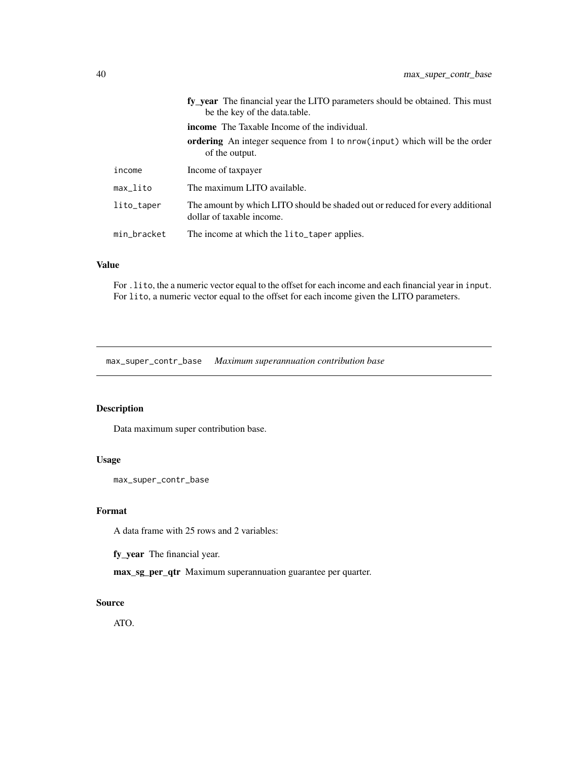**fy_year** The financial year the LITO parameters should be obtained. This must be the key of the data.table.

**income** The Taxable Income of the individual.

**ordering** An integer sequence from 1 to `nrow(input)` which will be the order of the output.

| | |
|---|---|
| `income` | Income of taxpayer |
| `max_lito` | The maximum LITO available. |
| `lito_taper` | The amount by which LITO should be shaded out or reduced for every additional dollar of taxable income. |
| `min_bracket` | The income at which the `lito_taper` applies. |

### Value

For `.lito`, the a numeric vector equal to the offset for each income and each financial year in `input`. For `lito`, a numeric vector equal to the offset for each income given the LITO parameters.

---

## `max_super_contr_base` *Maximum superannuation contribution base*

---

### Description

Data maximum super contribution base.

### Usage

```
max_super_contr_base
```

### Format

A data frame with 25 rows and 2 variables:

**fy_year** The financial year.

**max_sg_per_qtr** Maximum superannuation guarantee per quarter.

### Source

ATO.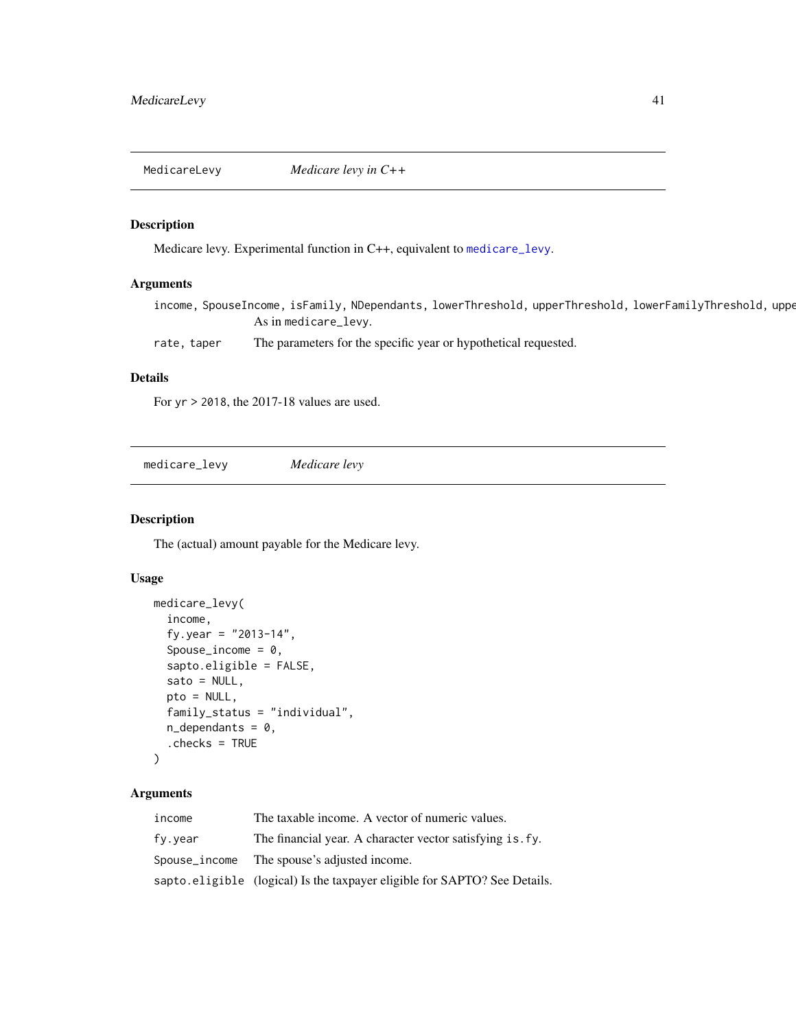## MedicareLevy — *Medicare levy in C++*

### Description

Medicare levy. Experimental function in C++, equivalent to `medicare_levy`.

### Arguments

| | |
|---|---|
| `income, SpouseIncome, isFamily, NDependants, lowerThreshold, upperThreshold, lowerFamilyThreshold, uppe` | As in `medicare_levy`. |
| `rate, taper` | The parameters for the specific year or hypothetical requested. |

### Details

For `yr > 2018`, the 2017-18 values are used.

## medicare_levy — *Medicare levy*

### Description

The (actual) amount payable for the Medicare levy.

### Usage

```
medicare_levy(
  income,
  fy.year = "2013-14",
  Spouse_income = 0,
  sapto.eligible = FALSE,
  sato = NULL,
  pto = NULL,
  family_status = "individual",
  n_dependants = 0,
  .checks = TRUE
)
```

### Arguments

| | |
|---|---|
| `income` | The taxable income. A vector of numeric values. |
| `fy.year` | The financial year. A character vector satisfying `is.fy`. |
| `Spouse_income` | The spouse's adjusted income. |
| `sapto.eligible` | (logical) Is the taxpayer eligible for SAPTO? See Details. |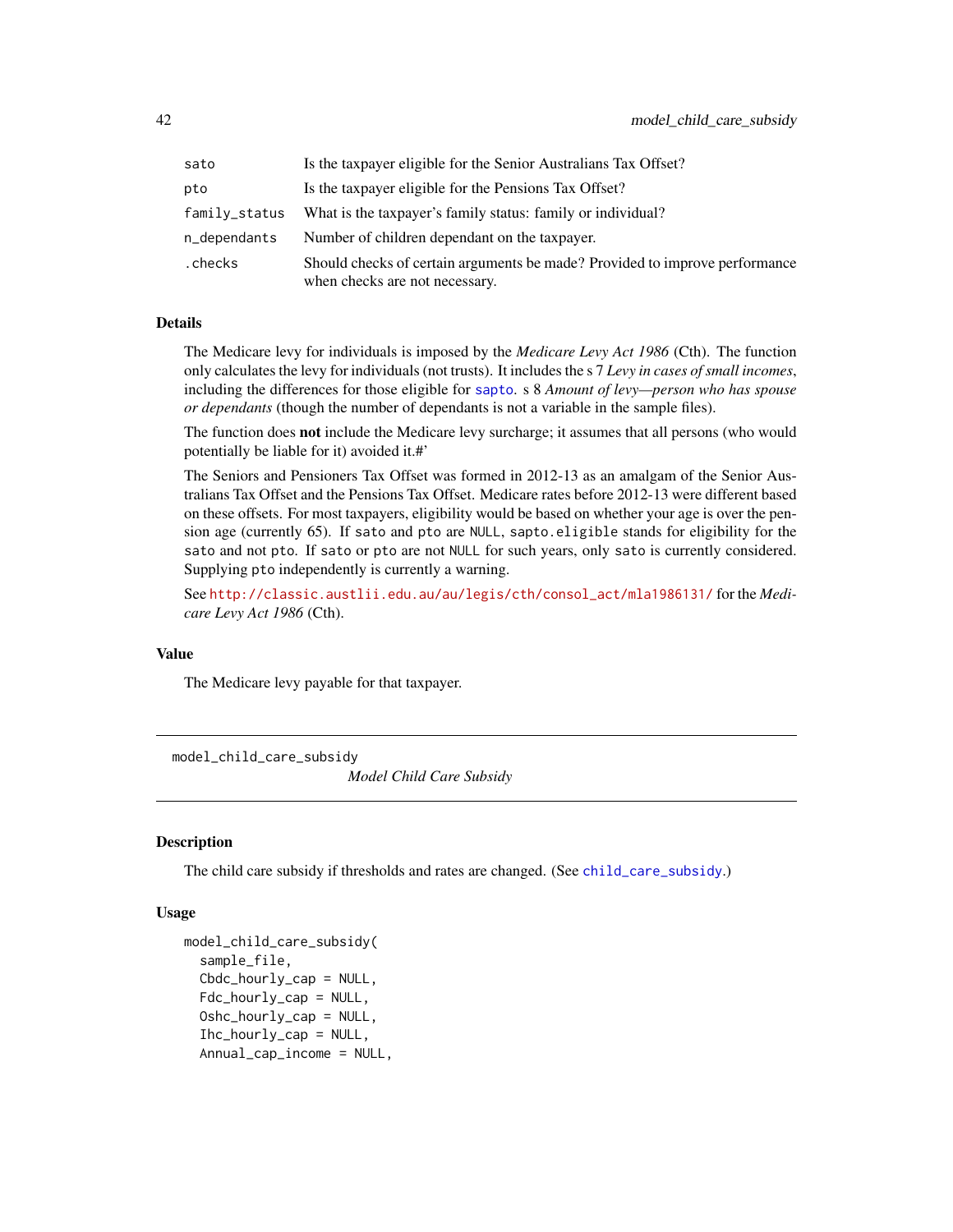| | |
|---|---|
| `sato` | Is the taxpayer eligible for the Senior Australians Tax Offset? |
| `pto` | Is the taxpayer eligible for the Pensions Tax Offset? |
| `family_status` | What is the taxpayer's family status: family or individual? |
| `n_dependants` | Number of children dependant on the taxpayer. |
| `.checks` | Should checks of certain arguments be made? Provided to improve performance when checks are not necessary. |

### Details

The Medicare levy for individuals is imposed by the *Medicare Levy Act 1986* (Cth). The function only calculates the levy for individuals (not trusts). It includes the s 7 *Levy in cases of small incomes*, including the differences for those eligible for `sapto`. s 8 *Amount of levy—person who has spouse or dependants* (though the number of dependants is not a variable in the sample files).

The function does **not** include the Medicare levy surcharge; it assumes that all persons (who would potentially be liable for it) avoided it.#'

The Seniors and Pensioners Tax Offset was formed in 2012-13 as an amalgam of the Senior Australians Tax Offset and the Pensions Tax Offset. Medicare rates before 2012-13 were different based on these offsets. For most taxpayers, eligibility would be based on whether your age is over the pension age (currently 65). If `sato` and `pto` are `NULL`, `sapto.eligible` stands for eligibility for the `sato` and not `pto`. If `sato` or `pto` are not `NULL` for such years, only `sato` is currently considered. Supplying `pto` independently is currently a warning.

See http://classic.austlii.edu.au/au/legis/cth/consol_act/mla1986131/ for the *Medicare Levy Act 1986* (Cth).

### Value

The Medicare levy payable for that taxpayer.

---

## model_child_care_subsidy

*Model Child Care Subsidy*

### Description

The child care subsidy if thresholds and rates are changed. (See `child_care_subsidy`.)

### Usage

```
model_child_care_subsidy(
  sample_file,
  Cbdc_hourly_cap = NULL,
  Fdc_hourly_cap = NULL,
  Oshc_hourly_cap = NULL,
  Ihc_hourly_cap = NULL,
  Annual_cap_income = NULL,
```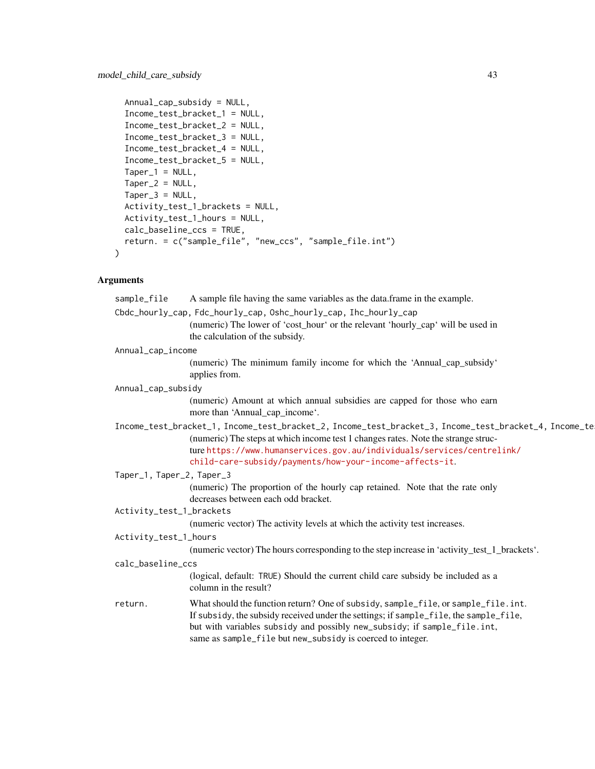```
  Annual_cap_subsidy = NULL,
  Income_test_bracket_1 = NULL,
  Income_test_bracket_2 = NULL,
  Income_test_bracket_3 = NULL,
  Income_test_bracket_4 = NULL,
  Income_test_bracket_5 = NULL,
  Taper_1 = NULL,
  Taper_2 = NULL,
  Taper_3 = NULL,
  Activity_test_1_brackets = NULL,
  Activity_test_1_hours = NULL,
  calc_baseline_ccs = TRUE,
  return. = c("sample_file", "new_ccs", "sample_file.int")
)
```

## Arguments

`sample_file`
: A sample file having the same variables as the data.frame in the example.

`Cbdc_hourly_cap`, `Fdc_hourly_cap`, `Oshc_hourly_cap`, `Ihc_hourly_cap`
: (numeric) The lower of 'cost_hour' or the relevant 'hourly_cap' will be used in the calculation of the subsidy.

`Annual_cap_income`
: (numeric) The minimum family income for which the 'Annual_cap_subsidy' applies from.

`Annual_cap_subsidy`
: (numeric) Amount at which annual subsidies are capped for those who earn more than 'Annual_cap_income'.

`Income_test_bracket_1`, `Income_test_bracket_2`, `Income_test_bracket_3`, `Income_test_bracket_4`, `Income_te`
: (numeric) The steps at which income test 1 changes rates. Note the strange structure https://www.humanservices.gov.au/individuals/services/centrelink/child-care-subsidy/payments/how-your-income-affects-it.

`Taper_1`, `Taper_2`, `Taper_3`
: (numeric) The proportion of the hourly cap retained. Note that the rate only decreases between each odd bracket.

`Activity_test_1_brackets`
: (numeric vector) The activity levels at which the activity test increases.

`Activity_test_1_hours`
: (numeric vector) The hours corresponding to the step increase in 'activity_test_1_brackets'.

`calc_baseline_ccs`
: (logical, default: `TRUE`) Should the current child care subsidy be included as a column in the result?

`return.`
: What should the function return? One of `subsidy`, `sample_file`, or `sample_file.int`. If `subsidy`, the subsidy received under the settings; if `sample_file`, the `sample_file`, but with variables `subsidy` and possibly `new_subsidy`; if `sample_file.int`, same as `sample_file` but `new_subsidy` is coerced to integer.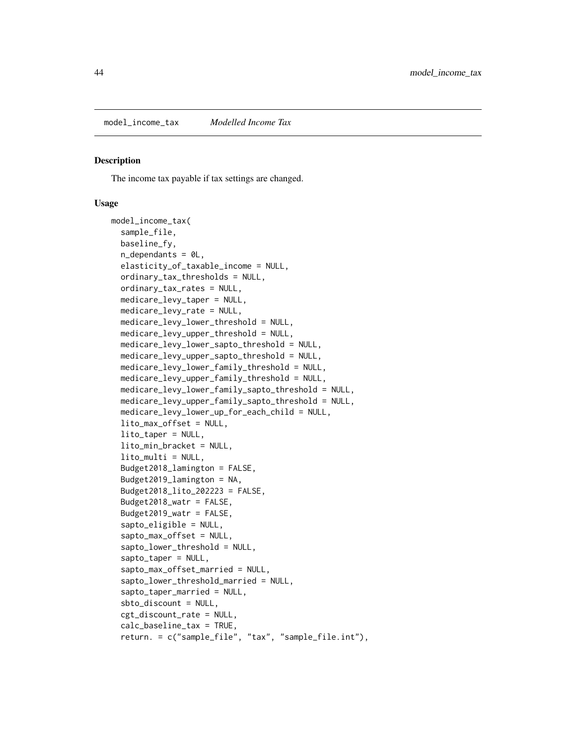## model_income_tax — *Modelled Income Tax*

### Description

The income tax payable if tax settings are changed.

### Usage

```
model_income_tax(
  sample_file,
  baseline_fy,
  n_dependants = 0L,
  elasticity_of_taxable_income = NULL,
  ordinary_tax_thresholds = NULL,
  ordinary_tax_rates = NULL,
  medicare_levy_taper = NULL,
  medicare_levy_rate = NULL,
  medicare_levy_lower_threshold = NULL,
  medicare_levy_upper_threshold = NULL,
  medicare_levy_lower_sapto_threshold = NULL,
  medicare_levy_upper_sapto_threshold = NULL,
  medicare_levy_lower_family_threshold = NULL,
  medicare_levy_upper_family_threshold = NULL,
  medicare_levy_lower_family_sapto_threshold = NULL,
  medicare_levy_upper_family_sapto_threshold = NULL,
  medicare_levy_lower_up_for_each_child = NULL,
  lito_max_offset = NULL,
  lito_taper = NULL,
  lito_min_bracket = NULL,
  lito_multi = NULL,
  Budget2018_lamington = FALSE,
  Budget2019_lamington = NA,
  Budget2018_lito_202223 = FALSE,
  Budget2018_watr = FALSE,
  Budget2019_watr = FALSE,
  sapto_eligible = NULL,
  sapto_max_offset = NULL,
  sapto_lower_threshold = NULL,
  sapto_taper = NULL,
  sapto_max_offset_married = NULL,
  sapto_lower_threshold_married = NULL,
  sapto_taper_married = NULL,
  sbto_discount = NULL,
  cgt_discount_rate = NULL,
  calc_baseline_tax = TRUE,
  return. = c("sample_file", "tax", "sample_file.int"),
```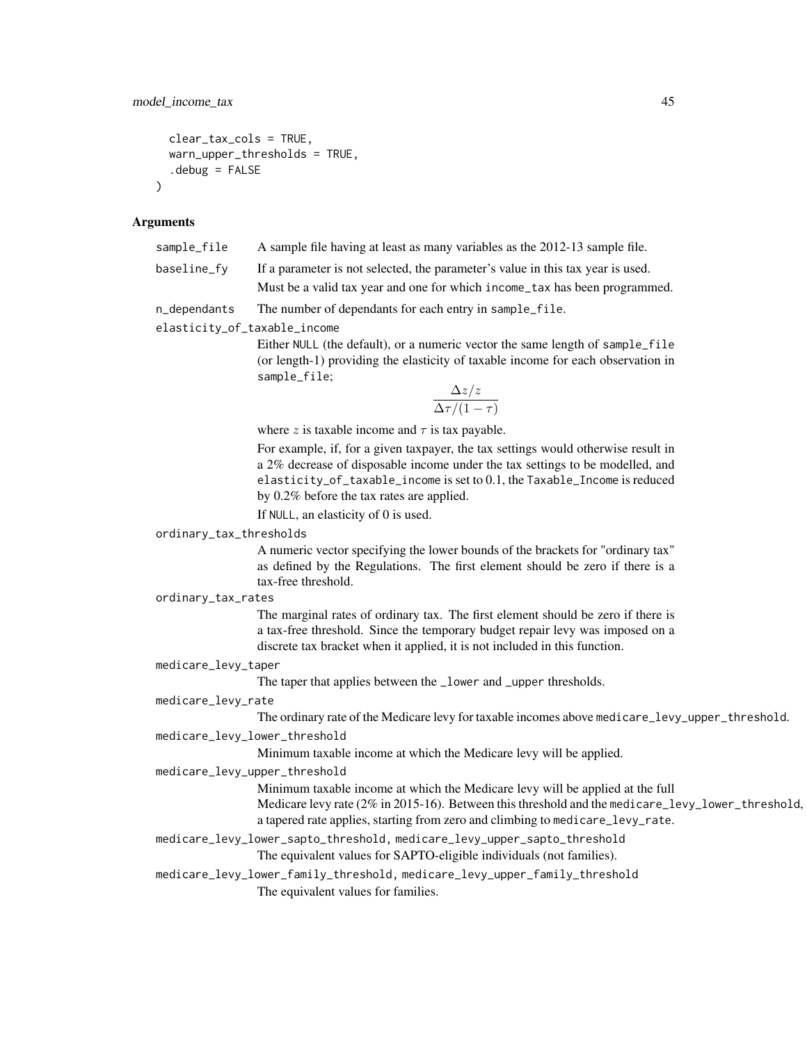```
  clear_tax_cols = TRUE,
  warn_upper_thresholds = TRUE,
  .debug = FALSE
)
```

### Arguments

`sample_file` A sample file having at least as many variables as the 2012-13 sample file.

`baseline_fy` If a parameter is not selected, the parameter's value in this tax year is used.

Must be a valid tax year and one for which `income_tax` has been programmed.

`n_dependants` The number of dependants for each entry in `sample_file`.

`elasticity_of_taxable_income`

Either `NULL` (the default), or a numeric vector the same length of `sample_file` (or length-1) providing the elasticity of taxable income for each observation in `sample_file`;

$$\frac{\Delta z/z}{\Delta\tau/(1-\tau)}$$

where $z$ is taxable income and $\tau$ is tax payable.

For example, if, for a given taxpayer, the tax settings would otherwise result in a 2% decrease of disposable income under the tax settings to be modelled, and `elasticity_of_taxable_income` is set to 0.1, the `Taxable_Income` is reduced by 0.2% before the tax rates are applied.

If `NULL`, an elasticity of 0 is used.

`ordinary_tax_thresholds`

A numeric vector specifying the lower bounds of the brackets for "ordinary tax" as defined by the Regulations. The first element should be zero if there is a tax-free threshold.

`ordinary_tax_rates`

The marginal rates of ordinary tax. The first element should be zero if there is a tax-free threshold. Since the temporary budget repair levy was imposed on a discrete tax bracket when it applied, it is not included in this function.

`medicare_levy_taper`

The taper that applies between the `_lower` and `_upper` thresholds.

`medicare_levy_rate`

The ordinary rate of the Medicare levy for taxable incomes above `medicare_levy_upper_threshold`.

`medicare_levy_lower_threshold`

Minimum taxable income at which the Medicare levy will be applied.

`medicare_levy_upper_threshold`

Minimum taxable income at which the Medicare levy will be applied at the full Medicare levy rate (2% in 2015-16). Between this threshold and the `medicare_levy_lower_threshold`, a tapered rate applies, starting from zero and climbing to `medicare_levy_rate`.

`medicare_levy_lower_sapto_threshold, medicare_levy_upper_sapto_threshold`

The equivalent values for SAPTO-eligible individuals (not families).

`medicare_levy_lower_family_threshold, medicare_levy_upper_family_threshold`

The equivalent values for families.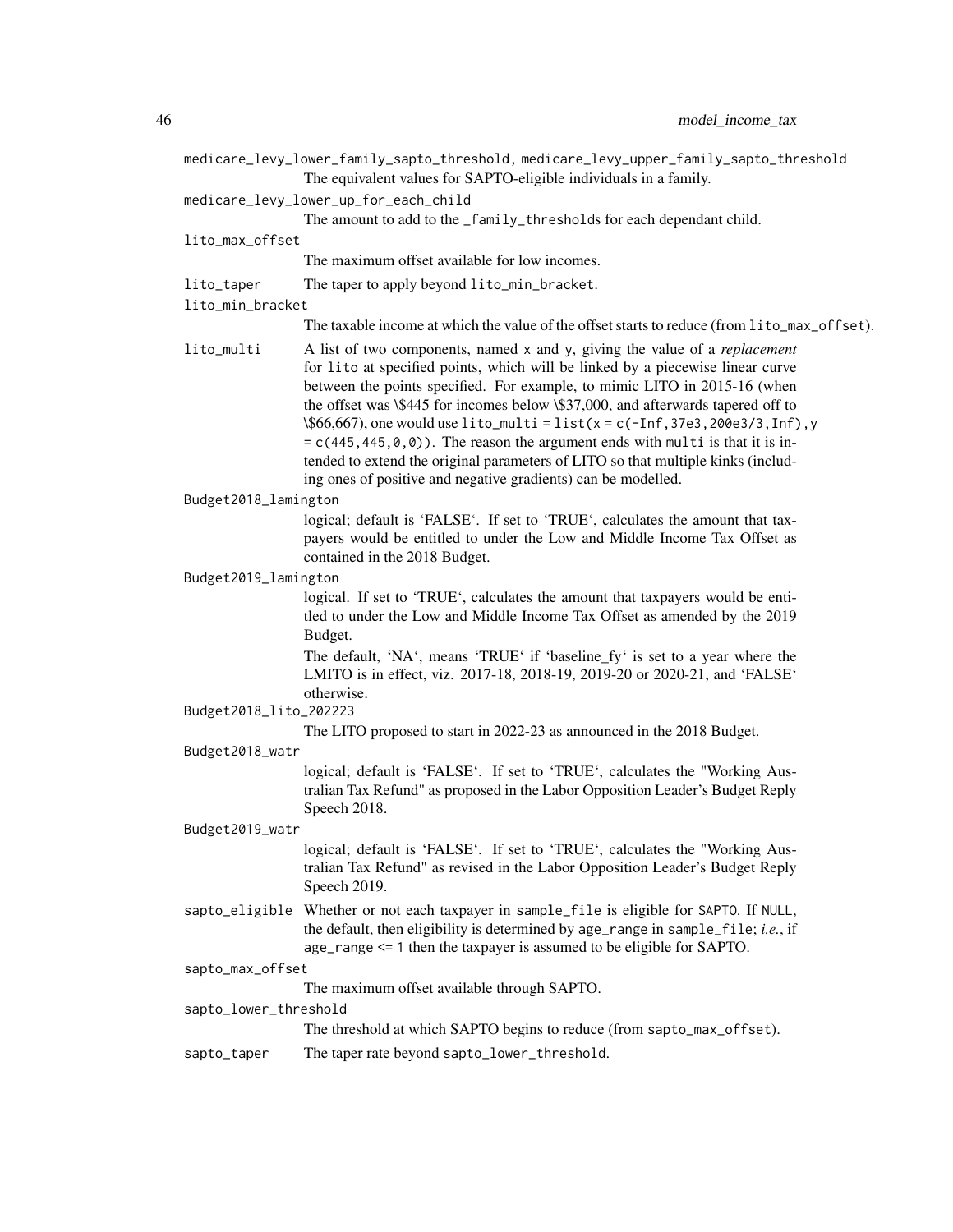`medicare_levy_lower_family_sapto_threshold`, `medicare_levy_upper_family_sapto_threshold`
: The equivalent values for SAPTO-eligible individuals in a family.

`medicare_levy_lower_up_for_each_child`
: The amount to add to the `_family_thresholds` for each dependant child.

`lito_max_offset`
: The maximum offset available for low incomes.

`lito_taper`
: The taper to apply beyond `lito_min_bracket`.

`lito_min_bracket`
: The taxable income at which the value of the offset starts to reduce (from `lito_max_offset`).

`lito_multi`
: A list of two components, named `x` and `y`, giving the value of a *replacement* for `lito` at specified points, which will be linked by a piecewise linear curve between the points specified. For example, to mimic LITO in 2015-16 (when the offset was \$445 for incomes below \$37,000, and afterwards tapered off to \$66,667), one would use `lito_multi = list(x = c(-Inf,37e3,200e3/3,Inf),y = c(445,445,0,0))`. The reason the argument ends with `multi` is that it is intended to extend the original parameters of LITO so that multiple kinks (including ones of positive and negative gradients) can be modelled.

`Budget2018_lamington`
: logical; default is 'FALSE'. If set to 'TRUE', calculates the amount that taxpayers would be entitled to under the Low and Middle Income Tax Offset as contained in the 2018 Budget.

`Budget2019_lamington`
: logical. If set to 'TRUE', calculates the amount that taxpayers would be entitled to under the Low and Middle Income Tax Offset as amended by the 2019 Budget.

  The default, 'NA', means 'TRUE' if 'baseline_fy' is set to a year where the LMITO is in effect, viz. 2017-18, 2018-19, 2019-20 or 2020-21, and 'FALSE' otherwise.

`Budget2018_lito_202223`
: The LITO proposed to start in 2022-23 as announced in the 2018 Budget.

`Budget2018_watr`
: logical; default is 'FALSE'. If set to 'TRUE', calculates the "Working Australian Tax Refund" as proposed in the Labor Opposition Leader's Budget Reply Speech 2018.

`Budget2019_watr`
: logical; default is 'FALSE'. If set to 'TRUE', calculates the "Working Australian Tax Refund" as revised in the Labor Opposition Leader's Budget Reply Speech 2019.

`sapto_eligible`
: Whether or not each taxpayer in `sample_file` is eligible for `SAPTO`. If `NULL`, the default, then eligibility is determined by `age_range` in `sample_file`; *i.e.*, if `age_range <= 1` then the taxpayer is assumed to be eligible for SAPTO.

`sapto_max_offset`
: The maximum offset available through SAPTO.

`sapto_lower_threshold`
: The threshold at which SAPTO begins to reduce (from `sapto_max_offset`).

`sapto_taper`
: The taper rate beyond `sapto_lower_threshold`.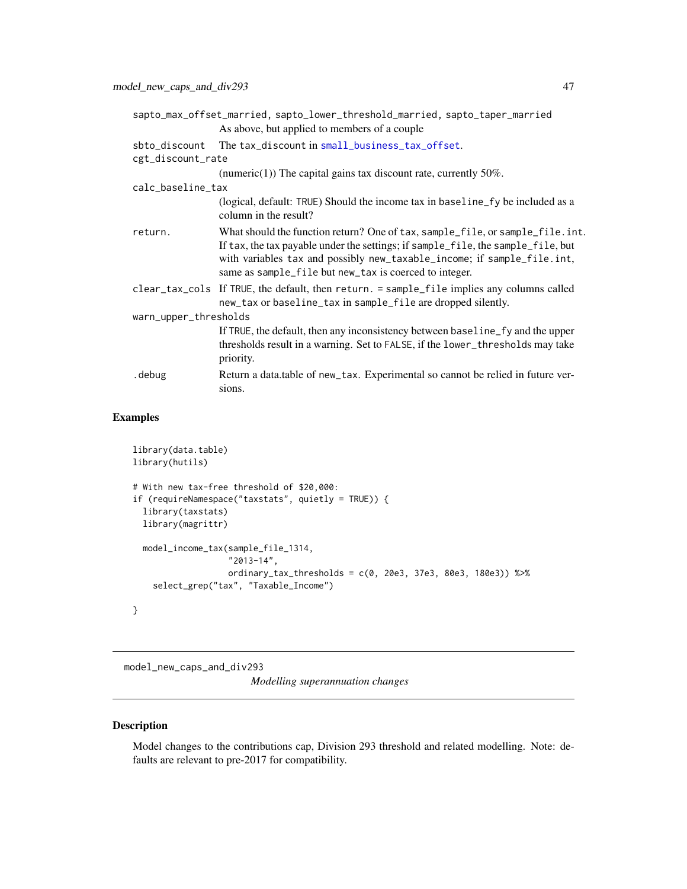sapto_max_offset_married, sapto_lower_threshold_married, sapto_taper_married
: As above, but applied to members of a couple

sbto_discount
: The tax_discount in small_business_tax_offset.

cgt_discount_rate
: (numeric(1)) The capital gains tax discount rate, currently 50%.

calc_baseline_tax
: (logical, default: TRUE) Should the income tax in baseline_fy be included as a column in the result?

return.
: What should the function return? One of tax, sample_file, or sample_file.int. If tax, the tax payable under the settings; if sample_file, the sample_file, but with variables tax and possibly new_taxable_income; if sample_file.int, same as sample_file but new_tax is coerced to integer.

clear_tax_cols
: If TRUE, the default, then return. = sample_file implies any columns called new_tax or baseline_tax in sample_file are dropped silently.

warn_upper_thresholds
: If TRUE, the default, then any inconsistency between baseline_fy and the upper thresholds result in a warning. Set to FALSE, if the lower_thresholds may take priority.

.debug
: Return a data.table of new_tax. Experimental so cannot be relied in future versions.

### Examples

```
library(data.table)
library(hutils)

# With new tax-free threshold of $20,000:
if (requireNamespace("taxstats", quietly = TRUE)) {
  library(taxstats)
  library(magrittr)

  model_income_tax(sample_file_1314,
                   "2013-14",
                   ordinary_tax_thresholds = c(0, 20e3, 37e3, 80e3, 180e3)) %>%
    select_grep("tax", "Taxable_Income")

}
```

---

## model_new_caps_and_div293 *Modelling superannuation changes*

---

### Description

Model changes to the contributions cap, Division 293 threshold and related modelling. Note: defaults are relevant to pre-2017 for compatibility.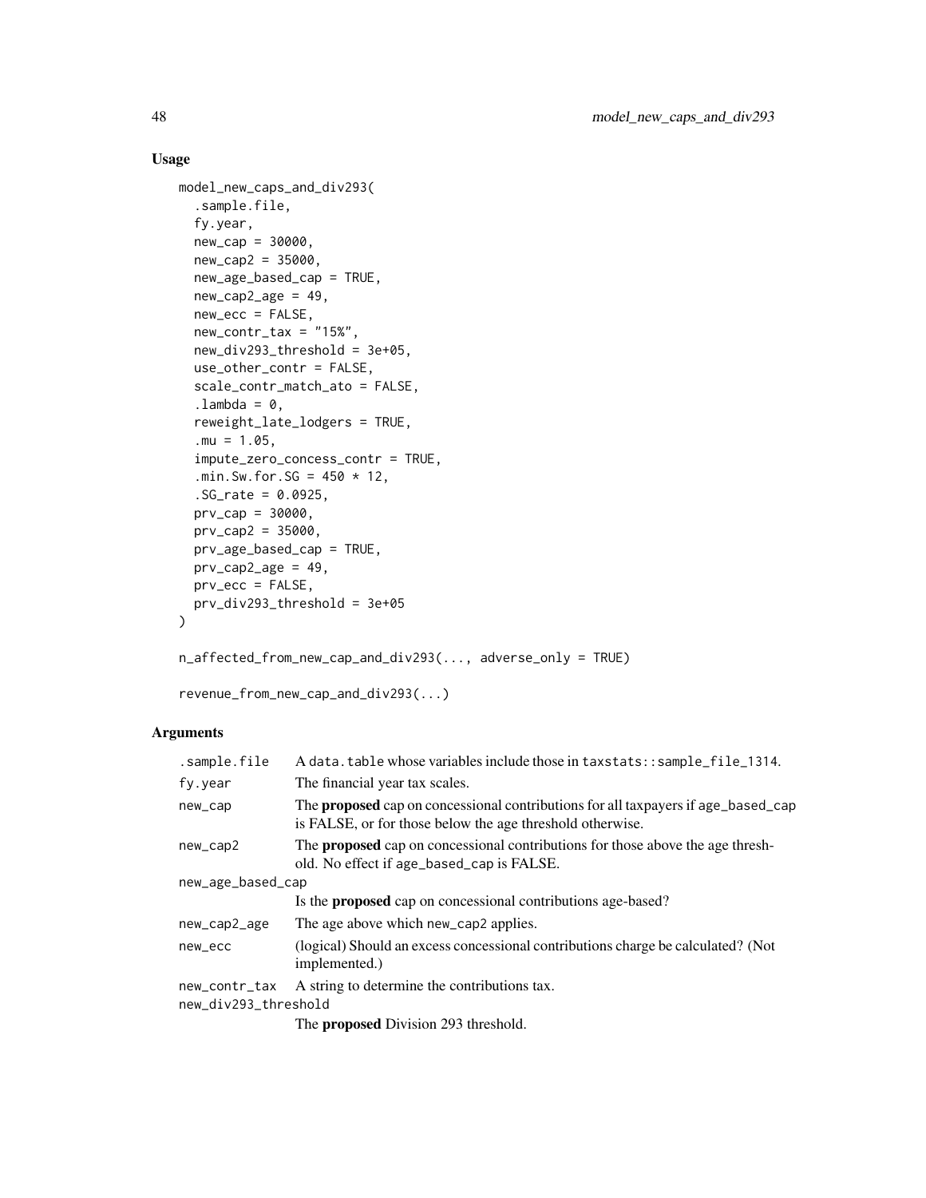## Usage

```
model_new_caps_and_div293(
  .sample.file,
  fy.year,
  new_cap = 30000,
  new_cap2 = 35000,
  new_age_based_cap = TRUE,
  new_cap2_age = 49,
  new_ecc = FALSE,
  new_contr_tax = "15%",
  new_div293_threshold = 3e+05,
  use_other_contr = FALSE,
  scale_contr_match_ato = FALSE,
  .lambda = 0,
  reweight_late_lodgers = TRUE,
  .mu = 1.05,
  impute_zero_concess_contr = TRUE,
  .min.Sw.for.SG = 450 * 12,
  .SG_rate = 0.0925,
  prv_cap = 30000,
  prv_cap2 = 35000,
  prv_age_based_cap = TRUE,
  prv_cap2_age = 49,
  prv_ecc = FALSE,
  prv_div293_threshold = 3e+05
)

n_affected_from_new_cap_and_div293(..., adverse_only = TRUE)

revenue_from_new_cap_and_div293(...)
```

## Arguments

| Argument | Description |
|---|---|
| `.sample.file` | A `data.table` whose variables include those in `taxstats::sample_file_1314`. |
| `fy.year` | The financial year tax scales. |
| `new_cap` | The **proposed** cap on concessional contributions for all taxpayers if `age_based_cap` is FALSE, or for those below the age threshold otherwise. |
| `new_cap2` | The **proposed** cap on concessional contributions for those above the age threshold. No effect if `age_based_cap` is FALSE. |
| `new_age_based_cap` | Is the **proposed** cap on concessional contributions age-based? |
| `new_cap2_age` | The age above which `new_cap2` applies. |
| `new_ecc` | (logical) Should an excess concessional contributions charge be calculated? (Not implemented.) |
| `new_contr_tax` | A string to determine the contributions tax. |
| `new_div293_threshold` | The **proposed** Division 293 threshold. |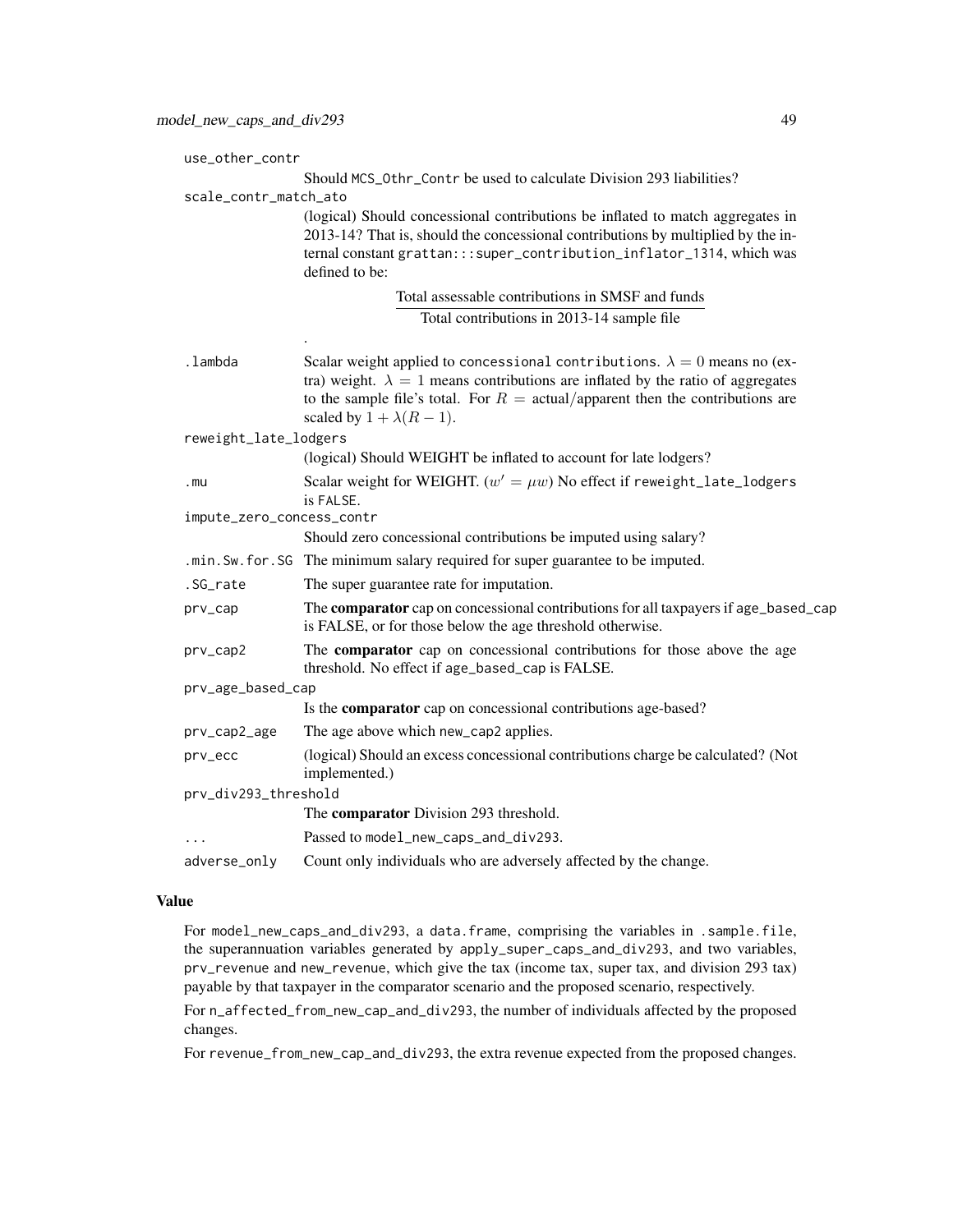use_other_contr
: Should `MCS_Othr_Contr` be used to calculate Division 293 liabilities?

scale_contr_match_ato
: (logical) Should concessional contributions be inflated to match aggregates in 2013-14? That is, should the concessional contributions by multiplied by the internal constant `grattan:::super_contribution_inflator_1314`, which was defined to be:

$$\frac{\text{Total assessable contributions in SMSF and funds}}{\text{Total contributions in 2013-14 sample file}}$$

.

.lambda
: Scalar weight applied to `concessional contributions`. $\lambda = 0$ means no (extra) weight. $\lambda = 1$ means contributions are inflated by the ratio of aggregates to the sample file's total. For $R = \text{actual/apparent}$ then the contributions are scaled by $1 + \lambda(R - 1)$.

reweight_late_lodgers
: (logical) Should WEIGHT be inflated to account for late lodgers?

.mu
: Scalar weight for WEIGHT. ($w' = \mu w$) No effect if `reweight_late_lodgers` is `FALSE`.

impute_zero_concess_contr
: Should zero concessional contributions be imputed using salary?

.min.Sw.for.SG
: The minimum salary required for super guarantee to be imputed.

.SG_rate
: The super guarantee rate for imputation.

prv_cap
: The **comparator** cap on concessional contributions for all taxpayers if `age_based_cap` is FALSE, or for those below the age threshold otherwise.

prv_cap2
: The **comparator** cap on concessional contributions for those above the age threshold. No effect if `age_based_cap` is FALSE.

prv_age_based_cap
: Is the **comparator** cap on concessional contributions age-based?

prv_cap2_age
: The age above which `new_cap2` applies.

prv_ecc
: (logical) Should an excess concessional contributions charge be calculated? (Not implemented.)

prv_div293_threshold
: The **comparator** Division 293 threshold.

...
: Passed to `model_new_caps_and_div293`.

adverse_only
: Count only individuals who are adversely affected by the change.

## Value

For `model_new_caps_and_div293`, a `data.frame`, comprising the variables in `.sample.file`, the superannuation variables generated by `apply_super_caps_and_div293`, and two variables, `prv_revenue` and `new_revenue`, which give the tax (income tax, super tax, and division 293 tax) payable by that taxpayer in the comparator scenario and the proposed scenario, respectively.

For `n_affected_from_new_cap_and_div293`, the number of individuals affected by the proposed changes.

For `revenue_from_new_cap_and_div293`, the extra revenue expected from the proposed changes.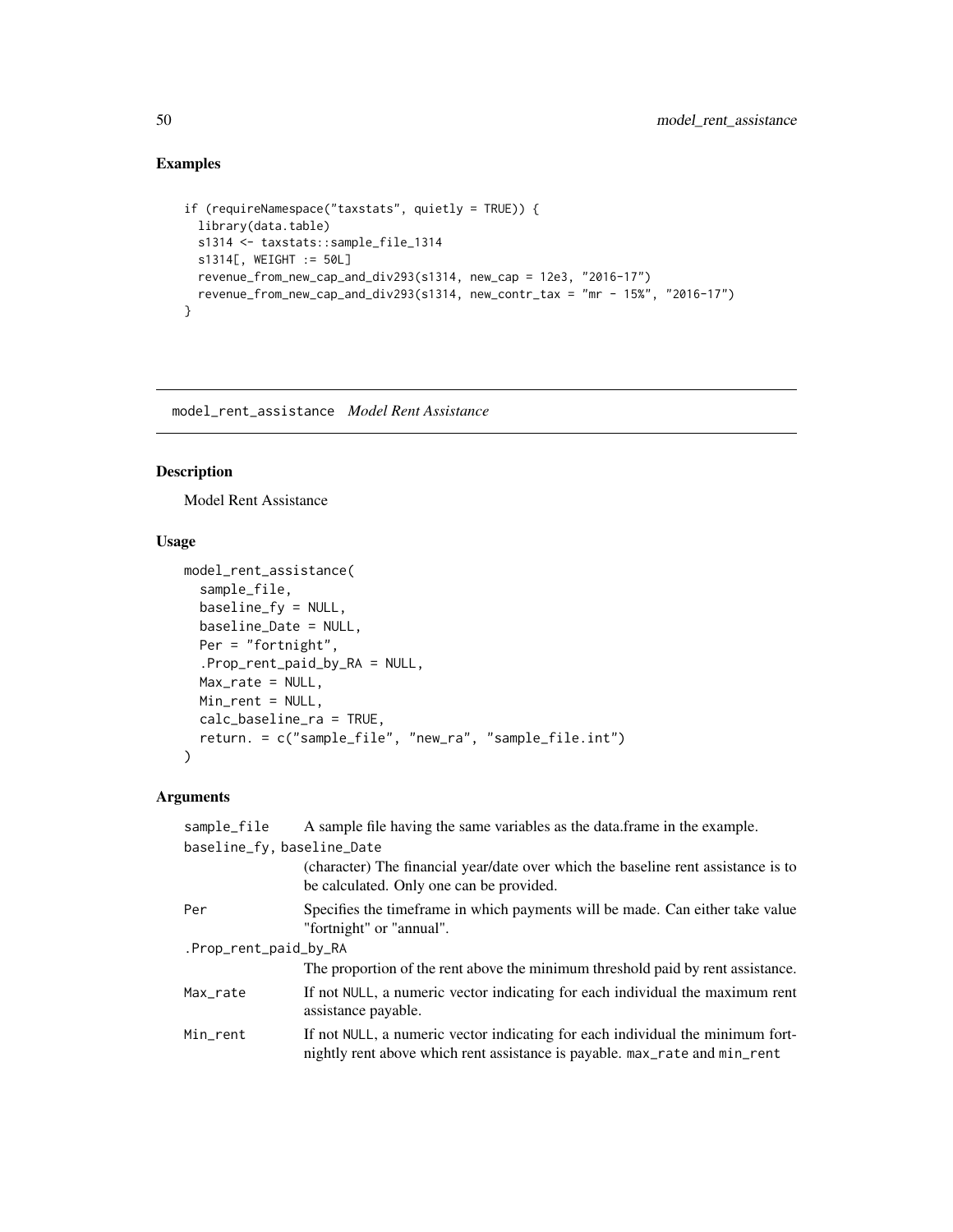## Examples

```
if (requireNamespace("taxstats", quietly = TRUE)) {
  library(data.table)
  s1314 <- taxstats::sample_file_1314
  s1314[, WEIGHT := 50L]
  revenue_from_new_cap_and_div293(s1314, new_cap = 12e3, "2016-17")
  revenue_from_new_cap_and_div293(s1314, new_contr_tax = "mr - 15%", "2016-17")
}
```

---

# model_rent_assistance *Model Rent Assistance*

## Description

Model Rent Assistance

## Usage

```
model_rent_assistance(
  sample_file,
  baseline_fy = NULL,
  baseline_Date = NULL,
  Per = "fortnight",
  .Prop_rent_paid_by_RA = NULL,
  Max_rate = NULL,
  Min_rent = NULL,
  calc_baseline_ra = TRUE,
  return. = c("sample_file", "new_ra", "sample_file.int")
)
```

## Arguments

| | |
|---|---|
| `sample_file` | A sample file having the same variables as the data.frame in the example. |
| `baseline_fy, baseline_Date` | (character) The financial year/date over which the baseline rent assistance is to be calculated. Only one can be provided. |
| `Per` | Specifies the timeframe in which payments will be made. Can either take value "fortnight" or "annual". |
| `.Prop_rent_paid_by_RA` | The proportion of the rent above the minimum threshold paid by rent assistance. |
| `Max_rate` | If not `NULL`, a numeric vector indicating for each individual the maximum rent assistance payable. |
| `Min_rent` | If not `NULL`, a numeric vector indicating for each individual the minimum fortnightly rent above which rent assistance is payable. `max_rate` and `min_rent` |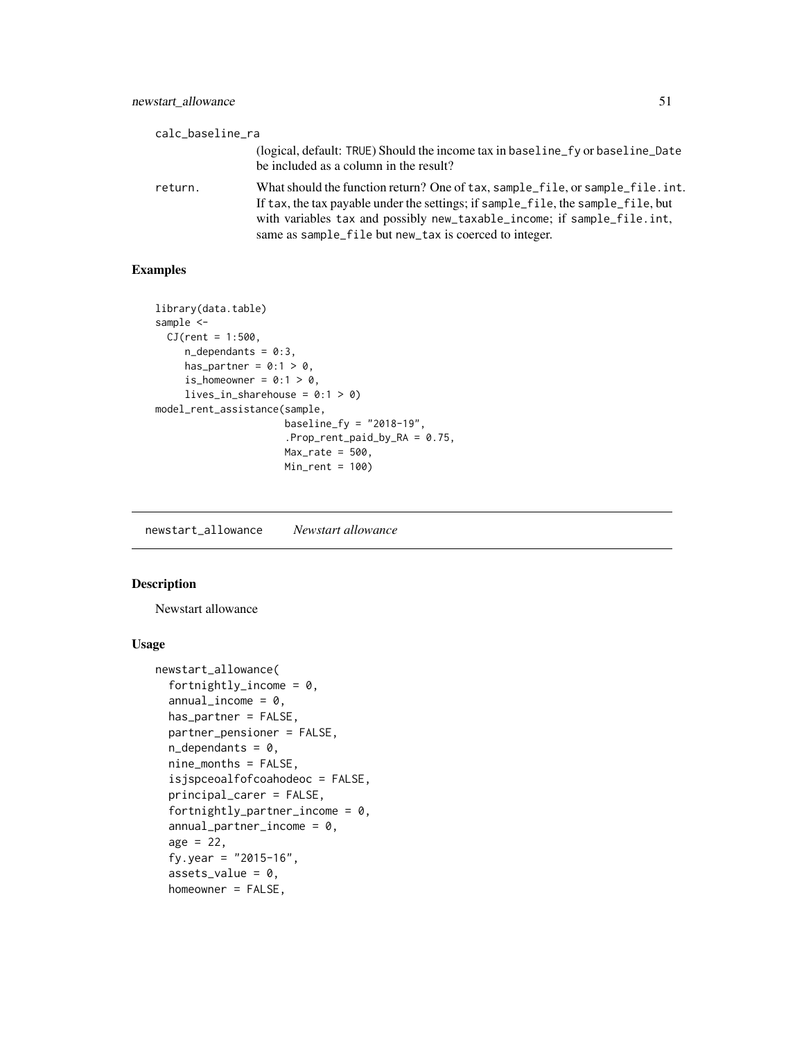calc_baseline_ra
: (logical, default: TRUE) Should the income tax in baseline_fy or baseline_Date be included as a column in the result?

return.
: What should the function return? One of tax, sample_file, or sample_file.int. If tax, the tax payable under the settings; if sample_file, the sample_file, but with variables tax and possibly new_taxable_income; if sample_file.int, same as sample_file but new_tax is coerced to integer.

### Examples

```
library(data.table)
sample <-
  CJ(rent = 1:500,
     n_dependants = 0:3,
     has_partner = 0:1 > 0,
     is_homeowner = 0:1 > 0,
     lives_in_sharehouse = 0:1 > 0)
model_rent_assistance(sample,
                      baseline_fy = "2018-19",
                      .Prop_rent_paid_by_RA = 0.75,
                      Max_rate = 500,
                      Min_rent = 100)
```

---

## newstart_allowance    *Newstart allowance*

### Description

Newstart allowance

### Usage

```
newstart_allowance(
  fortnightly_income = 0,
  annual_income = 0,
  has_partner = FALSE,
  partner_pensioner = FALSE,
  n_dependants = 0,
  nine_months = FALSE,
  isjspceoalfofcoahodeoc = FALSE,
  principal_carer = FALSE,
  fortnightly_partner_income = 0,
  annual_partner_income = 0,
  age = 22,
  fy.year = "2015-16",
  assets_value = 0,
  homeowner = FALSE,
```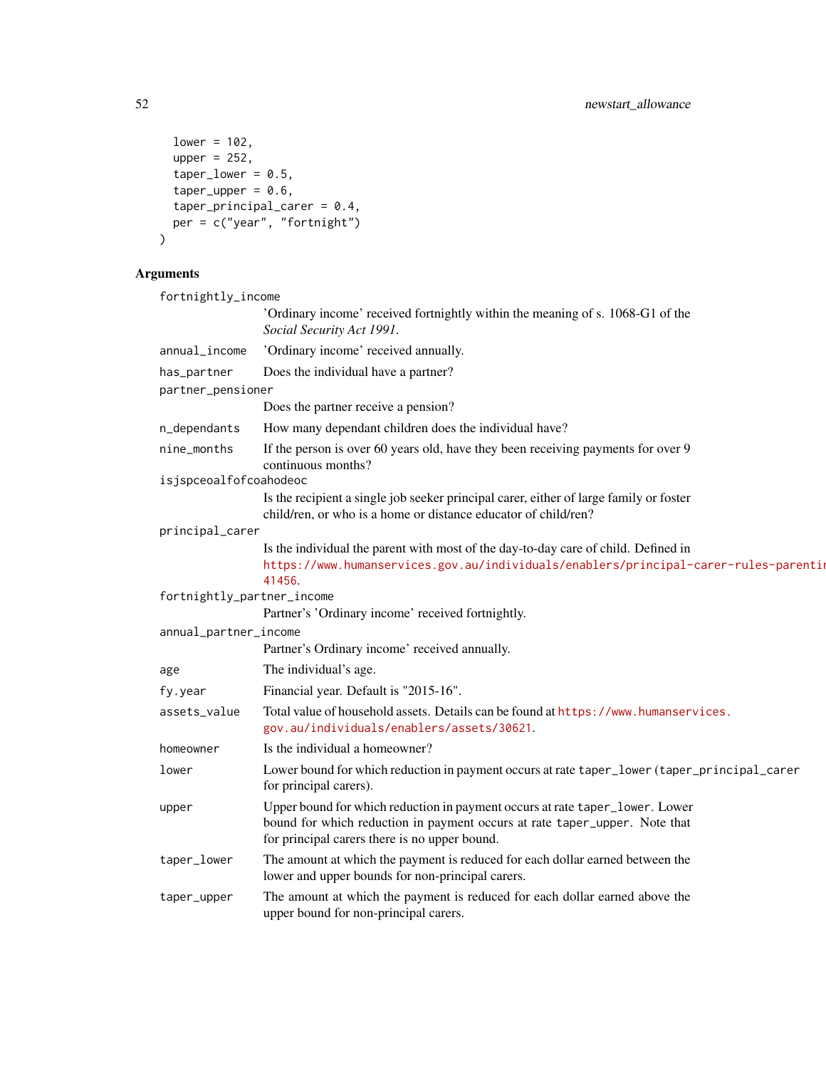```
  lower = 102,
  upper = 252,
  taper_lower = 0.5,
  taper_upper = 0.6,
  taper_principal_carer = 0.4,
  per = c("year", "fortnight")
)
```

## Arguments

`fortnightly_income`
: 'Ordinary income' received fortnightly within the meaning of s. 1068-G1 of the *Social Security Act 1991*.

`annual_income`
: 'Ordinary income' received annually.

`has_partner`
: Does the individual have a partner?

`partner_pensioner`
: Does the partner receive a pension?

`n_dependants`
: How many dependant children does the individual have?

`nine_months`
: If the person is over 60 years old, have they been receiving payments for over 9 continuous months?

`isjspceoalfofcoahodeoc`
: Is the recipient a single job seeker principal carer, either of large family or foster child/ren, or who is a home or distance educator of child/ren?

`principal_carer`
: Is the individual the parent with most of the day-to-day care of child. Defined in https://www.humanservices.gov.au/individuals/enablers/principal-carer-rules-parenting-payment/41456.

`fortnightly_partner_income`
: Partner's 'Ordinary income' received fortnightly.

`annual_partner_income`
: Partner's Ordinary income' received annually.

`age`
: The individual's age.

`fy.year`
: Financial year. Default is "2015-16".

`assets_value`
: Total value of household assets. Details can be found at https://www.humanservices.gov.au/individuals/enablers/assets/30621.

`homeowner`
: Is the individual a homeowner?

`lower`
: Lower bound for which reduction in payment occurs at rate `taper_lower` (`taper_principal_carer` for principal carers).

`upper`
: Upper bound for which reduction in payment occurs at rate `taper_lower`. Lower bound for which reduction in payment occurs at rate `taper_upper`. Note that for principal carers there is no upper bound.

`taper_lower`
: The amount at which the payment is reduced for each dollar earned between the lower and upper bounds for non-principal carers.

`taper_upper`
: The amount at which the payment is reduced for each dollar earned above the upper bound for non-principal carers.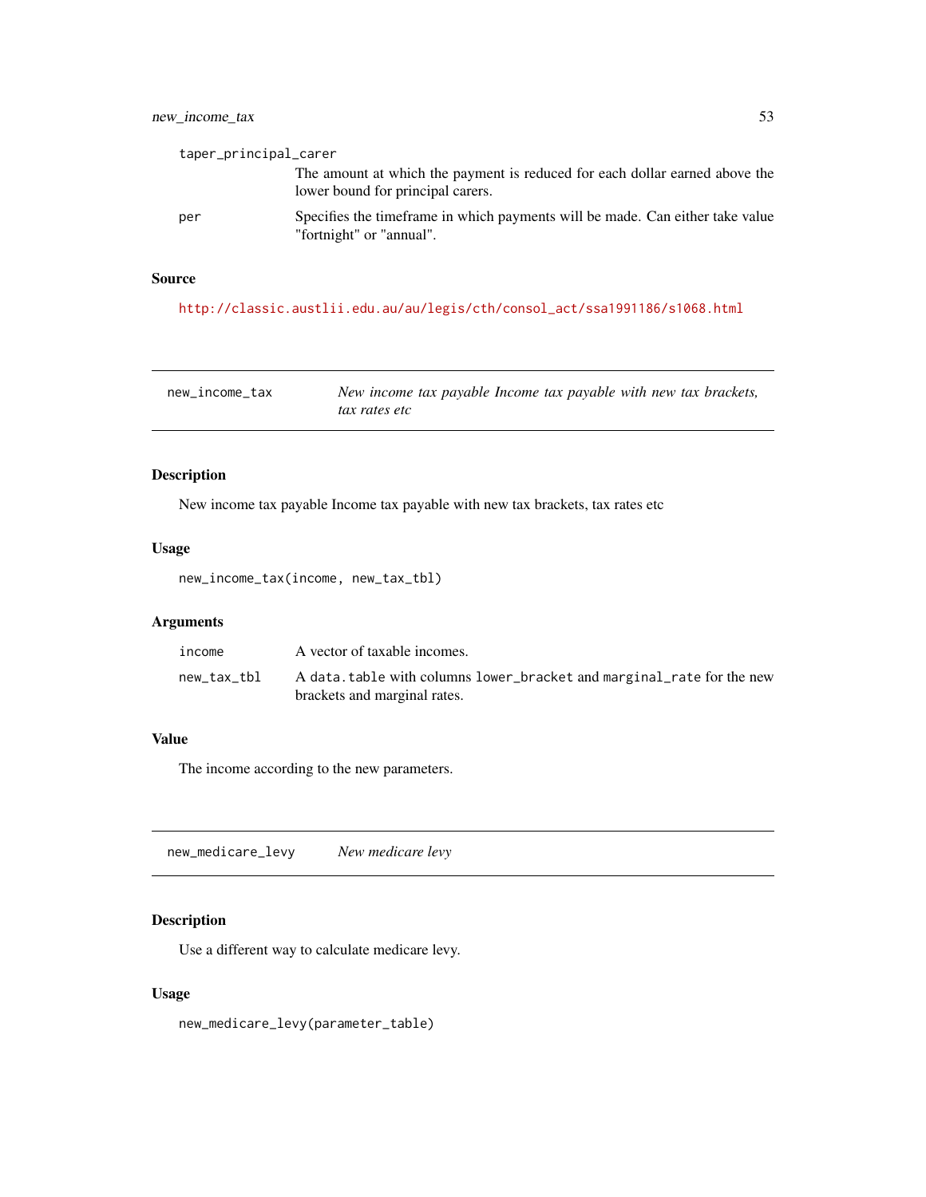| | |
|---|---|
| taper_principal_carer | The amount at which the payment is reduced for each dollar earned above the lower bound for principal carers. |
| per | Specifies the timeframe in which payments will be made. Can either take value "fortnight" or "annual". |

### Source

http://classic.austlii.edu.au/au/legis/cth/consol_act/ssa1991186/s1068.html

---

## new_income_tax — *New income tax payable Income tax payable with new tax brackets, tax rates etc*

### Description

New income tax payable Income tax payable with new tax brackets, tax rates etc

### Usage

```
new_income_tax(income, new_tax_tbl)
```

### Arguments

| | |
|---|---|
| income | A vector of taxable incomes. |
| new_tax_tbl | A `data.table` with columns `lower_bracket` and `marginal_rate` for the new brackets and marginal rates. |

### Value

The income according to the new parameters.

---

## new_medicare_levy — *New medicare levy*

### Description

Use a different way to calculate medicare levy.

### Usage

```
new_medicare_levy(parameter_table)
```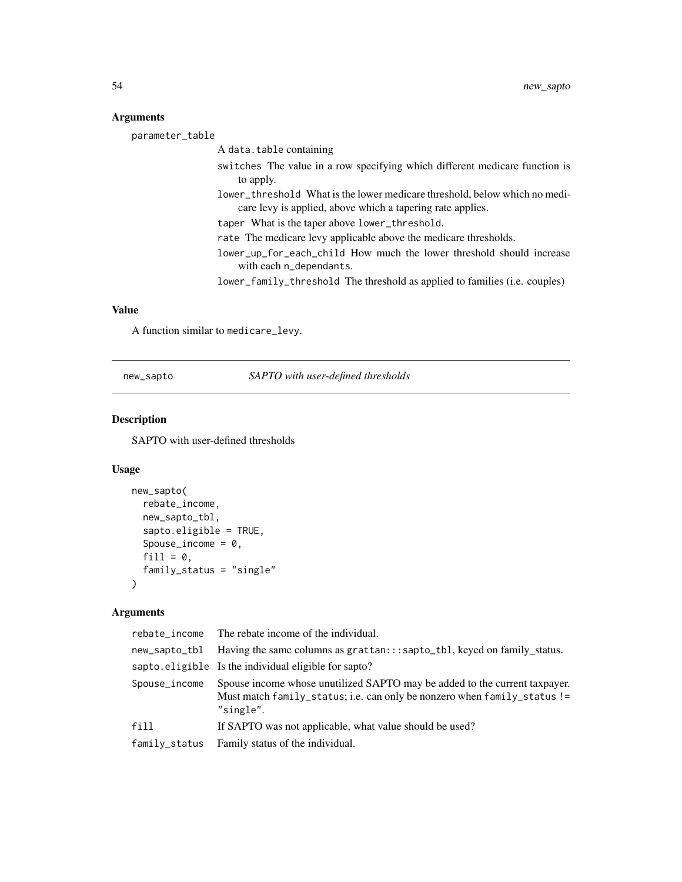## Arguments

parameter_table

A data.table containing

- switches The value in a row specifying which different medicare function is to apply.
- lower_threshold What is the lower medicare threshold, below which no medicare levy is applied, above which a tapering rate applies.
- taper What is the taper above lower_threshold.
- rate The medicare levy applicable above the medicare thresholds.
- lower_up_for_each_child How much the lower threshold should increase with each n_dependants.
- lower_family_threshold The threshold as applied to families (i.e. couples)

## Value

A function similar to medicare_levy.

---

# new_sapto — *SAPTO with user-defined thresholds*

## Description

SAPTO with user-defined thresholds

## Usage

```
new_sapto(
  rebate_income,
  new_sapto_tbl,
  sapto.eligible = TRUE,
  Spouse_income = 0,
  fill = 0,
  family_status = "single"
)
```

## Arguments

| | |
|---|---|
| rebate_income | The rebate income of the individual. |
| new_sapto_tbl | Having the same columns as grattan:::sapto_tbl, keyed on family_status. |
| sapto.eligible | Is the individual eligible for sapto? |
| Spouse_income | Spouse income whose unutilized SAPTO may be added to the current taxpayer. Must match family_status; i.e. can only be nonzero when family_status != "single". |
| fill | If SAPTO was not applicable, what value should be used? |
| family_status | Family status of the individual. |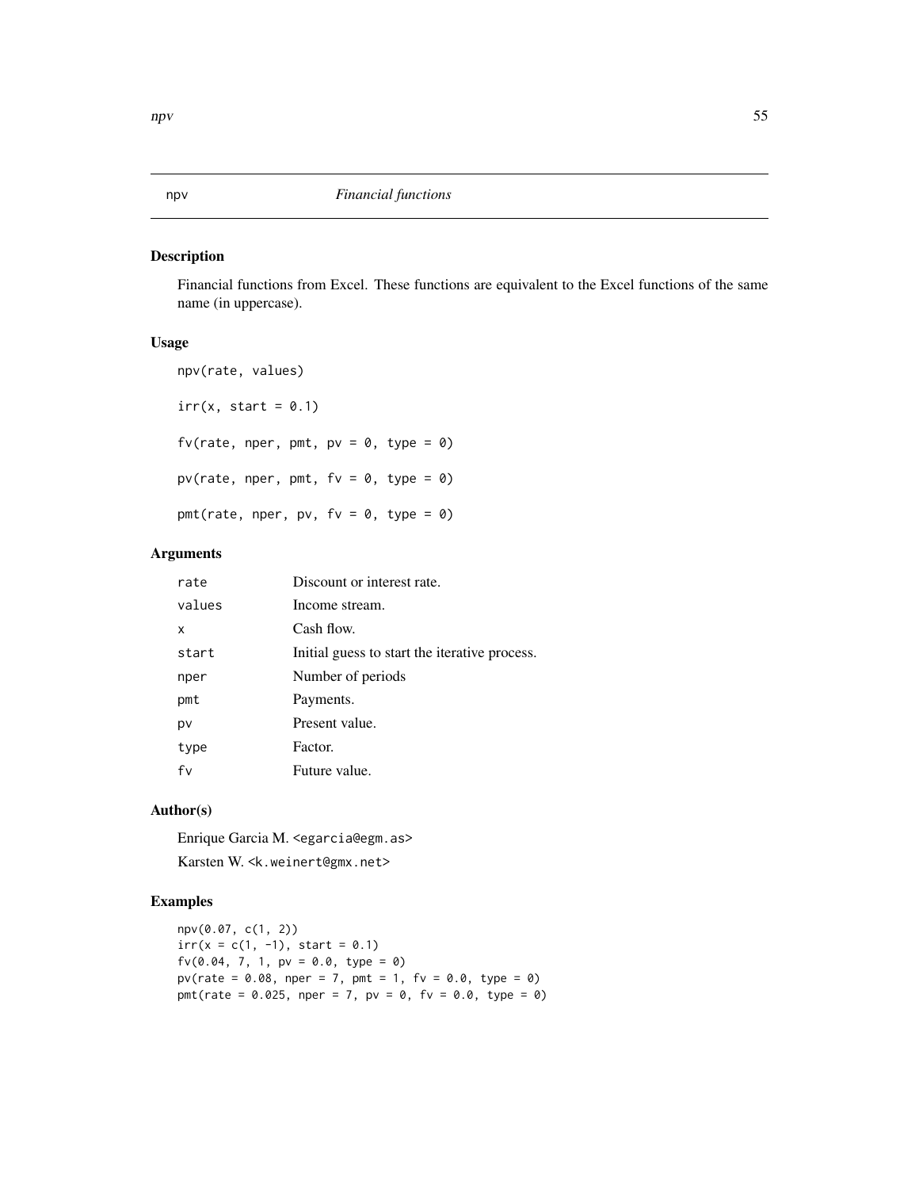# npv — *Financial functions*

## Description

Financial functions from Excel. These functions are equivalent to the Excel functions of the same name (in uppercase).

## Usage

```
npv(rate, values)

irr(x, start = 0.1)

fv(rate, nper, pmt, pv = 0, type = 0)

pv(rate, nper, pmt, fv = 0, type = 0)

pmt(rate, nper, pv, fv = 0, type = 0)
```

## Arguments

| | |
|---|---|
| `rate` | Discount or interest rate. |
| `values` | Income stream. |
| `x` | Cash flow. |
| `start` | Initial guess to start the iterative process. |
| `nper` | Number of periods |
| `pmt` | Payments. |
| `pv` | Present value. |
| `type` | Factor. |
| `fv` | Future value. |

## Author(s)

Enrique Garcia M. <egarcia@egm.as>

Karsten W. <k.weinert@gmx.net>

## Examples

```
npv(0.07, c(1, 2))
irr(x = c(1, -1), start = 0.1)
fv(0.04, 7, 1, pv = 0.0, type = 0)
pv(rate = 0.08, nper = 7, pmt = 1, fv = 0.0, type = 0)
pmt(rate = 0.025, nper = 7, pv = 0, fv = 0.0, type = 0)
```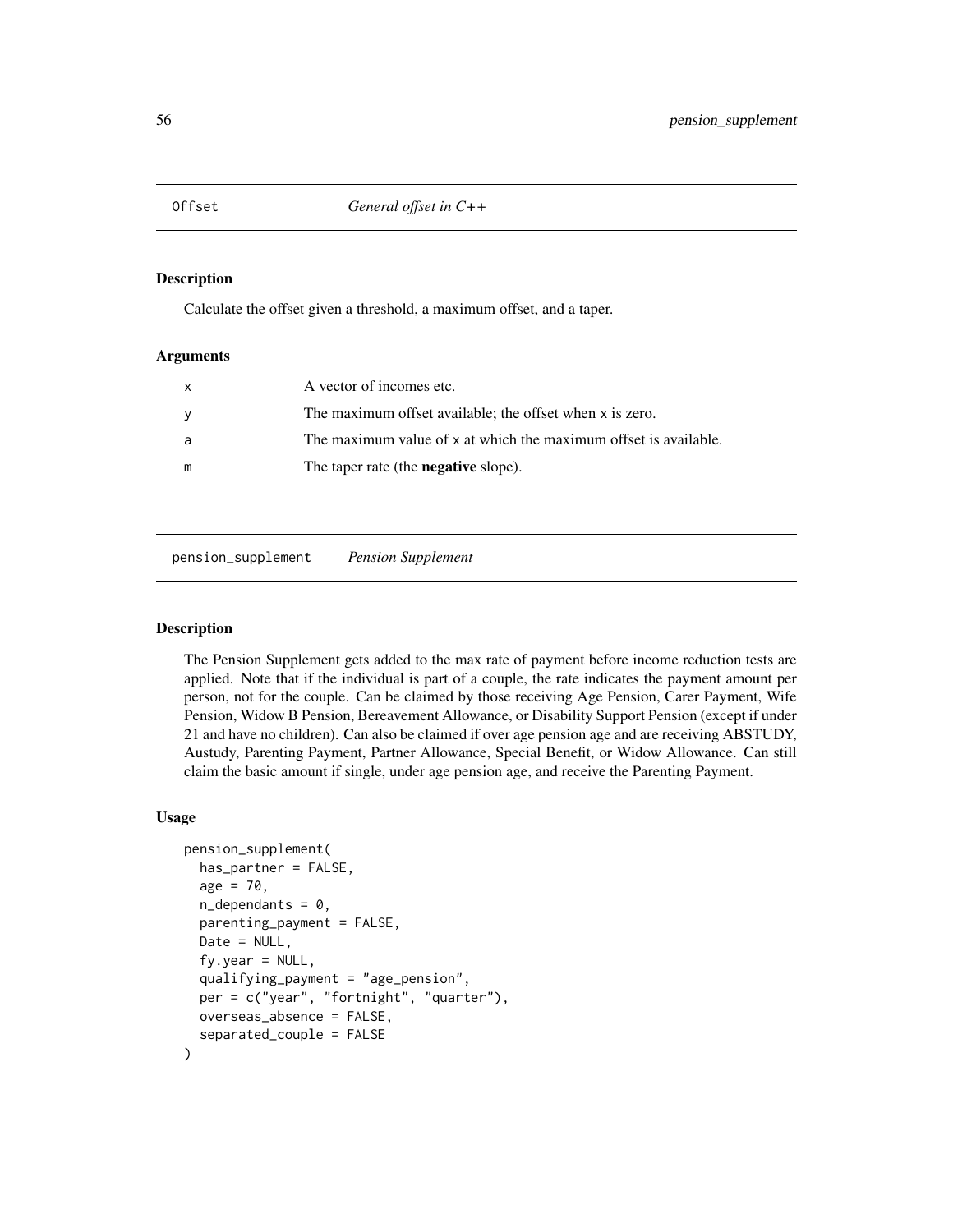## Offset — *General offset in C++*

### Description

Calculate the offset given a threshold, a maximum offset, and a taper.

### Arguments

| | |
|---|---|
| x | A vector of incomes etc. |
| y | The maximum offset available; the offset when x is zero. |
| a | The maximum value of x at which the maximum offset is available. |
| m | The taper rate (the **negative** slope). |

## pension_supplement — *Pension Supplement*

### Description

The Pension Supplement gets added to the max rate of payment before income reduction tests are applied. Note that if the individual is part of a couple, the rate indicates the payment amount per person, not for the couple. Can be claimed by those receiving Age Pension, Carer Payment, Wife Pension, Widow B Pension, Bereavement Allowance, or Disability Support Pension (except if under 21 and have no children). Can also be claimed if over age pension age and are receiving ABSTUDY, Austudy, Parenting Payment, Partner Allowance, Special Benefit, or Widow Allowance. Can still claim the basic amount if single, under age pension age, and receive the Parenting Payment.

### Usage

```
pension_supplement(
  has_partner = FALSE,
  age = 70,
  n_dependants = 0,
  parenting_payment = FALSE,
  Date = NULL,
  fy.year = NULL,
  qualifying_payment = "age_pension",
  per = c("year", "fortnight", "quarter"),
  overseas_absence = FALSE,
  separated_couple = FALSE
)
```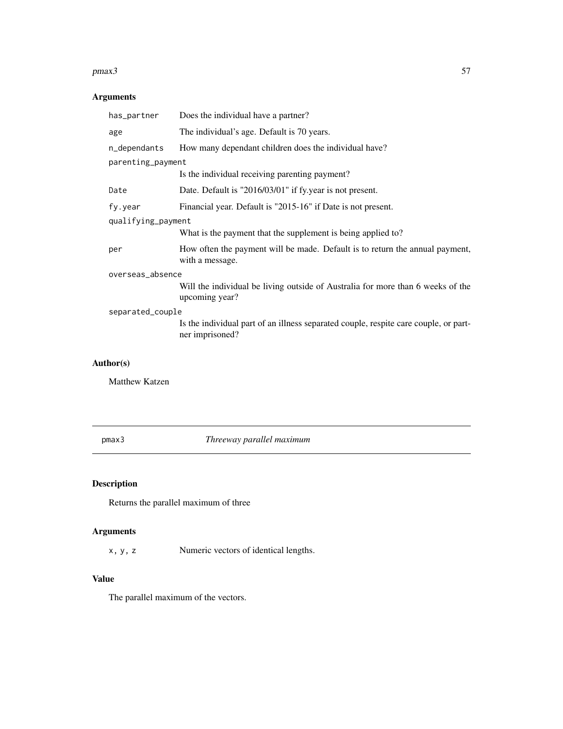## Arguments

| | |
|---|---|
| `has_partner` | Does the individual have a partner? |
| `age` | The individual's age. Default is 70 years. |
| `n_dependants` | How many dependant children does the individual have? |
| `parenting_payment` | Is the individual receiving parenting payment? |
| `Date` | Date. Default is "2016/03/01" if fy.year is not present. |
| `fy.year` | Financial year. Default is "2015-16" if Date is not present. |
| `qualifying_payment` | What is the payment that the supplement is being applied to? |
| `per` | How often the payment will be made. Default is to return the annual payment, with a message. |
| `overseas_absence` | Will the individual be living outside of Australia for more than 6 weeks of the upcoming year? |
| `separated_couple` | Is the individual part of an illness separated couple, respite care couple, or partner imprisoned? |

## Author(s)

Matthew Katzen

---

# `pmax3` *Threeway parallel maximum*

## Description

Returns the parallel maximum of three

## Arguments

| | |
|---|---|
| `x, y, z` | Numeric vectors of identical lengths. |

## Value

The parallel maximum of the vectors.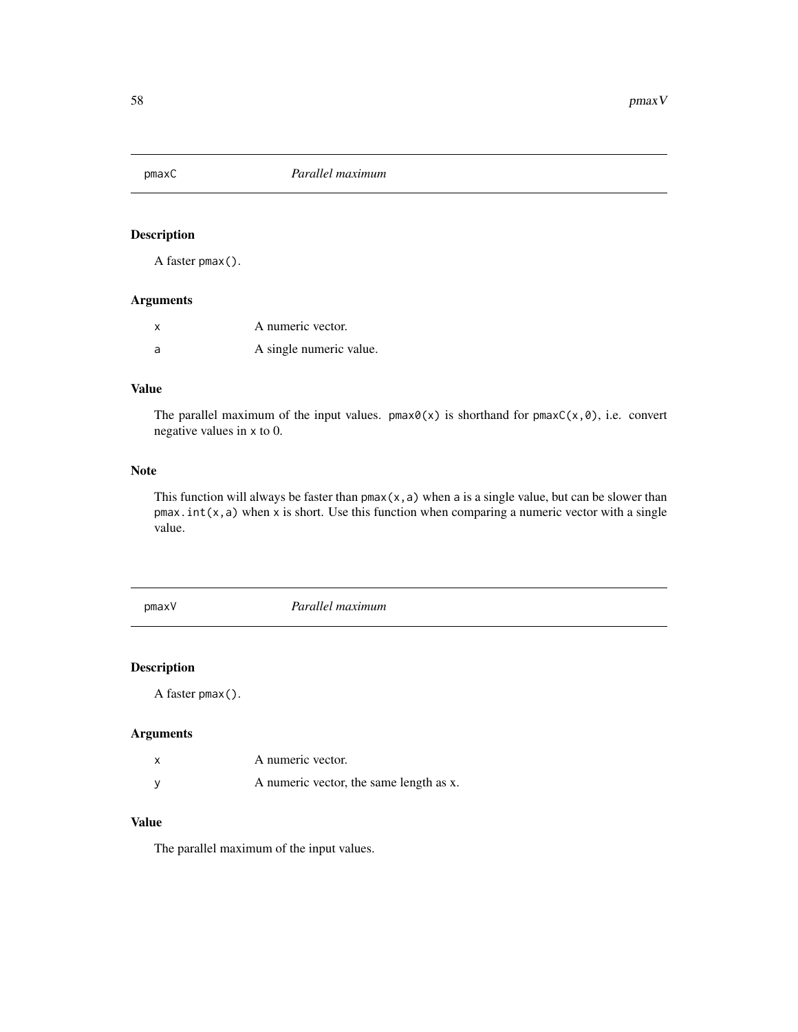## pmaxC — *Parallel maximum*

### Description

A faster `pmax()`.

### Arguments

| | |
|---|---|
| `x` | A numeric vector. |
| `a` | A single numeric value. |

### Value

The parallel maximum of the input values. `pmax0(x)` is shorthand for `pmaxC(x,0)`, i.e. convert negative values in `x` to 0.

### Note

This function will always be faster than `pmax(x,a)` when `a` is a single value, but can be slower than `pmax.int(x,a)` when `x` is short. Use this function when comparing a numeric vector with a single value.

## pmaxV — *Parallel maximum*

### Description

A faster `pmax()`.

### Arguments

| | |
|---|---|
| `x` | A numeric vector. |
| `y` | A numeric vector, the same length as x. |

### Value

The parallel maximum of the input values.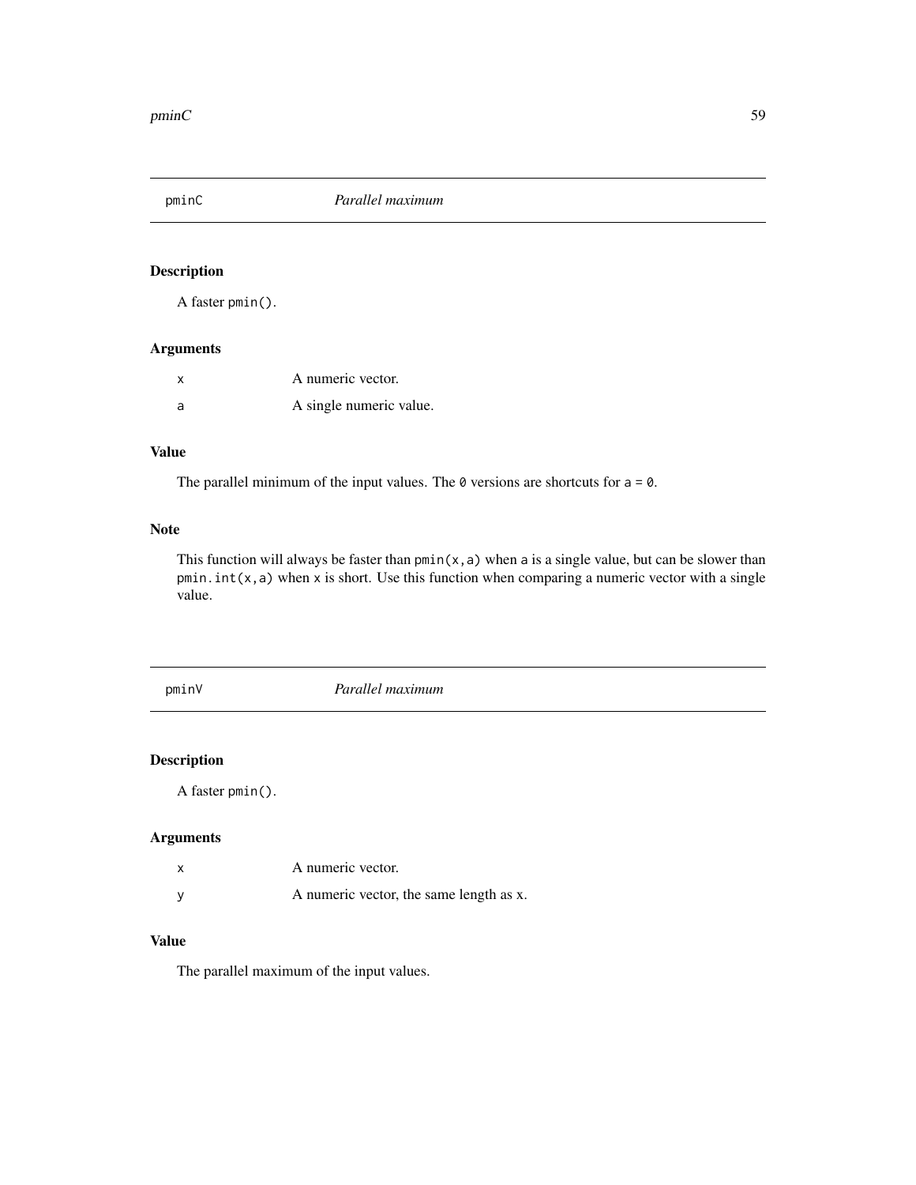## pminC *Parallel maximum*

### Description

A faster `pmin()`.

### Arguments

| | |
|---|---|
| `x` | A numeric vector. |
| `a` | A single numeric value. |

### Value

The parallel minimum of the input values. The `0` versions are shortcuts for `a = 0`.

### Note

This function will always be faster than `pmin(x,a)` when `a` is a single value, but can be slower than `pmin.int(x,a)` when `x` is short. Use this function when comparing a numeric vector with a single value.

## pminV *Parallel maximum*

### Description

A faster `pmin()`.

### Arguments

| | |
|---|---|
| `x` | A numeric vector. |
| `y` | A numeric vector, the same length as x. |

### Value

The parallel maximum of the input values.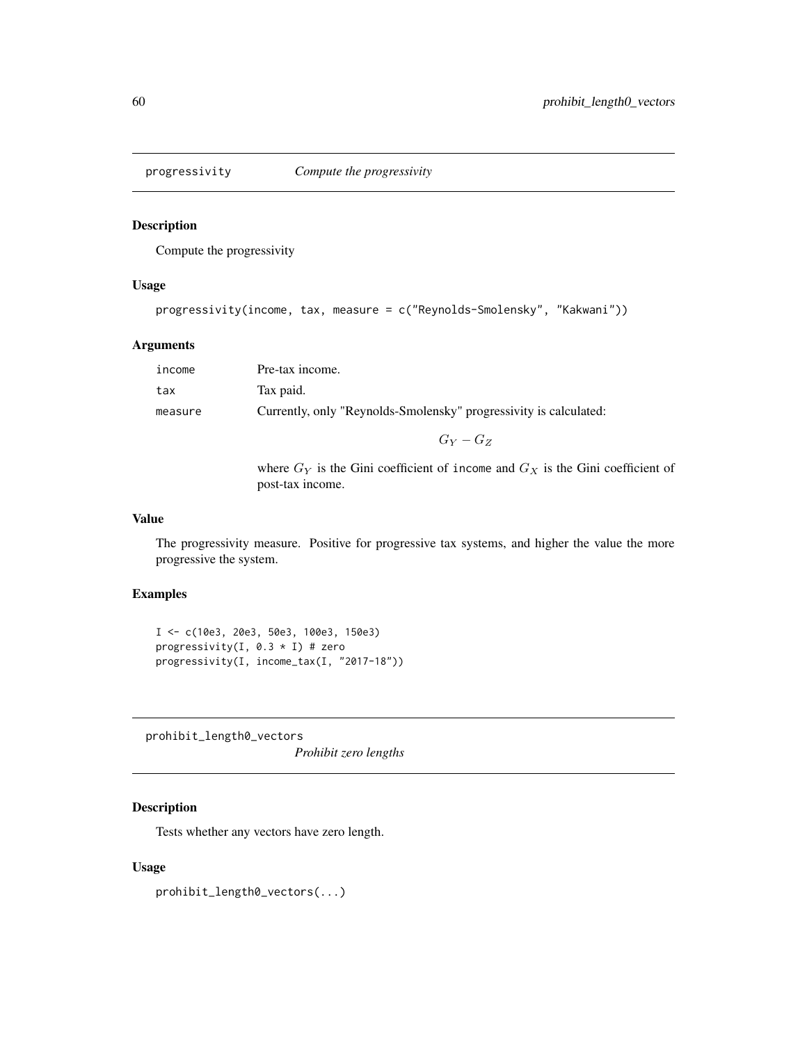## progressivity *Compute the progressivity*

### Description

Compute the progressivity

### Usage

```
progressivity(income, tax, measure = c("Reynolds-Smolensky", "Kakwani"))
```

### Arguments

| | |
|---|---|
| income | Pre-tax income. |
| tax | Tax paid. |
| measure | Currently, only "Reynolds-Smolensky" progressivity is calculated: $$G_Y - G_Z$$ where $G_Y$ is the Gini coefficient of income and $G_X$ is the Gini coefficient of post-tax income. |

### Value

The progressivity measure. Positive for progressive tax systems, and higher the value the more progressive the system.

### Examples

```
I <- c(10e3, 20e3, 50e3, 100e3, 150e3)
progressivity(I, 0.3 * I) # zero
progressivity(I, income_tax(I, "2017-18"))
```

## prohibit_length0_vectors *Prohibit zero lengths*

### Description

Tests whether any vectors have zero length.

### Usage

```
prohibit_length0_vectors(...)
```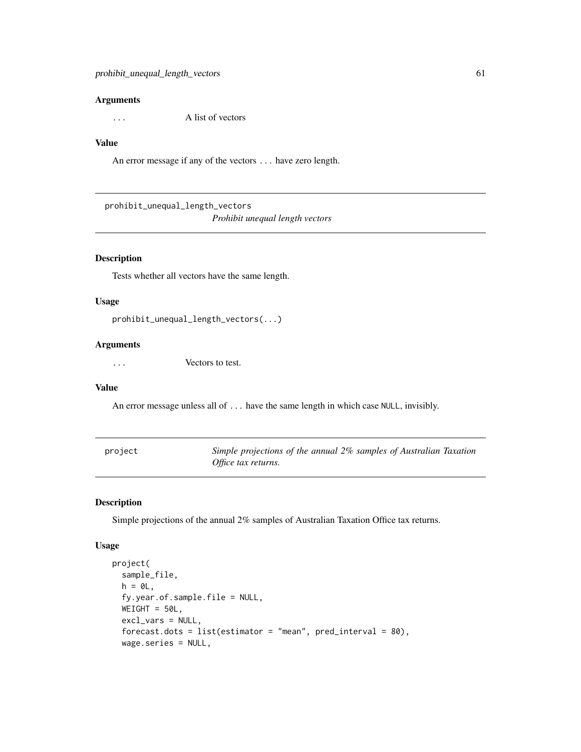### Arguments

`...` A list of vectors

### Value

An error message if any of the vectors `...` have zero length.

---

## prohibit_unequal_length_vectors — *Prohibit unequal length vectors*

### Description

Tests whether all vectors have the same length.

### Usage

```
prohibit_unequal_length_vectors(...)
```

### Arguments

`...` Vectors to test.

### Value

An error message unless all of `...` have the same length in which case `NULL`, invisibly.

---

## project — *Simple projections of the annual 2% samples of Australian Taxation Office tax returns.*

### Description

Simple projections of the annual 2% samples of Australian Taxation Office tax returns.

### Usage

```
project(
  sample_file,
  h = 0L,
  fy.year.of.sample.file = NULL,
  WEIGHT = 50L,
  excl_vars = NULL,
  forecast.dots = list(estimator = "mean", pred_interval = 80),
  wage.series = NULL,
```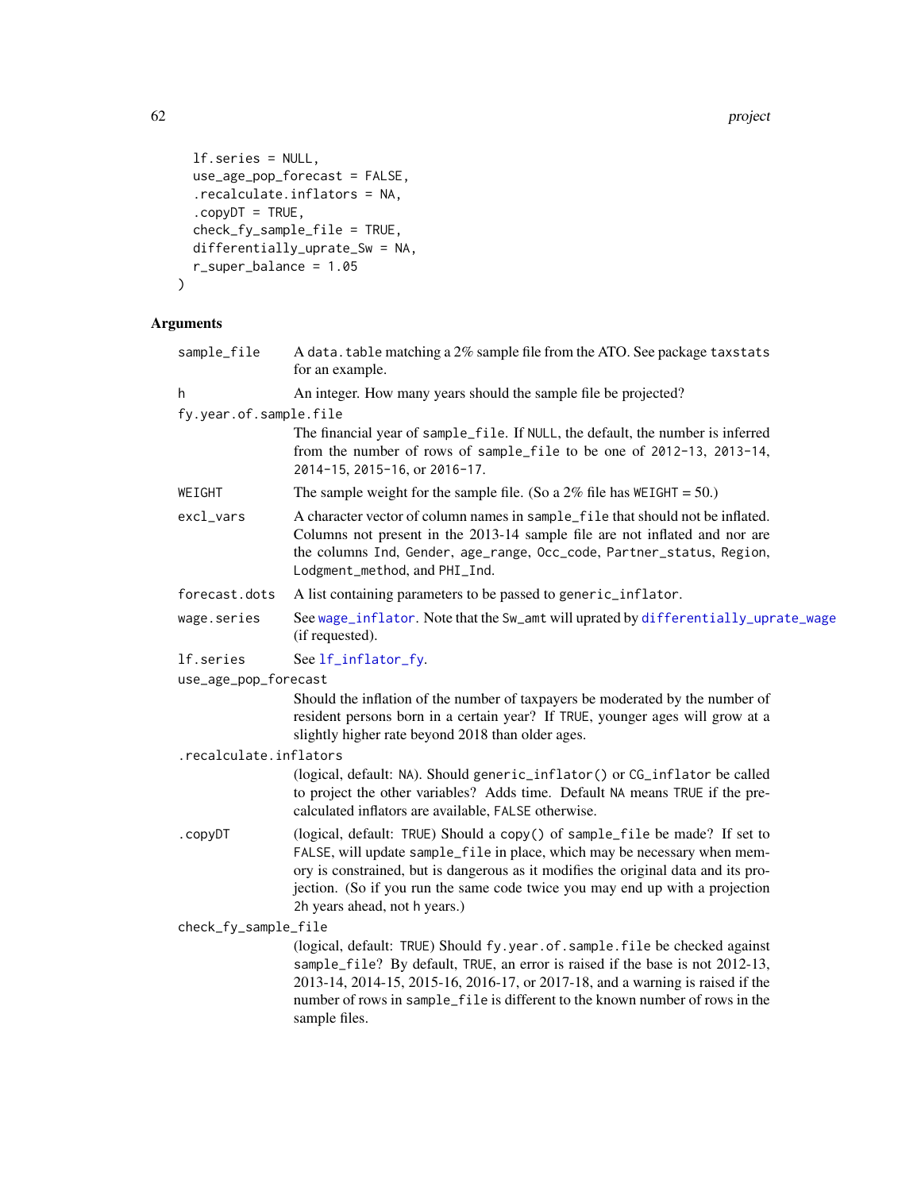```
  lf.series = NULL,
  use_age_pop_forecast = FALSE,
  .recalculate.inflators = NA,
  .copyDT = TRUE,
  check_fy_sample_file = TRUE,
  differentially_uprate_Sw = NA,
  r_super_balance = 1.05
)
```

## Arguments

| Argument | Description |
|---|---|
| `sample_file` | A `data.table` matching a 2% sample file from the ATO. See package `taxstats` for an example. |
| `h` | An integer. How many years should the sample file be projected? |
| `fy.year.of.sample.file` | The financial year of `sample_file`. If `NULL`, the default, the number is inferred from the number of rows of `sample_file` to be one of `2012-13`, `2013-14`, `2014-15`, `2015-16`, or `2016-17`. |
| `WEIGHT` | The sample weight for the sample file. (So a 2% file has `WEIGHT` = 50.) |
| `excl_vars` | A character vector of column names in `sample_file` that should not be inflated. Columns not present in the 2013-14 sample file are not inflated and nor are the columns `Ind`, `Gender`, `age_range`, `Occ_code`, `Partner_status`, `Region`, `Lodgment_method`, and `PHI_Ind`. |
| `forecast.dots` | A list containing parameters to be passed to `generic_inflator`. |
| `wage.series` | See `wage_inflator`. Note that the `Sw_amt` will uprated by `differentially_uprate_wage` (if requested). |
| `lf.series` | See `lf_inflator_fy`. |
| `use_age_pop_forecast` | Should the inflation of the number of taxpayers be moderated by the number of resident persons born in a certain year? If `TRUE`, younger ages will grow at a slightly higher rate beyond 2018 than older ages. |
| `.recalculate.inflators` | (logical, default: `NA`). Should `generic_inflator()` or `CG_inflator` be called to project the other variables? Adds time. Default `NA` means `TRUE` if the pre-calculated inflators are available, `FALSE` otherwise. |
| `.copyDT` | (logical, default: `TRUE`) Should a `copy()` of `sample_file` be made? If set to `FALSE`, will update `sample_file` in place, which may be necessary when memory is constrained, but is dangerous as it modifies the original data and its projection. (So if you run the same code twice you may end up with a projection `2h` years ahead, not `h` years.) |
| `check_fy_sample_file` | (logical, default: `TRUE`) Should `fy.year.of.sample.file` be checked against `sample_file`? By default, `TRUE`, an error is raised if the base is not 2012-13, 2013-14, 2014-15, 2015-16, 2016-17, or 2017-18, and a warning is raised if the number of rows in `sample_file` is different to the known number of rows in the sample files. |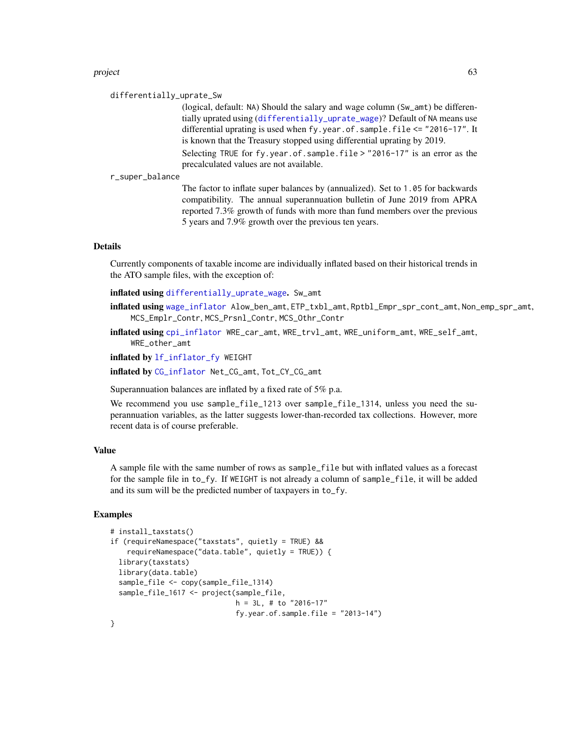`differentially_uprate_Sw`
: (logical, default: `NA`) Should the salary and wage column (`Sw_amt`) be differentially uprated using (`differentially_uprate_wage`)? Default of `NA` means use differential uprating is used when `fy.year.of.sample.file <= "2016-17"`. It is known that the Treasury stopped using differential uprating by 2019.

  Selecting `TRUE` for `fy.year.of.sample.file > "2016-17"` is an error as the precalculated values are not available.

`r_super_balance`
: The factor to inflate super balances by (annualized). Set to `1.05` for backwards compatibility. The annual superannuation bulletin of June 2019 from APRA reported 7.3% growth of funds with more than fund members over the previous 5 years and 7.9% growth over the previous ten years.

## Details

Currently components of taxable income are individually inflated based on their historical trends in the ATO sample files, with the exception of:

**inflated using** `differentially_uprate_wage`**.** `Sw_amt`

**inflated using** `wage_inflator` `Alow_ben_amt`, `ETP_txbl_amt`, `Rptbl_Empr_spr_cont_amt`, `Non_emp_spr_amt`, `MCS_Emplr_Contr`, `MCS_Prsnl_Contr`, `MCS_Othr_Contr`

**inflated using** `cpi_inflator` `WRE_car_amt`, `WRE_trvl_amt`, `WRE_uniform_amt`, `WRE_self_amt`, `WRE_other_amt`

**inflated by** `lf_inflator_fy` `WEIGHT`

**inflated by** `CG_inflator` `Net_CG_amt`, `Tot_CY_CG_amt`

Superannuation balances are inflated by a fixed rate of 5% p.a.

We recommend you use `sample_file_1213` over `sample_file_1314`, unless you need the superannuation variables, as the latter suggests lower-than-recorded tax collections. However, more recent data is of course preferable.

## Value

A sample file with the same number of rows as `sample_file` but with inflated values as a forecast for the sample file in `to_fy`. If `WEIGHT` is not already a column of `sample_file`, it will be added and its sum will be the predicted number of taxpayers in `to_fy`.

## Examples

```
# install_taxstats()
if (requireNamespace("taxstats", quietly = TRUE) &&
    requireNamespace("data.table", quietly = TRUE)) {
  library(taxstats)
  library(data.table)
  sample_file <- copy(sample_file_1314)
  sample_file_1617 <- project(sample_file,
                              h = 3L, # to "2016-17"
                              fy.year.of.sample.file = "2013-14")
}
```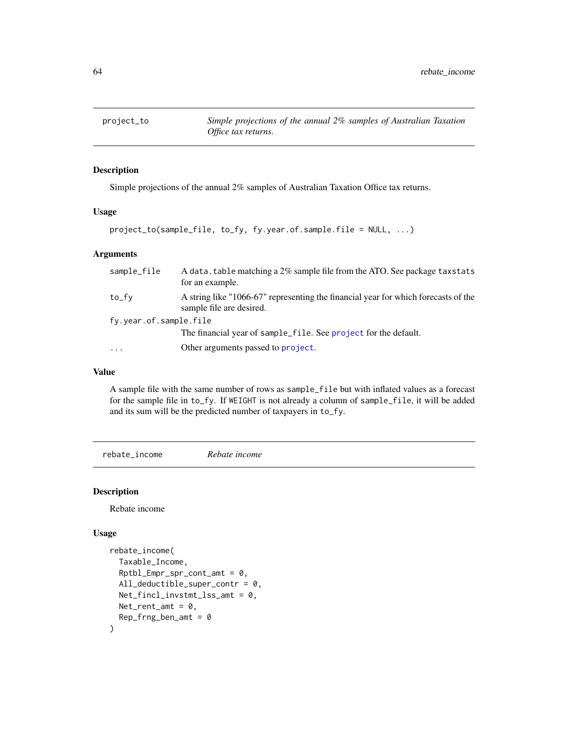## project_to — *Simple projections of the annual 2% samples of Australian Taxation Office tax returns.*

### Description

Simple projections of the annual 2% samples of Australian Taxation Office tax returns.

### Usage

```
project_to(sample_file, to_fy, fy.year.of.sample.file = NULL, ...)
```

### Arguments

| | |
|---|---|
| `sample_file` | A `data.table` matching a 2% sample file from the ATO. See package `taxstats` for an example. |
| `to_fy` | A string like "1066-67" representing the financial year for which forecasts of the sample file are desired. |
| `fy.year.of.sample.file` | The financial year of `sample_file`. See `project` for the default. |
| `...` | Other arguments passed to `project`. |

### Value

A sample file with the same number of rows as `sample_file` but with inflated values as a forecast for the sample file in `to_fy`. If `WEIGHT` is not already a column of `sample_file`, it will be added and its sum will be the predicted number of taxpayers in `to_fy`.

## rebate_income — *Rebate income*

### Description

Rebate income

### Usage

```
rebate_income(
  Taxable_Income,
  Rptbl_Empr_spr_cont_amt = 0,
  All_deductible_super_contr = 0,
  Net_fincl_invstmt_lss_amt = 0,
  Net_rent_amt = 0,
  Rep_frng_ben_amt = 0
)
```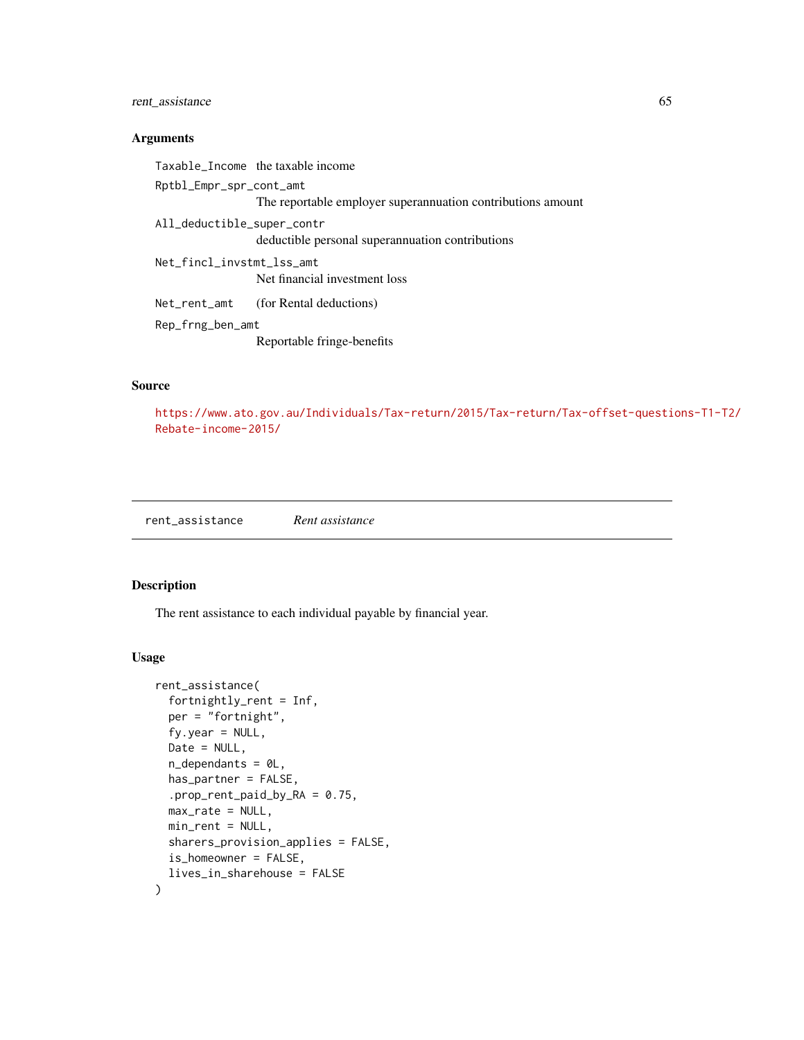### Arguments

| | |
|---|---|
| `Taxable_Income` | the taxable income |
| `Rptbl_Empr_spr_cont_amt` | The reportable employer superannuation contributions amount |
| `All_deductible_super_contr` | deductible personal superannuation contributions |
| `Net_fincl_invstmt_lss_amt` | Net financial investment loss |
| `Net_rent_amt` | (for Rental deductions) |
| `Rep_frng_ben_amt` | Reportable fringe-benefits |

### Source

https://www.ato.gov.au/Individuals/Tax-return/2015/Tax-return/Tax-offset-questions-T1-T2/Rebate-income-2015/

---

## rent_assistance *Rent assistance*

---

### Description

The rent assistance to each individual payable by financial year.

### Usage

```
rent_assistance(
  fortnightly_rent = Inf,
  per = "fortnight",
  fy.year = NULL,
  Date = NULL,
  n_dependants = 0L,
  has_partner = FALSE,
  .prop_rent_paid_by_RA = 0.75,
  max_rate = NULL,
  min_rent = NULL,
  sharers_provision_applies = FALSE,
  is_homeowner = FALSE,
  lives_in_sharehouse = FALSE
)
```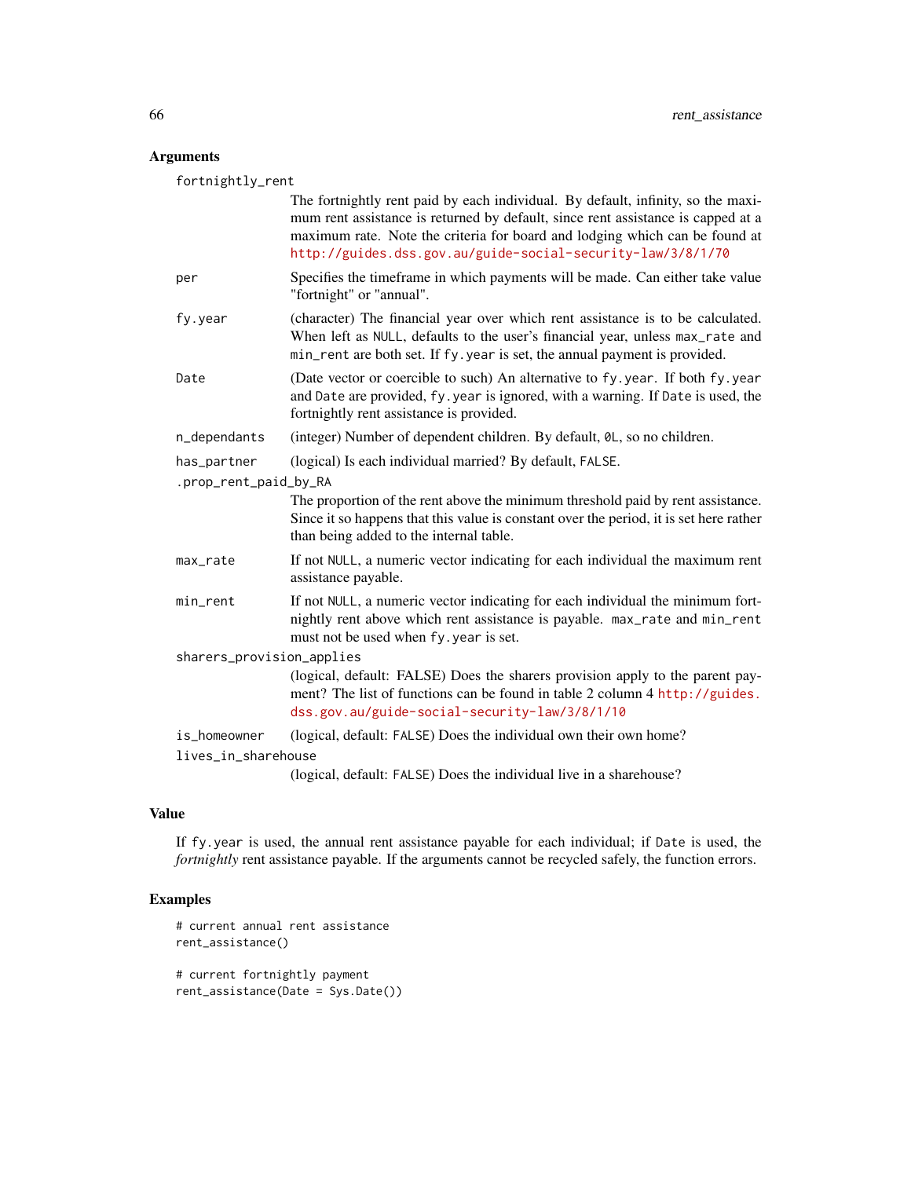## Arguments

`fortnightly_rent`
: The fortnightly rent paid by each individual. By default, infinity, so the maximum rent assistance is returned by default, since rent assistance is capped at a maximum rate. Note the criteria for board and lodging which can be found at http://guides.dss.gov.au/guide-social-security-law/3/8/1/70

`per`
: Specifies the timeframe in which payments will be made. Can either take value "fortnight" or "annual".

`fy.year`
: (character) The financial year over which rent assistance is to be calculated. When left as `NULL`, defaults to the user's financial year, unless `max_rate` and `min_rent` are both set. If `fy.year` is set, the annual payment is provided.

`Date`
: (Date vector or coercible to such) An alternative to `fy.year`. If both `fy.year` and `Date` are provided, `fy.year` is ignored, with a warning. If `Date` is used, the fortnightly rent assistance is provided.

`n_dependants`
: (integer) Number of dependent children. By default, `0L`, so no children.

`has_partner`
: (logical) Is each individual married? By default, `FALSE`.

`.prop_rent_paid_by_RA`
: The proportion of the rent above the minimum threshold paid by rent assistance. Since it so happens that this value is constant over the period, it is set here rather than being added to the internal table.

`max_rate`
: If not `NULL`, a numeric vector indicating for each individual the maximum rent assistance payable.

`min_rent`
: If not `NULL`, a numeric vector indicating for each individual the minimum fortnightly rent above which rent assistance is payable. `max_rate` and `min_rent` must not be used when `fy.year` is set.

`sharers_provision_applies`
: (logical, default: FALSE) Does the sharers provision apply to the parent payment? The list of functions can be found in table 2 column 4 http://guides.dss.gov.au/guide-social-security-law/3/8/1/10

`is_homeowner`
: (logical, default: `FALSE`) Does the individual own their own home?

`lives_in_sharehouse`
: (logical, default: `FALSE`) Does the individual live in a sharehouse?

## Value

If `fy.year` is used, the annual rent assistance payable for each individual; if `Date` is used, the *fortnightly* rent assistance payable. If the arguments cannot be recycled safely, the function errors.

## Examples

```
# current annual rent assistance
rent_assistance()

# current fortnightly payment
rent_assistance(Date = Sys.Date())
```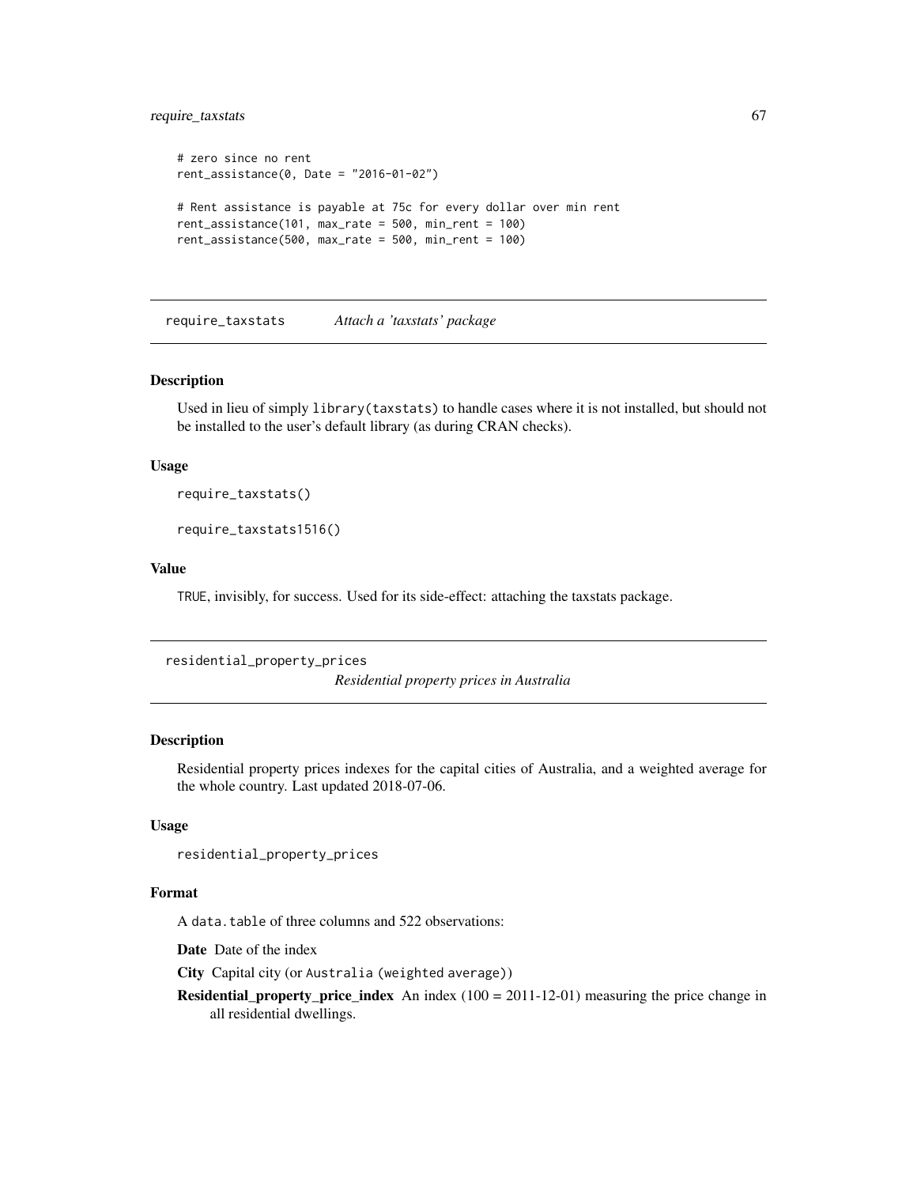```
# zero since no rent
rent_assistance(0, Date = "2016-01-02")

# Rent assistance is payable at 75c for every dollar over min rent
rent_assistance(101, max_rate = 500, min_rent = 100)
rent_assistance(500, max_rate = 500, min_rent = 100)
```

---

## require_taxstats *Attach a 'taxstats' package*

### Description

Used in lieu of simply `library(taxstats)` to handle cases where it is not installed, but should not be installed to the user's default library (as during CRAN checks).

### Usage

```
require_taxstats()

require_taxstats1516()
```

### Value

`TRUE`, invisibly, for success. Used for its side-effect: attaching the taxstats package.

---

## residential_property_prices *Residential property prices in Australia*

### Description

Residential property prices indexes for the capital cities of Australia, and a weighted average for the whole country. Last updated 2018-07-06.

### Usage

```
residential_property_prices
```

### Format

A `data.table` of three columns and 522 observations:

**Date** Date of the index

**City** Capital city (or `Australia (weighted average)`)

**Residential_property_price_index** An index (100 = 2011-12-01) measuring the price change in all residential dwellings.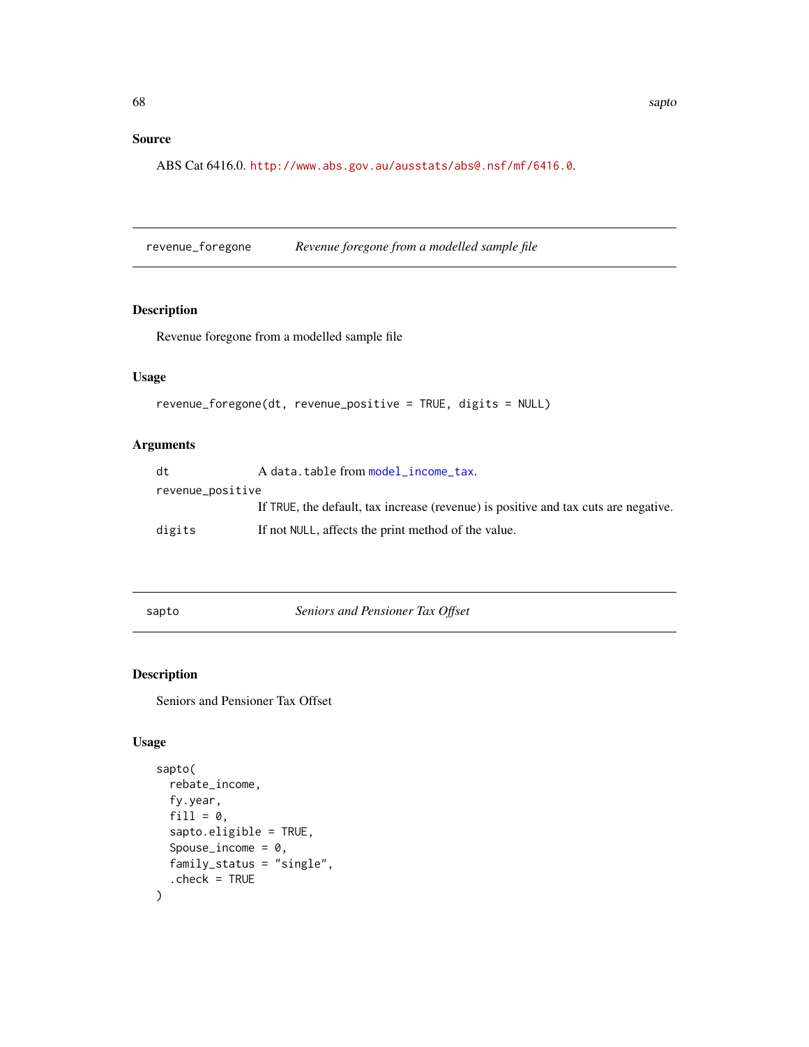### Source

ABS Cat 6416.0. http://www.abs.gov.au/ausstats/abs@.nsf/mf/6416.0.

## revenue_foregone — *Revenue foregone from a modelled sample file*

### Description

Revenue foregone from a modelled sample file

### Usage

```
revenue_foregone(dt, revenue_positive = TRUE, digits = NULL)
```

### Arguments

| | |
|---|---|
| `dt` | A `data.table` from `model_income_tax`. |
| `revenue_positive` | If `TRUE`, the default, tax increase (revenue) is positive and tax cuts are negative. |
| `digits` | If not `NULL`, affects the print method of the value. |

## sapto — *Seniors and Pensioner Tax Offset*

### Description

Seniors and Pensioner Tax Offset

### Usage

```
sapto(
  rebate_income,
  fy.year,
  fill = 0,
  sapto.eligible = TRUE,
  Spouse_income = 0,
  family_status = "single",
  .check = TRUE
)
```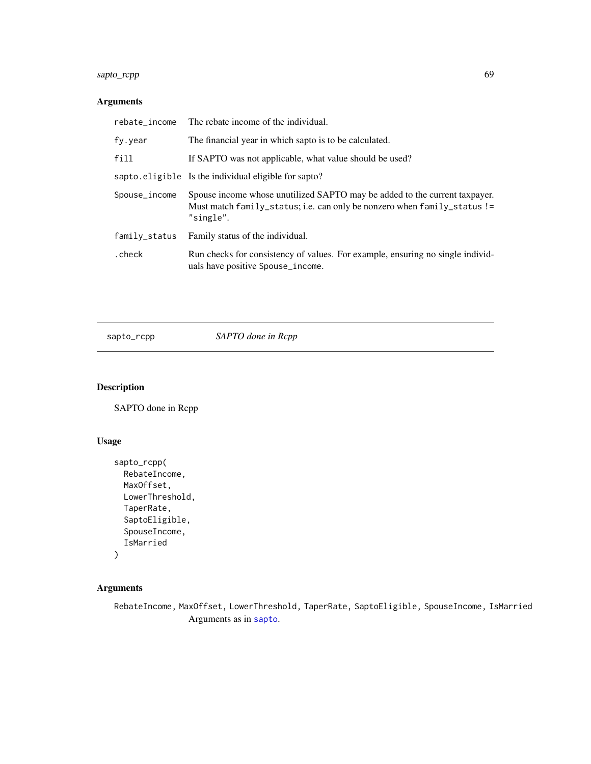## Arguments

| | |
|---|---|
| `rebate_income` | The rebate income of the individual. |
| `fy.year` | The financial year in which sapto is to be calculated. |
| `fill` | If SAPTO was not applicable, what value should be used? |
| `sapto.eligible` | Is the individual eligible for sapto? |
| `Spouse_income` | Spouse income whose unutilized SAPTO may be added to the current taxpayer. Must match `family_status`; i.e. can only be nonzero when `family_status != "single"`. |
| `family_status` | Family status of the individual. |
| `.check` | Run checks for consistency of values. For example, ensuring no single individuals have positive `Spouse_income`. |

---

# sapto_rcpp *SAPTO done in Rcpp*

## Description

SAPTO done in Rcpp

## Usage

```
sapto_rcpp(
  RebateIncome,
  MaxOffset,
  LowerThreshold,
  TaperRate,
  SaptoEligible,
  SpouseIncome,
  IsMarried
)
```

## Arguments

`RebateIncome, MaxOffset, LowerThreshold, TaperRate, SaptoEligible, SpouseIncome, IsMarried`
Arguments as in `sapto`.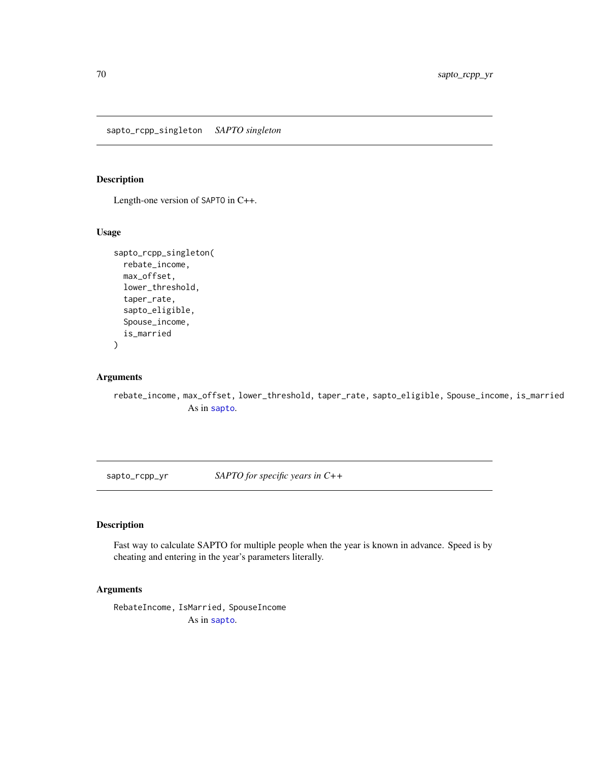## sapto_rcpp_singleton *SAPTO singleton*

### Description

Length-one version of SAPTO in C++.

### Usage

```
sapto_rcpp_singleton(
  rebate_income,
  max_offset,
  lower_threshold,
  taper_rate,
  sapto_eligible,
  Spouse_income,
  is_married
)
```

### Arguments

`rebate_income, max_offset, lower_threshold, taper_rate, sapto_eligible, Spouse_income, is_married`
As in sapto.

## sapto_rcpp_yr *SAPTO for specific years in C++*

### Description

Fast way to calculate SAPTO for multiple people when the year is known in advance. Speed is by cheating and entering in the year's parameters literally.

### Arguments

`RebateIncome, IsMarried, SpouseIncome`
As in sapto.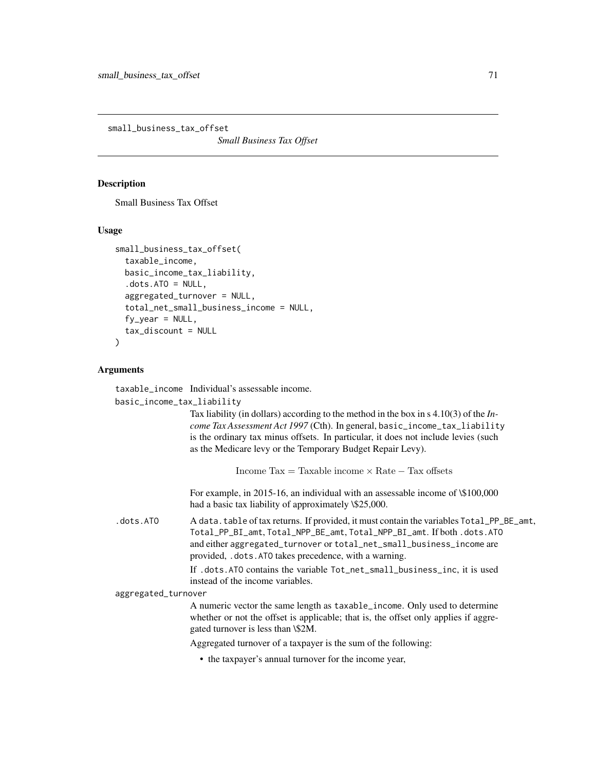## small_business_tax_offset — *Small Business Tax Offset*

### Description

Small Business Tax Offset

### Usage

```
small_business_tax_offset(
  taxable_income,
  basic_income_tax_liability,
  .dots.ATO = NULL,
  aggregated_turnover = NULL,
  total_net_small_business_income = NULL,
  fy_year = NULL,
  tax_discount = NULL
)
```

### Arguments

`taxable_income` Individual's assessable income.

`basic_income_tax_liability`
: Tax liability (in dollars) according to the method in the box in s 4.10(3) of the *Income Tax Assessment Act 1997* (Cth). In general, `basic_income_tax_liability` is the ordinary tax minus offsets. In particular, it does not include levies (such as the Medicare levy or the Temporary Budget Repair Levy).

$$\text{Income Tax} = \text{Taxable income} \times \text{Rate} - \text{Tax offsets}$$

For example, in 2015-16, an individual with an assessable income of \$100,000 had a basic tax liability of approximately \$25,000.

`.dots.ATO` A `data.table` of tax returns. If provided, it must contain the variables `Total_PP_BE_amt`, `Total_PP_BI_amt`, `Total_NPP_BE_amt`, `Total_NPP_BI_amt`. If both `.dots.ATO` and either `aggregated_turnover` or `total_net_small_business_income` are provided, `.dots.ATO` takes precedence, with a warning.

If `.dots.ATO` contains the variable `Tot_net_small_business_inc`, it is used instead of the income variables.

`aggregated_turnover`
: A numeric vector the same length as `taxable_income`. Only used to determine whether or not the offset is applicable; that is, the offset only applies if aggregated turnover is less than \$2M.

Aggregated turnover of a taxpayer is the sum of the following:

- the taxpayer's annual turnover for the income year,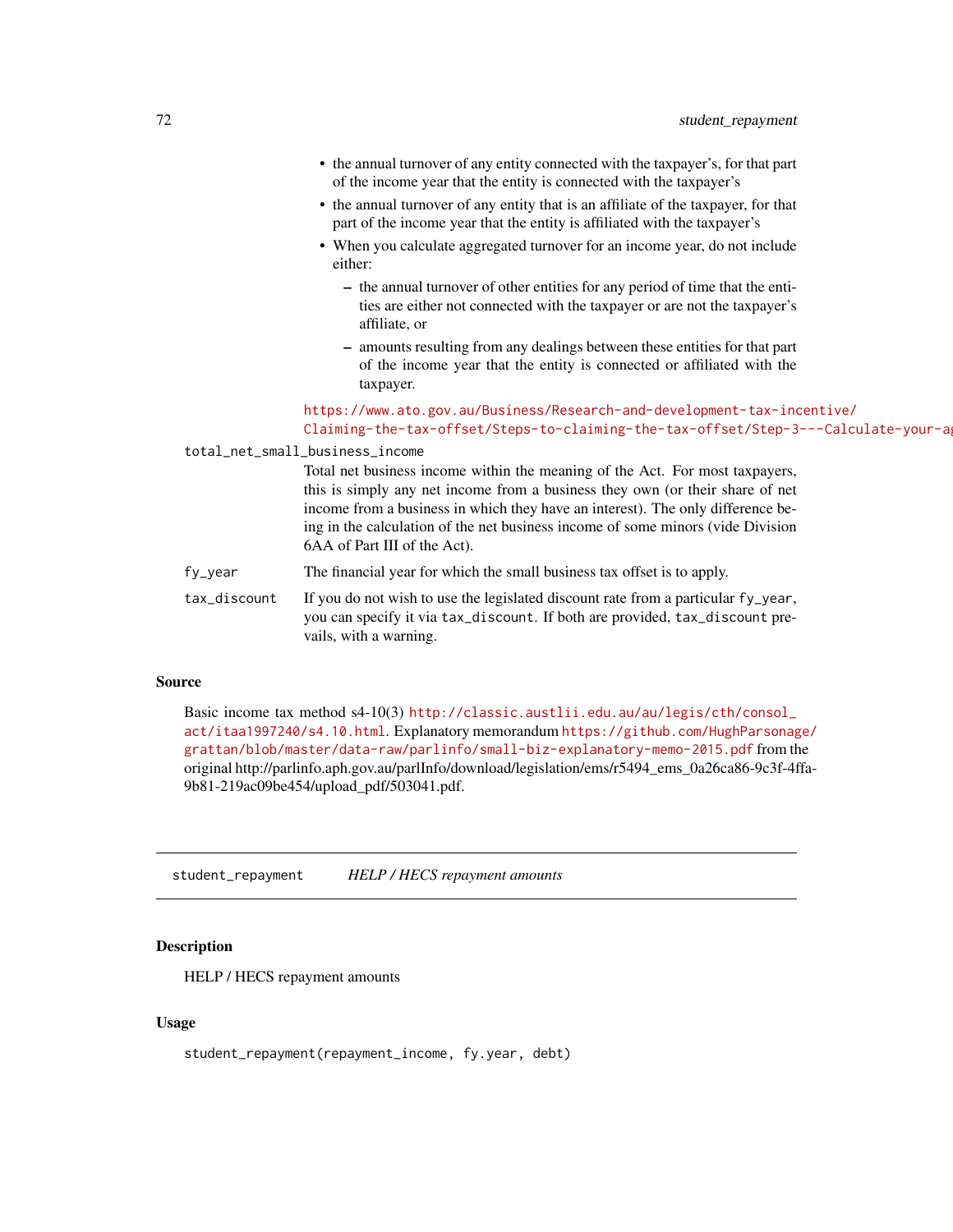- the annual turnover of any entity connected with the taxpayer's, for that part of the income year that the entity is connected with the taxpayer's
- the annual turnover of any entity that is an affiliate of the taxpayer, for that part of the income year that the entity is affiliated with the taxpayer's
- When you calculate aggregated turnover for an income year, do not include either:
  - the annual turnover of other entities for any period of time that the entities are either not connected with the taxpayer or are not the taxpayer's affiliate, or
  - amounts resulting from any dealings between these entities for that part of the income year that the entity is connected or affiliated with the taxpayer.

https://www.ato.gov.au/Business/Research-and-development-tax-incentive/Claiming-the-tax-offset/Steps-to-claiming-the-tax-offset/Step-3---Calculate-your-ag

`total_net_small_business_income`
: Total net business income within the meaning of the Act. For most taxpayers, this is simply any net income from a business they own (or their share of net income from a business in which they have an interest). The only difference being in the calculation of the net business income of some minors (vide Division 6AA of Part III of the Act).

`fy_year`
: The financial year for which the small business tax offset is to apply.

`tax_discount`
: If you do not wish to use the legislated discount rate from a particular `fy_year`, you can specify it via `tax_discount`. If both are provided, `tax_discount` prevails, with a warning.

### Source

Basic income tax method s4-10(3) http://classic.austlii.edu.au/au/legis/cth/consol_act/itaa1997240/s4.10.html. Explanatory memorandum https://github.com/HughParsonage/grattan/blob/master/data-raw/parlinfo/small-biz-explanatory-memo-2015.pdf from the original http://parlinfo.aph.gov.au/parlInfo/download/legislation/ems/r5494_ems_0a26ca86-9c3f-4ffa-9b81-219ac09be454/upload_pdf/503041.pdf.

---

## student_repayment — *HELP / HECS repayment amounts*

### Description

HELP / HECS repayment amounts

### Usage

```
student_repayment(repayment_income, fy.year, debt)
```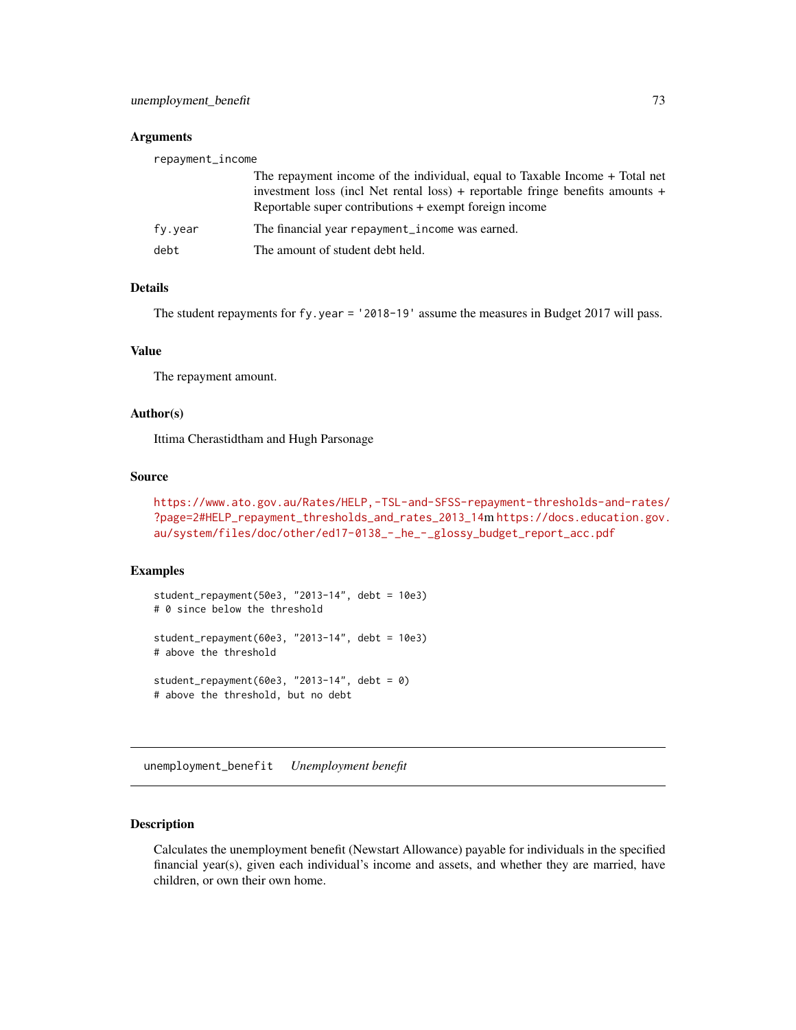### Arguments

`repayment_income`
: The repayment income of the individual, equal to Taxable Income + Total net investment loss (incl Net rental loss) + reportable fringe benefits amounts + Reportable super contributions + exempt foreign income

`fy.year`
: The financial year `repayment_income` was earned.

`debt`
: The amount of student debt held.

### Details

The student repayments for `fy.year = '2018-19'` assume the measures in Budget 2017 will pass.

### Value

The repayment amount.

### Author(s)

Ittima Cherastidtham and Hugh Parsonage

### Source

https://www.ato.gov.au/Rates/HELP,-TSL-and-SFSS-repayment-thresholds-and-rates/?page=2#HELP_repayment_thresholds_and_rates_2013_14m https://docs.education.gov.au/system/files/doc/other/ed17-0138_-_he_-_glossy_budget_report_acc.pdf

### Examples

```
student_repayment(50e3, "2013-14", debt = 10e3)
# 0 since below the threshold

student_repayment(60e3, "2013-14", debt = 10e3)
# above the threshold

student_repayment(60e3, "2013-14", debt = 0)
# above the threshold, but no debt
```

---

## `unemployment_benefit` *Unemployment benefit*

### Description

Calculates the unemployment benefit (Newstart Allowance) payable for individuals in the specified financial year(s), given each individual's income and assets, and whether they are married, have children, or own their own home.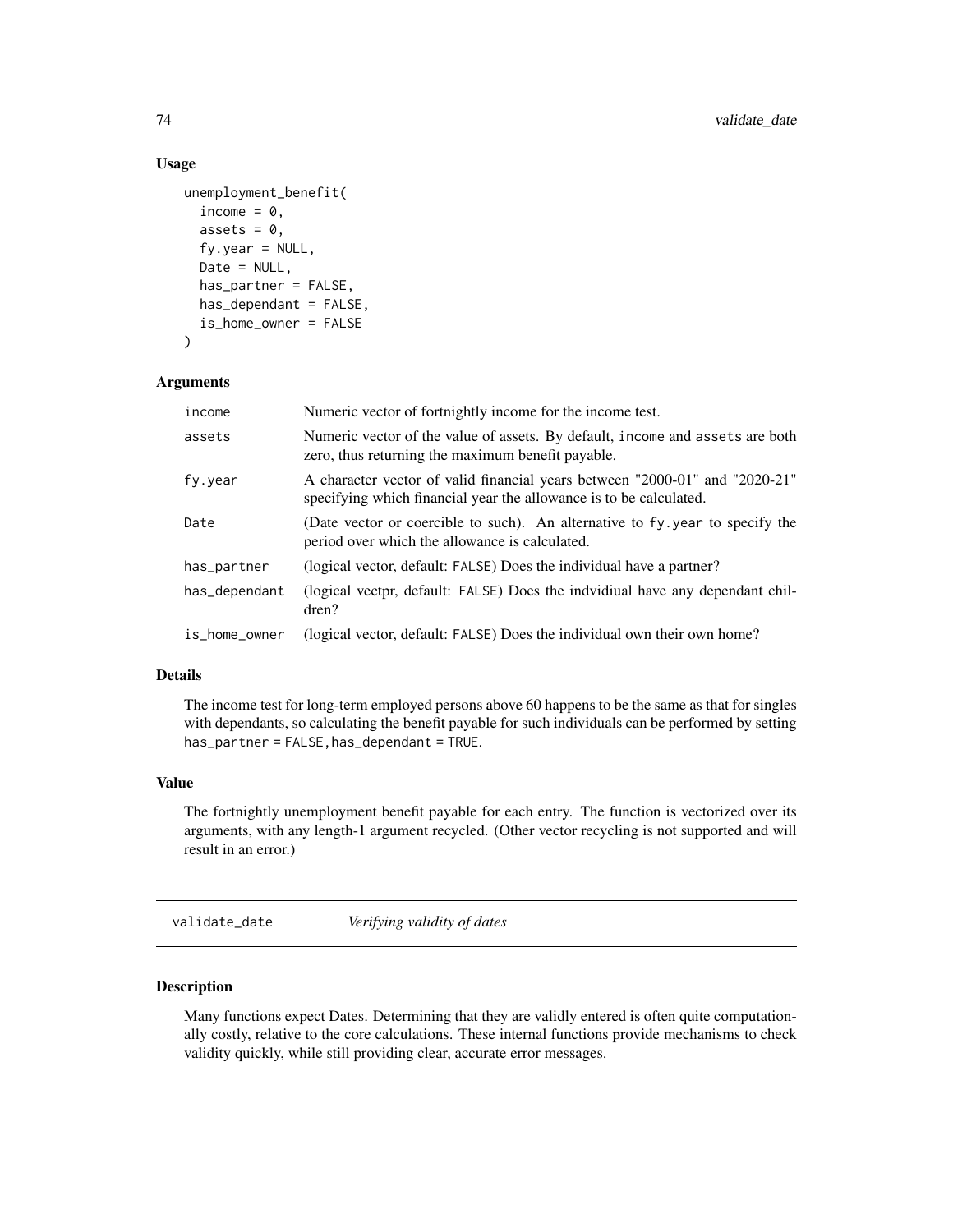## Usage

```
unemployment_benefit(
  income = 0,
  assets = 0,
  fy.year = NULL,
  Date = NULL,
  has_partner = FALSE,
  has_dependant = FALSE,
  is_home_owner = FALSE
)
```

## Arguments

| | |
|---|---|
| income | Numeric vector of fortnightly income for the income test. |
| assets | Numeric vector of the value of assets. By default, income and assets are both zero, thus returning the maximum benefit payable. |
| fy.year | A character vector of valid financial years between "2000-01" and "2020-21" specifying which financial year the allowance is to be calculated. |
| Date | (Date vector or coercible to such). An alternative to fy.year to specify the period over which the allowance is calculated. |
| has_partner | (logical vector, default: FALSE) Does the individual have a partner? |
| has_dependant | (logical vectpr, default: FALSE) Does the indvidiual have any dependant children? |
| is_home_owner | (logical vector, default: FALSE) Does the individual own their own home? |

## Details

The income test for long-term employed persons above 60 happens to be the same as that for singles with dependants, so calculating the benefit payable for such individuals can be performed by setting has_partner = FALSE,has_dependant = TRUE.

## Value

The fortnightly unemployment benefit payable for each entry. The function is vectorized over its arguments, with any length-1 argument recycled. (Other vector recycling is not supported and will result in an error.)

---

# validate_date — *Verifying validity of dates*

## Description

Many functions expect Dates. Determining that they are validly entered is often quite computationally costly, relative to the core calculations. These internal functions provide mechanisms to check validity quickly, while still providing clear, accurate error messages.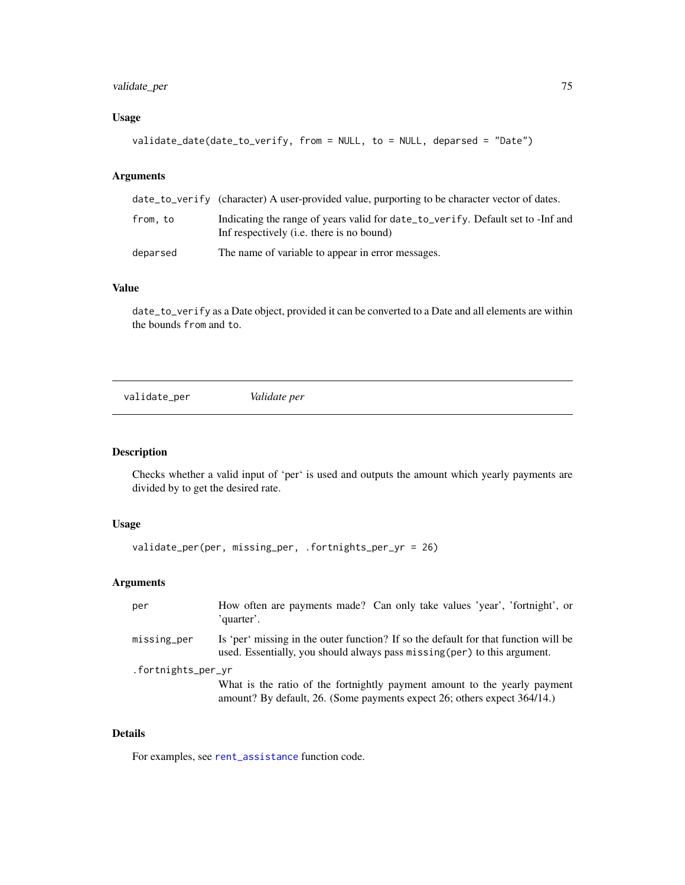### Usage

```
validate_date(date_to_verify, from = NULL, to = NULL, deparsed = "Date")
```

### Arguments

| | |
|---|---|
| `date_to_verify` | (character) A user-provided value, purporting to be character vector of dates. |
| `from, to` | Indicating the range of years valid for `date_to_verify`. Default set to -Inf and Inf respectively (i.e. there is no bound) |
| `deparsed` | The name of variable to appear in error messages. |

### Value

`date_to_verify` as a Date object, provided it can be converted to a Date and all elements are within the bounds `from` and `to`.

---

## validate_per — *Validate per*

### Description

Checks whether a valid input of 'per' is used and outputs the amount which yearly payments are divided by to get the desired rate.

### Usage

```
validate_per(per, missing_per, .fortnights_per_yr = 26)
```

### Arguments

| | |
|---|---|
| `per` | How often are payments made? Can only take values 'year', 'fortnight', or 'quarter'. |
| `missing_per` | Is 'per' missing in the outer function? If so the default for that function will be used. Essentially, you should always pass `missing(per)` to this argument. |
| `.fortnights_per_yr` | What is the ratio of the fortnightly payment amount to the yearly payment amount? By default, 26. (Some payments expect 26; others expect 364/14.) |

### Details

For examples, see `rent_assistance` function code.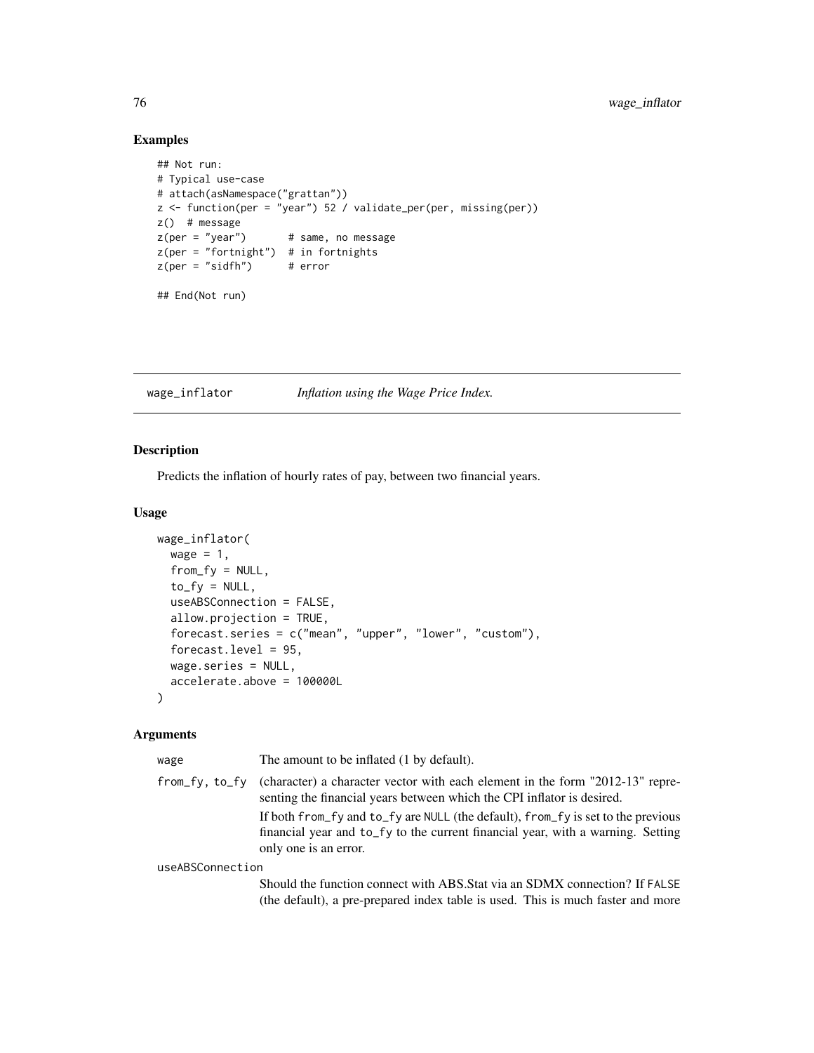## Examples

```
## Not run:
# Typical use-case
# attach(asNamespace("grattan"))
z <- function(per = "year") 52 / validate_per(per, missing(per))
z()  # message
z(per = "year")       # same, no message
z(per = "fortnight")  # in fortnights
z(per = "sidfh")      # error

## End(Not run)
```

---

## wage_inflator — *Inflation using the Wage Price Index.*

### Description

Predicts the inflation of hourly rates of pay, between two financial years.

### Usage

```
wage_inflator(
  wage = 1,
  from_fy = NULL,
  to_fy = NULL,
  useABSConnection = FALSE,
  allow.projection = TRUE,
  forecast.series = c("mean", "upper", "lower", "custom"),
  forecast.level = 95,
  wage.series = NULL,
  accelerate.above = 100000L
)
```

### Arguments

`wage` The amount to be inflated (1 by default).

`from_fy, to_fy` (character) a character vector with each element in the form "2012-13" representing the financial years between which the CPI inflator is desired.

If both `from_fy` and `to_fy` are `NULL` (the default), `from_fy` is set to the previous financial year and `to_fy` to the current financial year, with a warning. Setting only one is an error.

`useABSConnection` Should the function connect with ABS.Stat via an SDMX connection? If `FALSE` (the default), a pre-prepared index table is used. This is much faster and more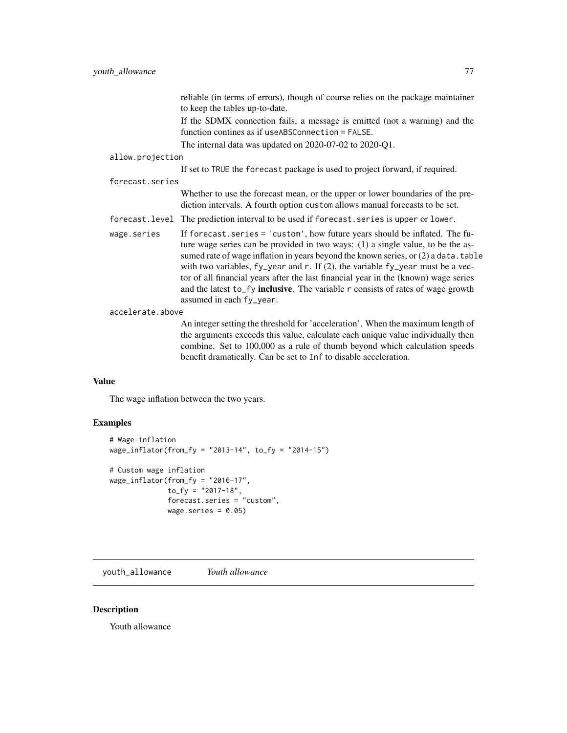reliable (in terms of errors), though of course relies on the package maintainer to keep the tables up-to-date.

If the SDMX connection fails, a message is emitted (not a warning) and the function contines as if `useABSConnection = FALSE`.

The internal data was updated on 2020-07-02 to 2020-Q1.

`allow.projection`
: If set to `TRUE` the `forecast` package is used to project forward, if required.

`forecast.series`
: Whether to use the forecast mean, or the upper or lower boundaries of the prediction intervals. A fourth option `custom` allows manual forecasts to be set.

`forecast.level`
: The prediction interval to be used if `forecast.series` is `upper` or `lower`.

`wage.series`
: If `forecast.series = 'custom'`, how future years should be inflated. The future wage series can be provided in two ways: (1) a single value, to be the assumed rate of wage inflation in years beyond the known series, or (2) a `data.table` with two variables, `fy_year` and `r`. If (2), the variable `fy_year` must be a vector of all financial years after the last financial year in the (known) wage series and the latest `to_fy` **inclusive**. The variable `r` consists of rates of wage growth assumed in each `fy_year`.

`accelerate.above`
: An integer setting the threshold for 'acceleration'. When the maximum length of the arguments exceeds this value, calculate each unique value individually then combine. Set to 100,000 as a rule of thumb beyond which calculation speeds benefit dramatically. Can be set to `Inf` to disable acceleration.

### Value

The wage inflation between the two years.

### Examples

```
# Wage inflation
wage_inflator(from_fy = "2013-14", to_fy = "2014-15")

# Custom wage inflation
wage_inflator(from_fy = "2016-17",
              to_fy = "2017-18",
              forecast.series = "custom",
              wage.series = 0.05)
```

---

## youth_allowance *Youth allowance*

### Description

Youth allowance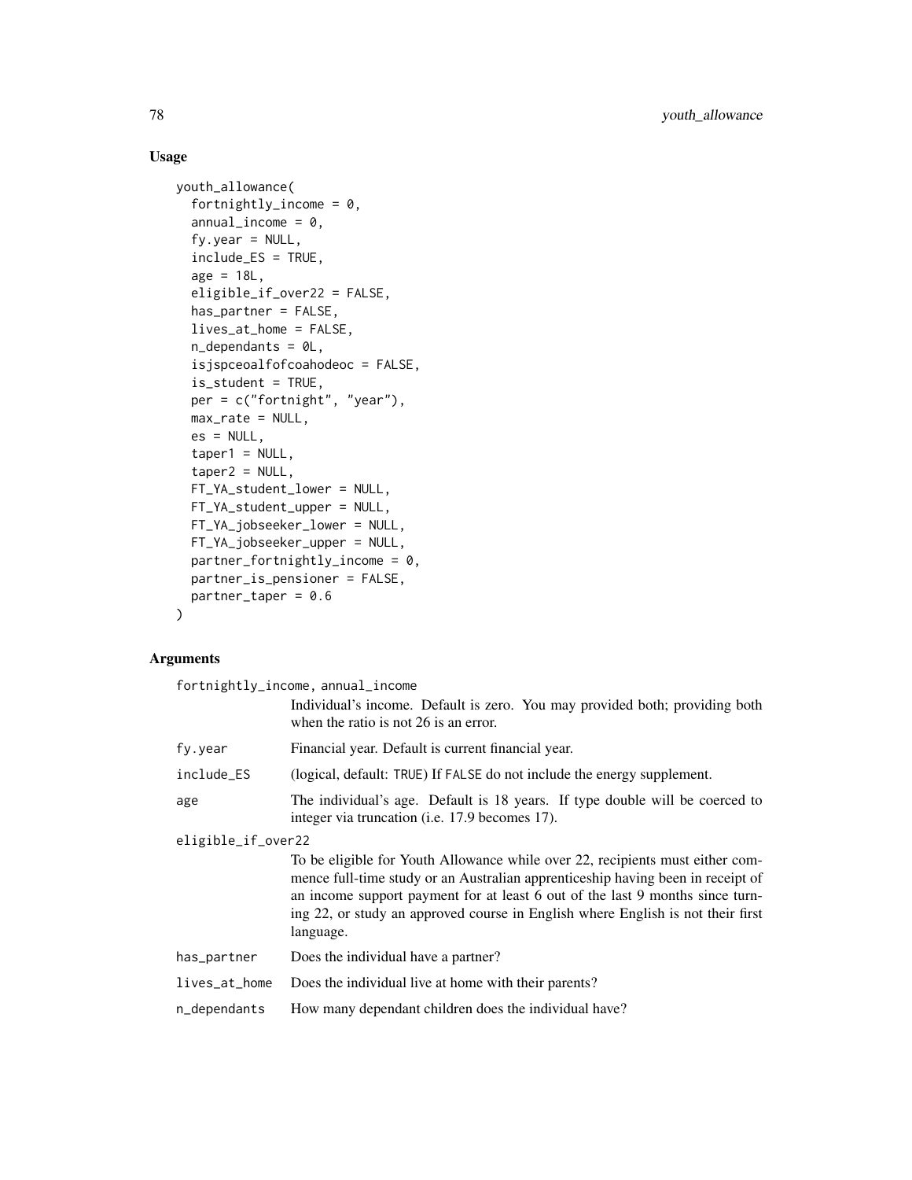## Usage

```
youth_allowance(
  fortnightly_income = 0,
  annual_income = 0,
  fy.year = NULL,
  include_ES = TRUE,
  age = 18L,
  eligible_if_over22 = FALSE,
  has_partner = FALSE,
  lives_at_home = FALSE,
  n_dependants = 0L,
  isjspceoalfofcoahodeoc = FALSE,
  is_student = TRUE,
  per = c("fortnight", "year"),
  max_rate = NULL,
  es = NULL,
  taper1 = NULL,
  taper2 = NULL,
  FT_YA_student_lower = NULL,
  FT_YA_student_upper = NULL,
  FT_YA_jobseeker_lower = NULL,
  FT_YA_jobseeker_upper = NULL,
  partner_fortnightly_income = 0,
  partner_is_pensioner = FALSE,
  partner_taper = 0.6
)
```

## Arguments

`fortnightly_income, annual_income`
: Individual's income. Default is zero. You may provided both; providing both when the ratio is not 26 is an error.

`fy.year`
: Financial year. Default is current financial year.

`include_ES`
: (logical, default: `TRUE`) If `FALSE` do not include the energy supplement.

`age`
: The individual's age. Default is 18 years. If type double will be coerced to integer via truncation (i.e. 17.9 becomes 17).

`eligible_if_over22`
: To be eligible for Youth Allowance while over 22, recipients must either commence full-time study or an Australian apprenticeship having been in receipt of an income support payment for at least 6 out of the last 9 months since turning 22, or study an approved course in English where English is not their first language.

`has_partner`
: Does the individual have a partner?

`lives_at_home`
: Does the individual live at home with their parents?

`n_dependants`
: How many dependant children does the individual have?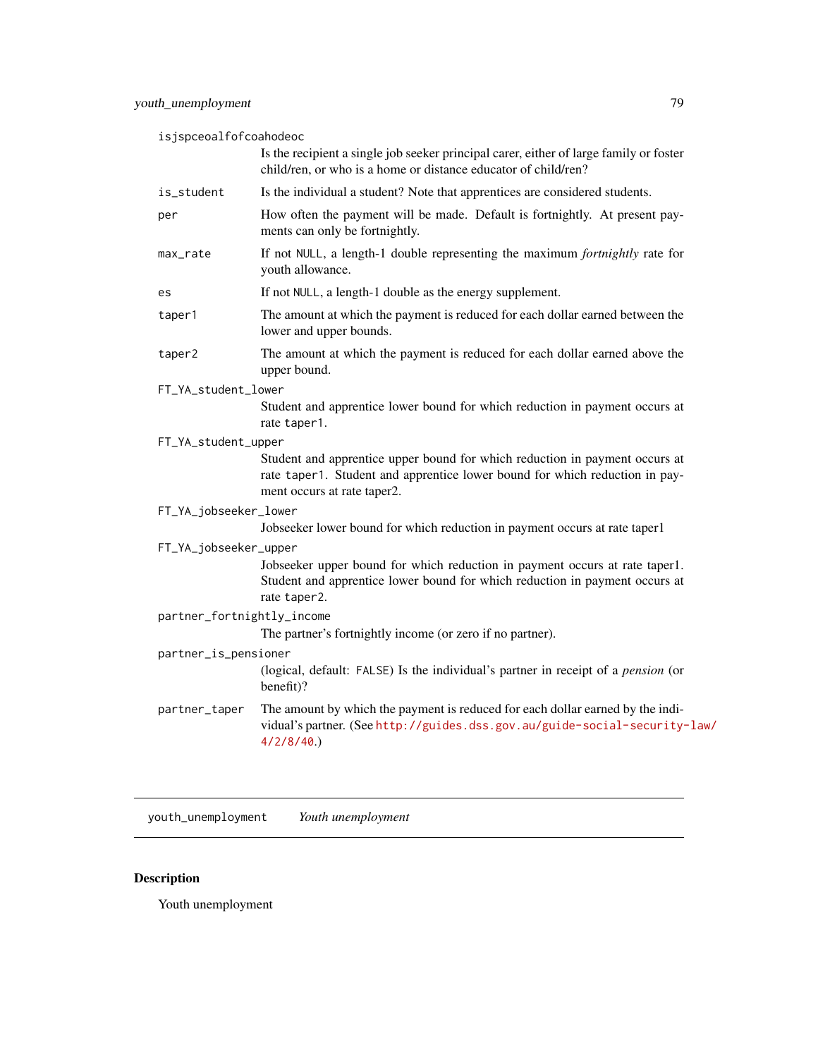`isjspceoalfofcoahodeoc`
: Is the recipient a single job seeker principal carer, either of large family or foster child/ren, or who is a home or distance educator of child/ren?

`is_student`
: Is the individual a student? Note that apprentices are considered students.

`per`
: How often the payment will be made. Default is fortnightly. At present payments can only be fortnightly.

`max_rate`
: If not `NULL`, a length-1 double representing the maximum *fortnightly* rate for youth allowance.

`es`
: If not `NULL`, a length-1 double as the energy supplement.

`taper1`
: The amount at which the payment is reduced for each dollar earned between the lower and upper bounds.

`taper2`
: The amount at which the payment is reduced for each dollar earned above the upper bound.

`FT_YA_student_lower`
: Student and apprentice lower bound for which reduction in payment occurs at rate `taper1`.

`FT_YA_student_upper`
: Student and apprentice upper bound for which reduction in payment occurs at rate `taper1`. Student and apprentice lower bound for which reduction in payment occurs at rate taper2.

`FT_YA_jobseeker_lower`
: Jobseeker lower bound for which reduction in payment occurs at rate taper1

`FT_YA_jobseeker_upper`
: Jobseeker upper bound for which reduction in payment occurs at rate taper1. Student and apprentice lower bound for which reduction in payment occurs at rate `taper2`.

`partner_fortnightly_income`
: The partner's fortnightly income (or zero if no partner).

`partner_is_pensioner`
: (logical, default: `FALSE`) Is the individual's partner in receipt of a *pension* (or benefit)?

`partner_taper`
: The amount by which the payment is reduced for each dollar earned by the individual's partner. (See http://guides.dss.gov.au/guide-social-security-law/4/2/8/40.)

---

## `youth_unemployment` *Youth unemployment*

### Description

Youth unemployment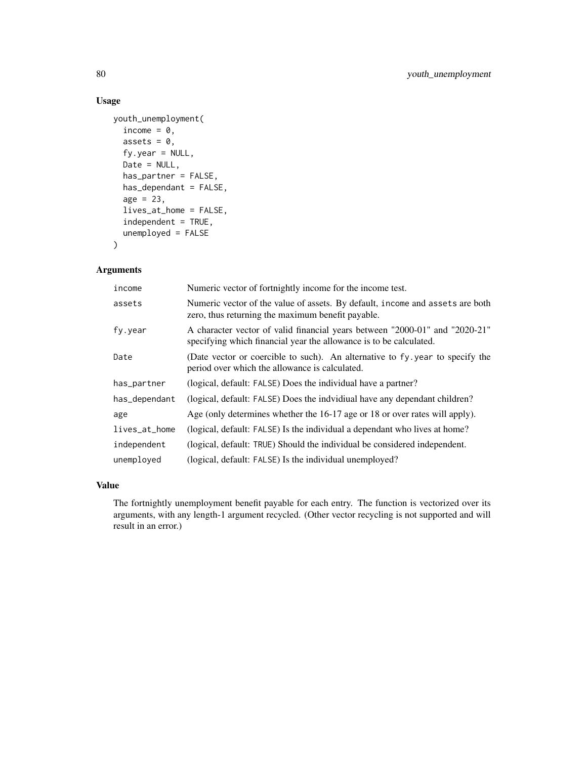## Usage

```
youth_unemployment(
  income = 0,
  assets = 0,
  fy.year = NULL,
  Date = NULL,
  has_partner = FALSE,
  has_dependant = FALSE,
  age = 23,
  lives_at_home = FALSE,
  independent = TRUE,
  unemployed = FALSE
)
```

## Arguments

| | |
|---|---|
| `income` | Numeric vector of fortnightly income for the income test. |
| `assets` | Numeric vector of the value of assets. By default, `income` and `assets` are both zero, thus returning the maximum benefit payable. |
| `fy.year` | A character vector of valid financial years between "2000-01" and "2020-21" specifying which financial year the allowance is to be calculated. |
| `Date` | (Date vector or coercible to such). An alternative to `fy.year` to specify the period over which the allowance is calculated. |
| `has_partner` | (logical, default: `FALSE`) Does the individual have a partner? |
| `has_dependant` | (logical, default: `FALSE`) Does the indvidiual have any dependant children? |
| `age` | Age (only determines whether the 16-17 age or 18 or over rates will apply). |
| `lives_at_home` | (logical, default: `FALSE`) Is the individual a dependant who lives at home? |
| `independent` | (logical, default: `TRUE`) Should the individual be considered independent. |
| `unemployed` | (logical, default: `FALSE`) Is the individual unemployed? |

## Value

The fortnightly unemployment benefit payable for each entry. The function is vectorized over its arguments, with any length-1 argument recycled. (Other vector recycling is not supported and will result in an error.)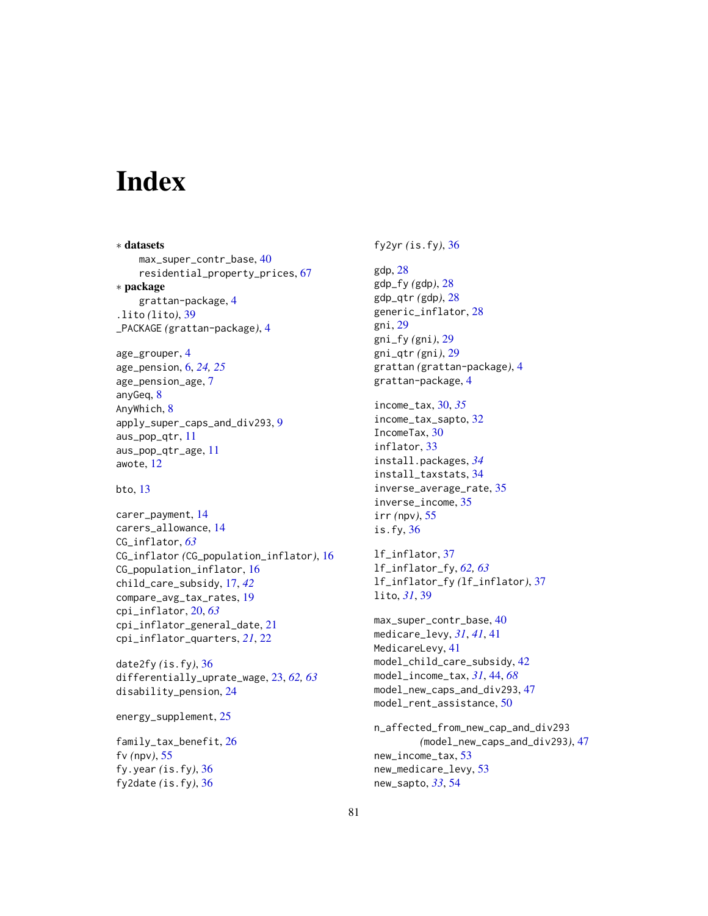# Index

∗ **datasets**
  max_super_contr_base, 40
  residential_property_prices, 67

∗ **package**
  grattan-package, 4

.lito *(*lito*)*, 39
_PACKAGE *(*grattan-package*)*, 4

age_grouper, 4
age_pension, 6, *24, 25*
age_pension_age, 7
anyGeq, 8
AnyWhich, 8
apply_super_caps_and_div293, 9
aus_pop_qtr, 11
aus_pop_qtr_age, 11
awote, 12

bto, 13

carer_payment, 14
carers_allowance, 14
CG_inflator, *63*
CG_inflator *(*CG_population_inflator*)*, 16
CG_population_inflator, 16
child_care_subsidy, 17, *42*
compare_avg_tax_rates, 19
cpi_inflator, 20, *63*
cpi_inflator_general_date, 21
cpi_inflator_quarters, *21*, 22

date2fy *(*is.fy*)*, 36
differentially_uprate_wage, 23, *62, 63*
disability_pension, 24

energy_supplement, 25

family_tax_benefit, 26
fv *(*npv*)*, 55
fy.year *(*is.fy*)*, 36
fy2date *(*is.fy*)*, 36
fy2yr *(*is.fy*)*, 36

gdp, 28
gdp_fy *(*gdp*)*, 28
gdp_qtr *(*gdp*)*, 28
generic_inflator, 28
gni, 29
gni_fy *(*gni*)*, 29
gni_qtr *(*gni*)*, 29
grattan *(*grattan-package*)*, 4
grattan-package, 4

income_tax, 30, *35*
income_tax_sapto, 32
IncomeTax, 30
inflator, 33
install.packages, *34*
install_taxstats, 34
inverse_average_rate, 35
inverse_income, 35
irr *(*npv*)*, 55
is.fy, 36

lf_inflator, 37
lf_inflator_fy, *62, 63*
lf_inflator_fy *(*lf_inflator*)*, 37
lito, *31*, 39

max_super_contr_base, 40
medicare_levy, *31*, *41*, 41
MedicareLevy, 41
model_child_care_subsidy, 42
model_income_tax, *31*, 44, *68*
model_new_caps_and_div293, 47
model_rent_assistance, 50

n_affected_from_new_cap_and_div293
  *(*model_new_caps_and_div293*)*, 47
new_income_tax, 53
new_medicare_levy, 53
new_sapto, *33*, 54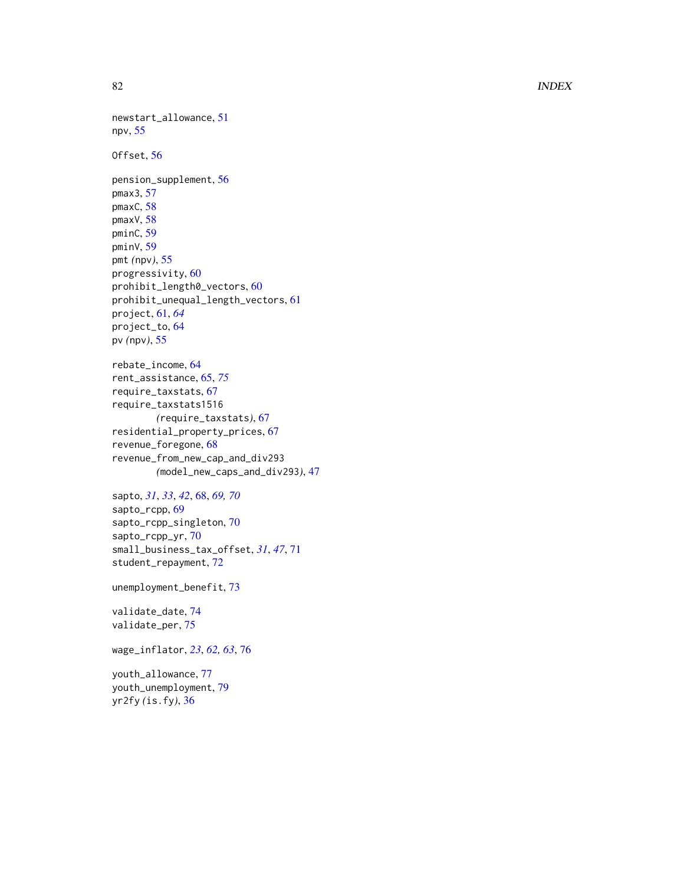newstart_allowance, 51
npv, 55

Offset, 56

pension_supplement, 56
pmax3, 57
pmaxC, 58
pmaxV, 58
pminC, 59
pminV, 59
pmt (npv), 55
progressivity, 60
prohibit_length0_vectors, 60
prohibit_unequal_length_vectors, 61
project, 61, *64*
project_to, 64
pv (npv), 55

rebate_income, 64
rent_assistance, 65, *75*
require_taxstats, 67
require_taxstats1516
    (require_taxstats), 67
residential_property_prices, 67
revenue_foregone, 68
revenue_from_new_cap_and_div293
    (model_new_caps_and_div293), 47

sapto, *31*, *33*, *42*, 68, *69, 70*
sapto_rcpp, 69
sapto_rcpp_singleton, 70
sapto_rcpp_yr, 70
small_business_tax_offset, *31*, *47*, 71
student_repayment, 72

unemployment_benefit, 73

validate_date, 74
validate_per, 75

wage_inflator, *23*, *62, 63*, 76

youth_allowance, 77
youth_unemployment, 79
yr2fy (is.fy), 36